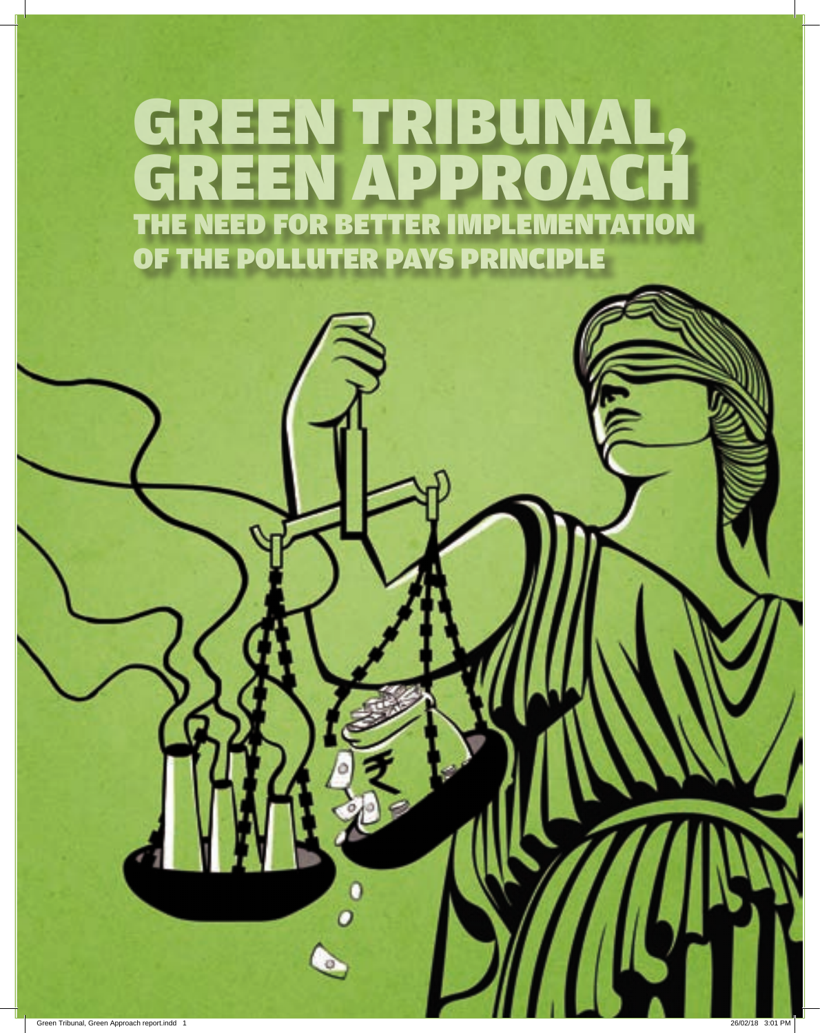# GREEN TRIBUNAL, GREEN APPROACH

## THE NEED FOR BETTER IMPLEMENTATION OF THE POLLUTER PAYS PRINCIPLE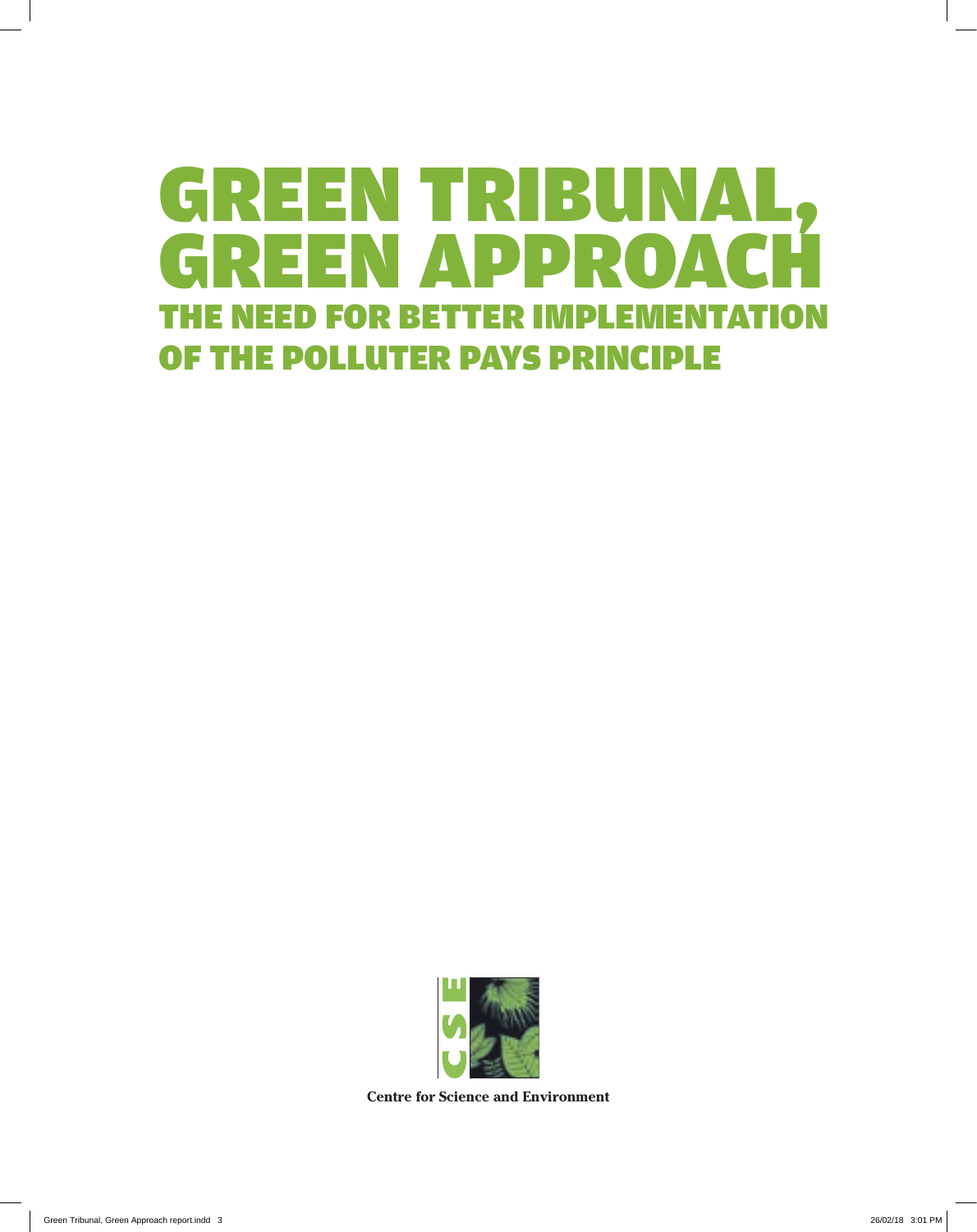# GREEN TRIBUNAL, GREEN APPROACH

## THE NEED FOR BETTER IMPLEMENTATION OF THE POLLUTER PAYS PRINCIPLE

**Centre for Science and Environment**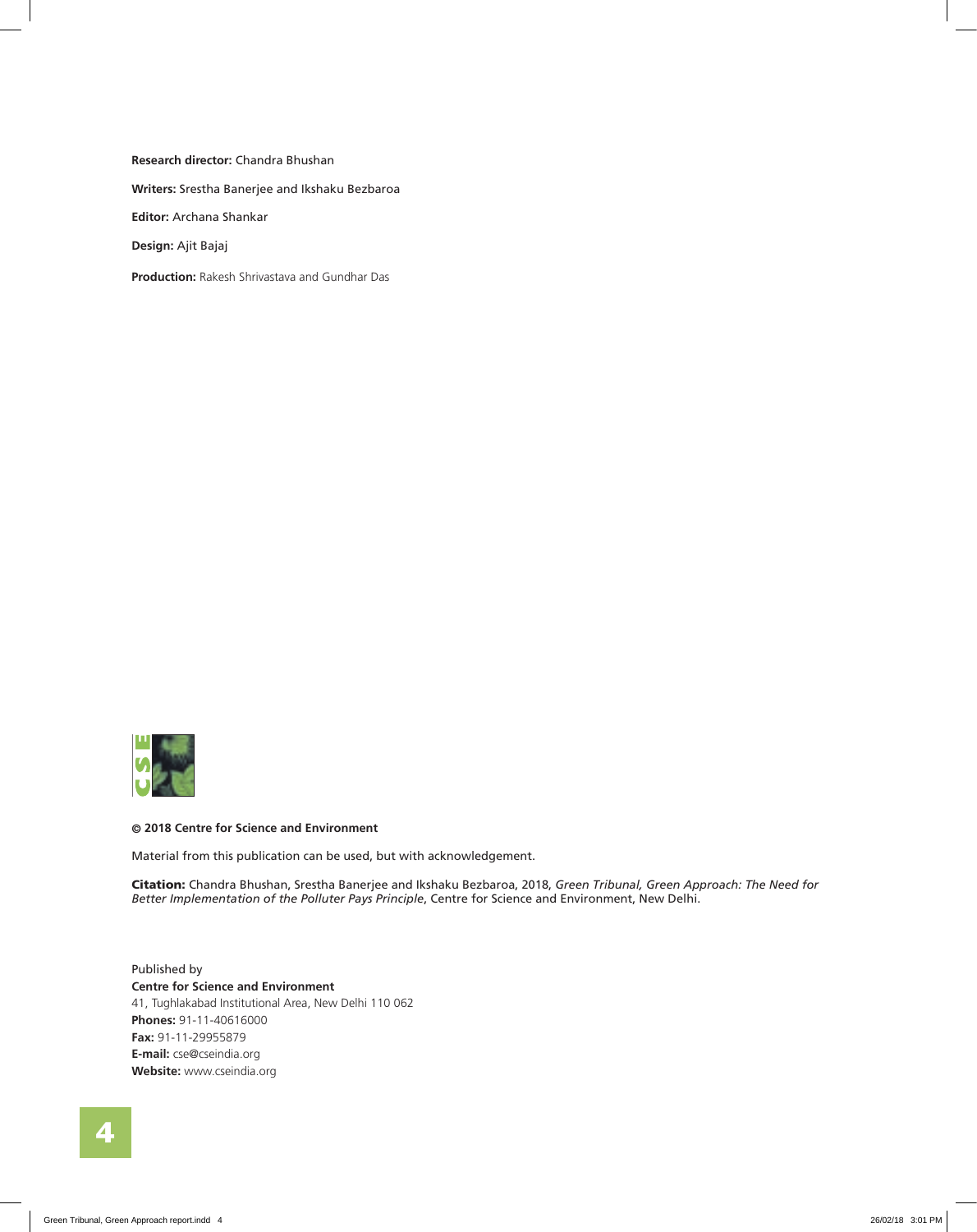**Research director:** Chandra Bhushan

**Writers:** Srestha Banerjee and Ikshaku Bezbaroa

**Editor:** Archana Shankar

**Design:** Ajit Bajaj

**Production:** Rakesh Shrivastava and Gundhar Das

**© 2018 Centre for Science and Environment**

Material from this publication can be used, but with acknowledgement.

**Citation:** Chandra Bhushan, Srestha Banerjee and Ikshaku Bezbaroa, 2018, *Green Tribunal, Green Approach: The Need for Better Implementation of the Polluter Pays Principle*, Centre for Science and Environment, New Delhi.

Published by
**Centre for Science and Environment**
41, Tughlakabad Institutional Area, New Delhi 110 062
**Phones:** 91-11-40616000
**Fax:** 91-11-29955879
**E-mail:** cse@cseindia.org
**Website:** www.cseindia.org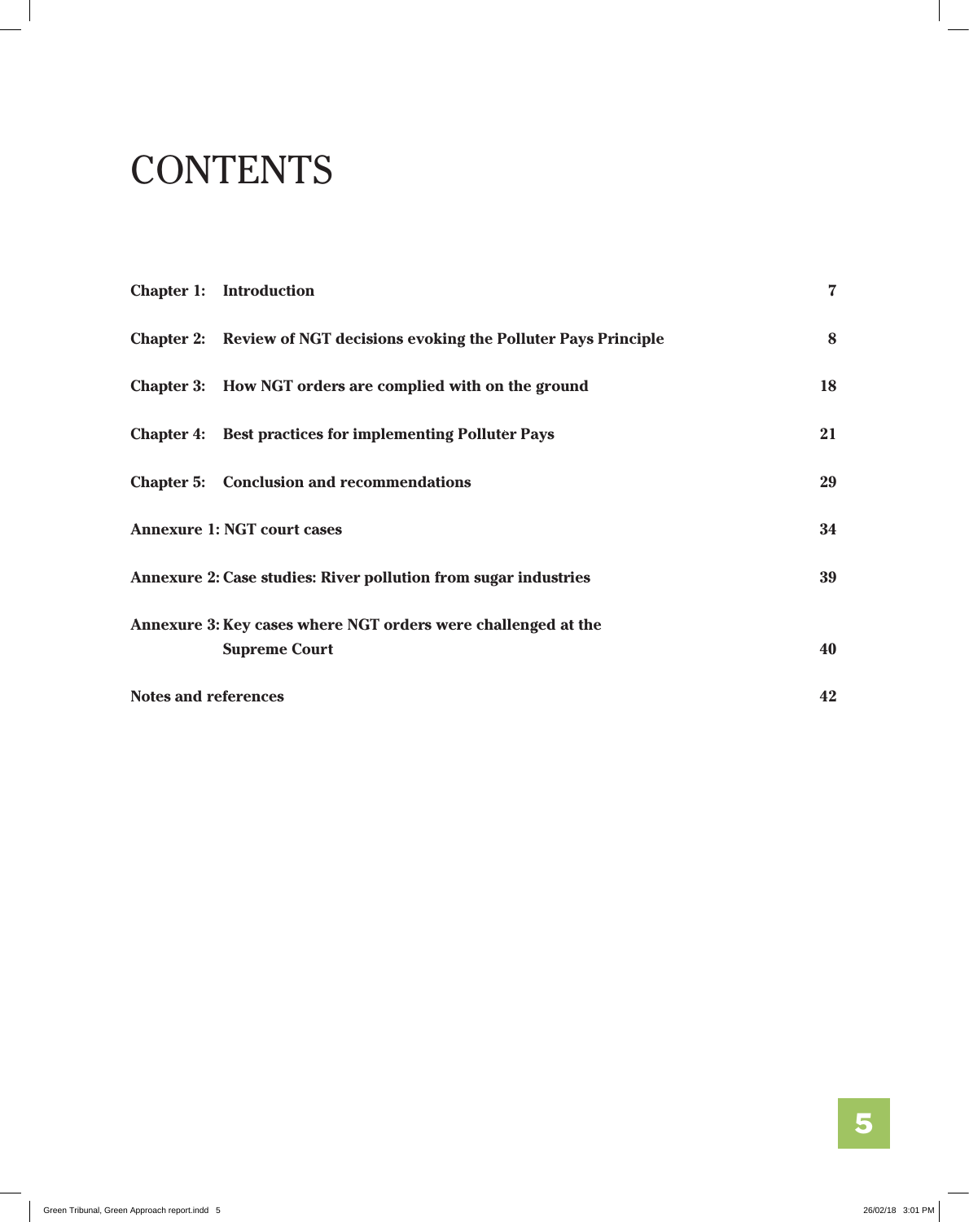# CONTENTS

| | | |
|---|---|---|
| **Chapter 1:** | **Introduction** | **7** |
| **Chapter 2:** | **Review of NGT decisions evoking the Polluter Pays Principle** | **8** |
| **Chapter 3:** | **How NGT orders are complied with on the ground** | **18** |
| **Chapter 4:** | **Best practices for implementing Polluter Pays** | **21** |
| **Chapter 5:** | **Conclusion and recommendations** | **29** |
| **Annexure 1:** | **NGT court cases** | **34** |
| **Annexure 2:** | **Case studies: River pollution from sugar industries** | **39** |
| **Annexure 3:** | **Key cases where NGT orders were challenged at the Supreme Court** | **40** |
| **Notes and references** | | **42** |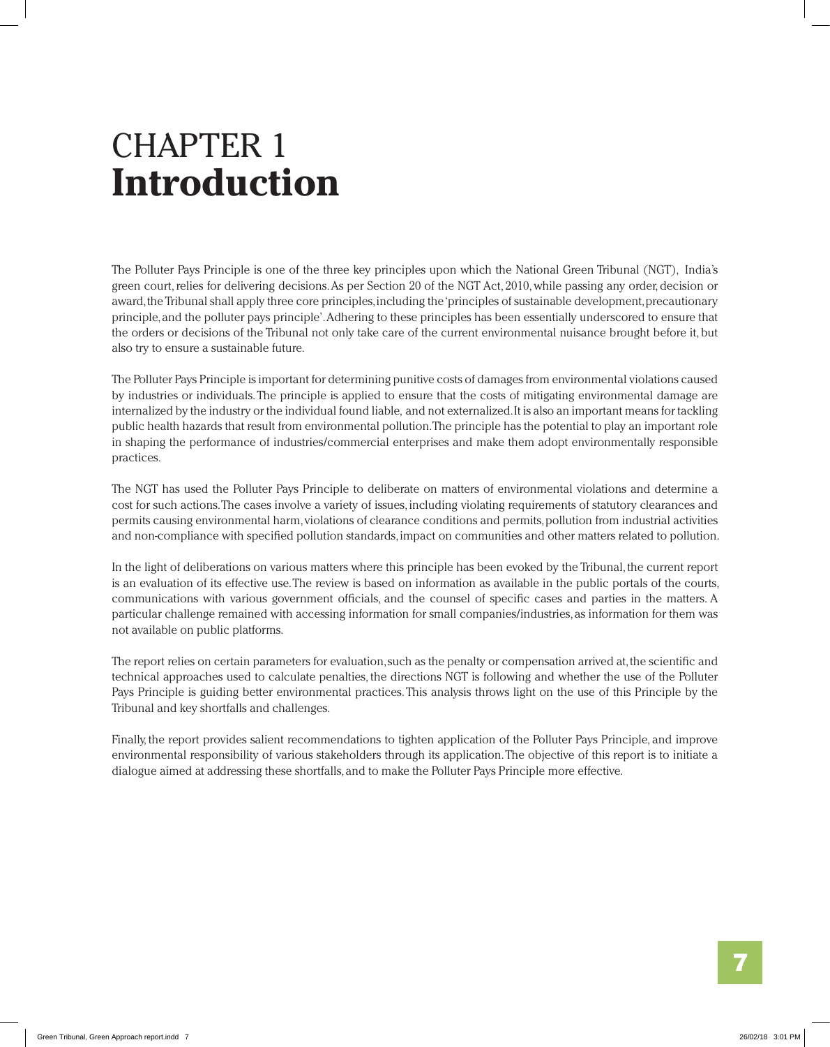# CHAPTER 1
# **Introduction**

The Polluter Pays Principle is one of the three key principles upon which the National Green Tribunal (NGT), India's green court, relies for delivering decisions. As per Section 20 of the NGT Act, 2010, while passing any order, decision or award, the Tribunal shall apply three core principles, including the 'principles of sustainable development, precautionary principle, and the polluter pays principle'. Adhering to these principles has been essentially underscored to ensure that the orders or decisions of the Tribunal not only take care of the current environmental nuisance brought before it, but also try to ensure a sustainable future.

The Polluter Pays Principle is important for determining punitive costs of damages from environmental violations caused by industries or individuals. The principle is applied to ensure that the costs of mitigating environmental damage are internalized by the industry or the individual found liable, and not externalized. It is also an important means for tackling public health hazards that result from environmental pollution. The principle has the potential to play an important role in shaping the performance of industries/commercial enterprises and make them adopt environmentally responsible practices.

The NGT has used the Polluter Pays Principle to deliberate on matters of environmental violations and determine a cost for such actions. The cases involve a variety of issues, including violating requirements of statutory clearances and permits causing environmental harm, violations of clearance conditions and permits, pollution from industrial activities and non-compliance with specified pollution standards, impact on communities and other matters related to pollution.

In the light of deliberations on various matters where this principle has been evoked by the Tribunal, the current report is an evaluation of its effective use. The review is based on information as available in the public portals of the courts, communications with various government officials, and the counsel of specific cases and parties in the matters. A particular challenge remained with accessing information for small companies/industries, as information for them was not available on public platforms.

The report relies on certain parameters for evaluation, such as the penalty or compensation arrived at, the scientific and technical approaches used to calculate penalties, the directions NGT is following and whether the use of the Polluter Pays Principle is guiding better environmental practices. This analysis throws light on the use of this Principle by the Tribunal and key shortfalls and challenges.

Finally, the report provides salient recommendations to tighten application of the Polluter Pays Principle, and improve environmental responsibility of various stakeholders through its application. The objective of this report is to initiate a dialogue aimed at addressing these shortfalls, and to make the Polluter Pays Principle more effective.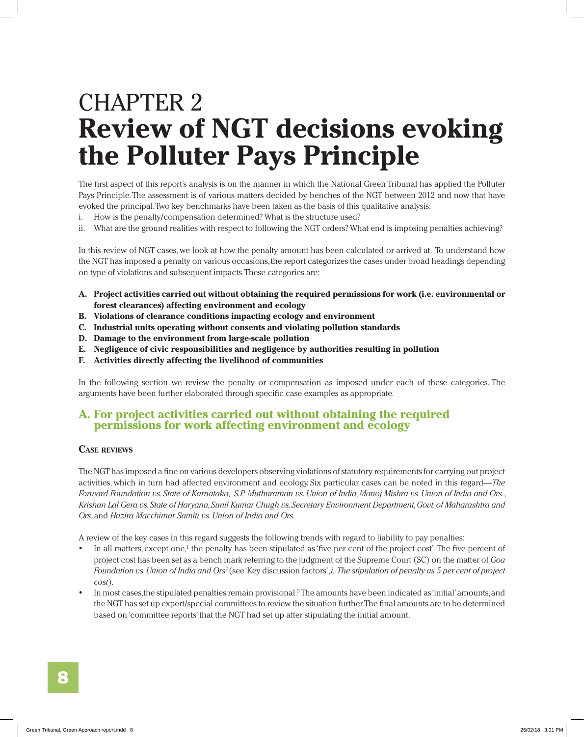# CHAPTER 2
# Review of NGT decisions evoking the Polluter Pays Principle

The first aspect of this report's analysis is on the manner in which the National Green Tribunal has applied the Polluter Pays Principle. The assessment is of various matters decided by benches of the NGT between 2012 and now that have evoked the principal. Two key benchmarks have been taken as the basis of this qualitative analysis:

i. How is the penalty/compensation determined? What is the structure used?
ii. What are the ground realities with respect to following the NGT orders? What end is imposing penalties achieving?

In this review of NGT cases, we look at how the penalty amount has been calculated or arrived at. To understand how the NGT has imposed a penalty on various occasions, the report categorizes the cases under broad headings depending on type of violations and subsequent impacts. These categories are:

**A. Project activities carried out without obtaining the required permissions for work (i.e. environmental or forest clearances) affecting environment and ecology**
**B. Violations of clearance conditions impacting ecology and environment**
**C. Industrial units operating without consents and violating pollution standards**
**D. Damage to the environment from large-scale pollution**
**E. Negligence of civic responsibilities and negligence by authorities resulting in pollution**
**F. Activities directly affecting the livelihood of communities**

In the following section we review the penalty or compensation as imposed under each of these categories. The arguments have been further elaborated through specific case examples as appropriate.

## A. For project activities carried out without obtaining the required permissions for work affecting environment and ecology

### Case reviews

The NGT has imposed a fine on various developers observing violations of statutory requirements for carrying out project activities, which in turn had affected environment and ecology. Six particular cases can be noted in this regard—*The Forward Foundation vs. State of Karnataka, S.P. Muthuraman vs. Union of India, Manoj Mishra vs. Union of India and Ors., Krishan Lal Gera vs. State of Haryana, Sunil Kumar Chugh vs. Secretary Environment Department, Govt. of Maharashtra and Ors.* and *Hazira Macchimar Samiti vs. Union of India and Ors.*

A review of the key cases in this regard suggests the following trends with regard to liability to pay penalties:

- In all matters, except one,[1] the penalty has been stipulated as 'five per cent of the project cost'. The five percent of project cost has been set as a bench mark referring to the judgment of the Supreme Court (SC) on the matter of *Goa Foundation vs. Union of India and Ors*[2] (see 'Key discussion factors', *i. The stipulation of penalty as 5 per cent of project cost*).
- In most cases, the stipulated penalties remain provisional.[3] The amounts have been indicated as 'initial' amounts, and the NGT has set up expert/special committees to review the situation further. The final amounts are to be determined based on 'committee reports' that the NGT had set up after stipulating the initial amount.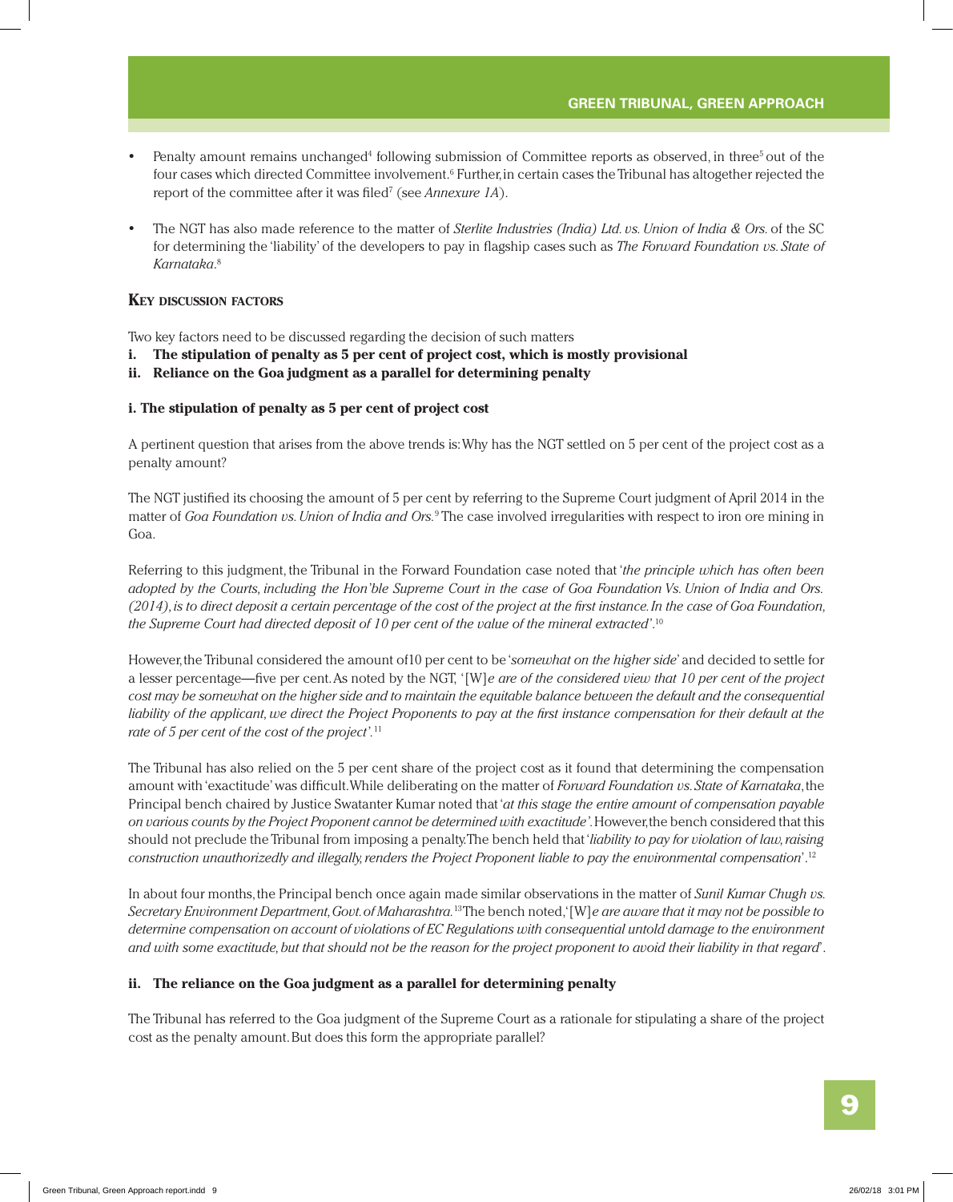- Penalty amount remains unchanged[4] following submission of Committee reports as observed, in three[5] out of the four cases which directed Committee involvement.[6] Further, in certain cases the Tribunal has altogether rejected the report of the committee after it was filed[7] (see *Annexure 1A*).

- The NGT has also made reference to the matter of *Sterlite Industries (India) Ltd. vs. Union of India & Ors.* of the SC for determining the 'liability' of the developers to pay in flagship cases such as *The Forward Foundation vs. State of Karnataka*.[8]

### Key discussion factors

Two key factors need to be discussed regarding the decision of such matters

i. **The stipulation of penalty as 5 per cent of project cost, which is mostly provisional**
ii. **Reliance on the Goa judgment as a parallel for determining penalty**

#### i. The stipulation of penalty as 5 per cent of project cost

A pertinent question that arises from the above trends is: Why has the NGT settled on 5 per cent of the project cost as a penalty amount?

The NGT justified its choosing the amount of 5 per cent by referring to the Supreme Court judgment of April 2014 in the matter of *Goa Foundation vs. Union of India and Ors.*[9] The case involved irregularities with respect to iron ore mining in Goa.

Referring to this judgment, the Tribunal in the Forward Foundation case noted that '*the principle which has often been adopted by the Courts, including the Hon'ble Supreme Court in the case of Goa Foundation Vs. Union of India and Ors. (2014), is to direct deposit a certain percentage of the cost of the project at the first instance. In the case of Goa Foundation, the Supreme Court had directed deposit of 10 per cent of the value of the mineral extracted*'.[10]

However, the Tribunal considered the amount of10 per cent to be '*somewhat on the higher side*' and decided to settle for a lesser percentage—five per cent. As noted by the NGT, '[W]*e are of the considered view that 10 per cent of the project cost may be somewhat on the higher side and to maintain the equitable balance between the default and the consequential liability of the applicant, we direct the Project Proponents to pay at the first instance compensation for their default at the rate of 5 per cent of the cost of the project*'.[11]

The Tribunal has also relied on the 5 per cent share of the project cost as it found that determining the compensation amount with 'exactitude' was difficult. While deliberating on the matter of *Forward Foundation vs. State of Karnataka*, the Principal bench chaired by Justice Swatanter Kumar noted that '*at this stage the entire amount of compensation payable on various counts by the Project Proponent cannot be determined with exactitude*'. However, the bench considered that this should not preclude the Tribunal from imposing a penalty. The bench held that '*liability to pay for violation of law, raising construction unauthorizedly and illegally, renders the Project Proponent liable to pay the environmental compensation*'.[12]

In about four months, the Principal bench once again made similar observations in the matter of *Sunil Kumar Chugh vs. Secretary Environment Department, Govt. of Maharashtra.*[13] The bench noted, '[W]*e are aware that it may not be possible to determine compensation on account of violations of EC Regulations with consequential untold damage to the environment and with some exactitude, but that should not be the reason for the project proponent to avoid their liability in that regard*'.

#### ii. The reliance on the Goa judgment as a parallel for determining penalty

The Tribunal has referred to the Goa judgment of the Supreme Court as a rationale for stipulating a share of the project cost as the penalty amount. But does this form the appropriate parallel?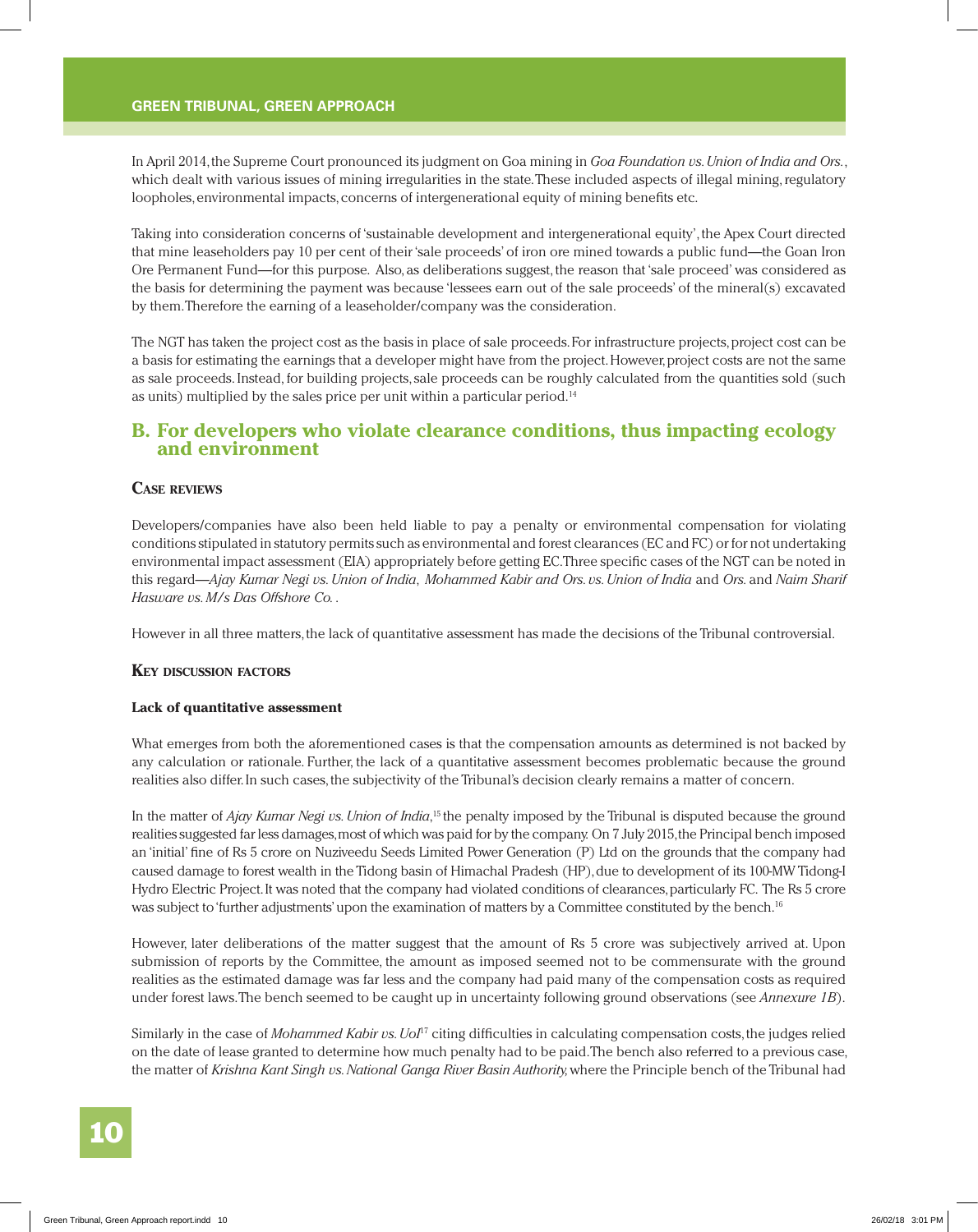In April 2014, the Supreme Court pronounced its judgment on Goa mining in *Goa Foundation vs. Union of India and Ors.*, which dealt with various issues of mining irregularities in the state. These included aspects of illegal mining, regulatory loopholes, environmental impacts, concerns of intergenerational equity of mining benefits etc.

Taking into consideration concerns of 'sustainable development and intergenerational equity', the Apex Court directed that mine leaseholders pay 10 per cent of their 'sale proceeds' of iron ore mined towards a public fund—the Goan Iron Ore Permanent Fund—for this purpose. Also, as deliberations suggest, the reason that 'sale proceed' was considered as the basis for determining the payment was because 'lessees earn out of the sale proceeds' of the mineral(s) excavated by them. Therefore the earning of a leaseholder/company was the consideration.

The NGT has taken the project cost as the basis in place of sale proceeds. For infrastructure projects, project cost can be a basis for estimating the earnings that a developer might have from the project. However, project costs are not the same as sale proceeds. Instead, for building projects, sale proceeds can be roughly calculated from the quantities sold (such as units) multiplied by the sales price per unit within a particular period.[14]

## B. For developers who violate clearance conditions, thus impacting ecology and environment

### Case reviews

Developers/companies have also been held liable to pay a penalty or environmental compensation for violating conditions stipulated in statutory permits such as environmental and forest clearances (EC and FC) or for not undertaking environmental impact assessment (EIA) appropriately before getting EC. Three specific cases of the NGT can be noted in this regard—*Ajay Kumar Negi vs. Union of India*, *Mohammed Kabir and Ors. vs. Union of India* and *Ors.* and *Naim Sharif Hasware vs. M/s Das Offshore Co.* .

However in all three matters, the lack of quantitative assessment has made the decisions of the Tribunal controversial.

### Key discussion factors

#### Lack of quantitative assessment

What emerges from both the aforementioned cases is that the compensation amounts as determined is not backed by any calculation or rationale. Further, the lack of a quantitative assessment becomes problematic because the ground realities also differ. In such cases, the subjectivity of the Tribunal's decision clearly remains a matter of concern.

In the matter of *Ajay Kumar Negi vs. Union of India*,[15] the penalty imposed by the Tribunal is disputed because the ground realities suggested far less damages, most of which was paid for by the company. On 7 July 2015, the Principal bench imposed an 'initial' fine of Rs 5 crore on Nuziveedu Seeds Limited Power Generation (P) Ltd on the grounds that the company had caused damage to forest wealth in the Tidong basin of Himachal Pradesh (HP), due to development of its 100-MW Tidong-I Hydro Electric Project. It was noted that the company had violated conditions of clearances, particularly FC. The Rs 5 crore was subject to 'further adjustments' upon the examination of matters by a Committee constituted by the bench.[16]

However, later deliberations of the matter suggest that the amount of Rs 5 crore was subjectively arrived at. Upon submission of reports by the Committee, the amount as imposed seemed not to be commensurate with the ground realities as the estimated damage was far less and the company had paid many of the compensation costs as required under forest laws. The bench seemed to be caught up in uncertainty following ground observations (see *Annexure 1B*).

Similarly in the case of *Mohammed Kabir vs. UoI*[17] citing difficulties in calculating compensation costs, the judges relied on the date of lease granted to determine how much penalty had to be paid. The bench also referred to a previous case, the matter of *Krishna Kant Singh vs. National Ganga River Basin Authority,* where the Principle bench of the Tribunal had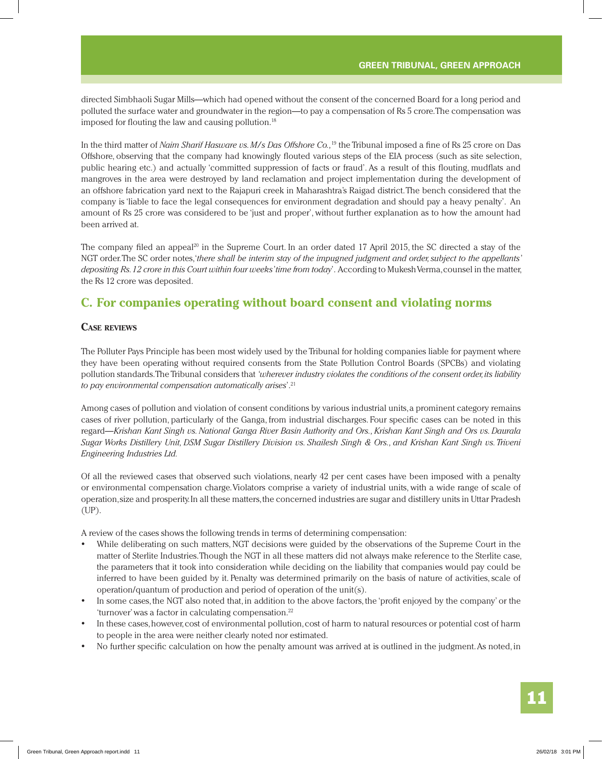directed Simbhaoli Sugar Mills—which had opened without the consent of the concerned Board for a long period and polluted the surface water and groundwater in the region—to pay a compensation of Rs 5 crore. The compensation was imposed for flouting the law and causing pollution.[18]

In the third matter of *Naim Sharif Hasware vs. M/s Das Offshore Co.*,[19] the Tribunal imposed a fine of Rs 25 crore on Das Offshore, observing that the company had knowingly flouted various steps of the EIA process (such as site selection, public hearing etc.) and actually 'committed suppression of facts or fraud'. As a result of this flouting, mudflats and mangroves in the area were destroyed by land reclamation and project implementation during the development of an offshore fabrication yard next to the Rajapuri creek in Maharashtra's Raigad district. The bench considered that the company is 'liable to face the legal consequences for environment degradation and should pay a heavy penalty'. An amount of Rs 25 crore was considered to be 'just and proper', without further explanation as to how the amount had been arrived at.

The company filed an appeal[20] in the Supreme Court. In an order dated 17 April 2015, the SC directed a stay of the NGT order. The SC order notes, '*there shall be interim stay of the impugned judgment and order, subject to the appellants' depositing Rs. 12 crore in this Court within four weeks' time from today*'. According to Mukesh Verma, counsel in the matter, the Rs 12 crore was deposited.

## C. For companies operating without board consent and violating norms

### Case reviews

The Polluter Pays Principle has been most widely used by the Tribunal for holding companies liable for payment where they have been operating without required consents from the State Pollution Control Boards (SPCBs) and violating pollution standards. The Tribunal considers that *'wherever industry violates the conditions of the consent order, its liability to pay environmental compensation automatically arises'*.[21]

Among cases of pollution and violation of consent conditions by various industrial units, a prominent category remains cases of river pollution, particularly of the Ganga, from industrial discharges. Four specific cases can be noted in this regard—*Krishan Kant Singh vs. National Ganga River Basin Authority and Ors.*, *Krishan Kant Singh and Ors vs. Daurala Sugar Works Distillery Unit, DSM Sugar Distillery Division vs. Shailesh Singh & Ors.*, and *Krishan Kant Singh vs. Triveni Engineering Industries Ltd.*

Of all the reviewed cases that observed such violations, nearly 42 per cent cases have been imposed with a penalty or environmental compensation charge. Violators comprise a variety of industrial units, with a wide range of scale of operation, size and prosperity. In all these matters, the concerned industries are sugar and distillery units in Uttar Pradesh (UP).

A review of the cases shows the following trends in terms of determining compensation:

- While deliberating on such matters, NGT decisions were guided by the observations of the Supreme Court in the matter of Sterlite Industries. Though the NGT in all these matters did not always make reference to the Sterlite case, the parameters that it took into consideration while deciding on the liability that companies would pay could be inferred to have been guided by it. Penalty was determined primarily on the basis of nature of activities, scale of operation/quantum of production and period of operation of the unit(s).
- In some cases, the NGT also noted that, in addition to the above factors, the 'profit enjoyed by the company' or the 'turnover' was a factor in calculating compensation.[22]
- In these cases, however, cost of environmental pollution, cost of harm to natural resources or potential cost of harm to people in the area were neither clearly noted nor estimated.
- No further specific calculation on how the penalty amount was arrived at is outlined in the judgment. As noted, in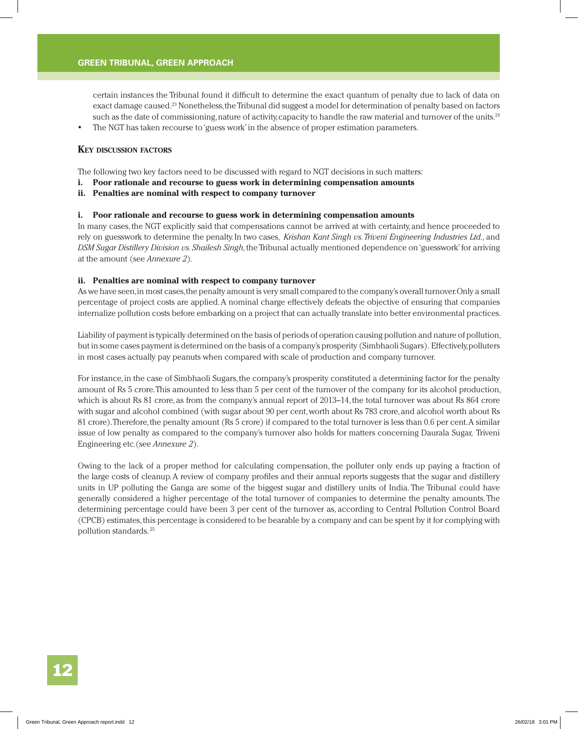certain instances the Tribunal found it difficult to determine the exact quantum of penalty due to lack of data on exact damage caused.[23] Nonetheless, the Tribunal did suggest a model for determination of penalty based on factors such as the date of commissioning, nature of activity, capacity to handle the raw material and turnover of the units.[24]

- The NGT has taken recourse to 'guess work' in the absence of proper estimation parameters.

### Key discussion factors

The following two key factors need to be discussed with regard to NGT decisions in such matters:

i. **Poor rationale and recourse to guess work in determining compensation amounts**
ii. **Penalties are nominal with respect to company turnover**

#### i. Poor rationale and recourse to guess work in determining compensation amounts

In many cases, the NGT explicitly said that compensations cannot be arrived at with certainty, and hence proceeded to rely on guesswork to determine the penalty. In two cases, *Krishan Kant Singh vs. Triveni Engineering Industries Ltd.*, and *DSM Sugar Distillery Division vs. Shailesh Singh*, the Tribunal actually mentioned dependence on 'guesswork' for arriving at the amount (see *Annexure 2*).

#### ii. Penalties are nominal with respect to company turnover

As we have seen, in most cases, the penalty amount is very small compared to the company's overall turnover. Only a small percentage of project costs are applied. A nominal charge effectively defeats the objective of ensuring that companies internalize pollution costs before embarking on a project that can actually translate into better environmental practices.

Liability of payment is typically determined on the basis of periods of operation causing pollution and nature of pollution, but in some cases payment is determined on the basis of a company's prosperity (Simbhaoli Sugars). Effectively, polluters in most cases actually pay peanuts when compared with scale of production and company turnover.

For instance, in the case of Simbhaoli Sugars, the company's prosperity constituted a determining factor for the penalty amount of Rs 5 crore. This amounted to less than 5 per cent of the turnover of the company for its alcohol production, which is about Rs 81 crore, as from the company's annual report of 2013–14, the total turnover was about Rs 864 crore with sugar and alcohol combined (with sugar about 90 per cent, worth about Rs 783 crore, and alcohol worth about Rs 81 crore). Therefore, the penalty amount (Rs 5 crore) if compared to the total turnover is less than 0.6 per cent. A similar issue of low penalty as compared to the company's turnover also holds for matters concerning Daurala Sugar, Triveni Engineering etc. (see *Annexure 2*).

Owing to the lack of a proper method for calculating compensation, the polluter only ends up paying a fraction of the large costs of cleanup. A review of company profiles and their annual reports suggests that the sugar and distillery units in UP polluting the Ganga are some of the biggest sugar and distillery units of India. The Tribunal could have generally considered a higher percentage of the total turnover of companies to determine the penalty amounts. The determining percentage could have been 3 per cent of the turnover as, according to Central Pollution Control Board (CPCB) estimates, this percentage is considered to be bearable by a company and can be spent by it for complying with pollution standards.[25]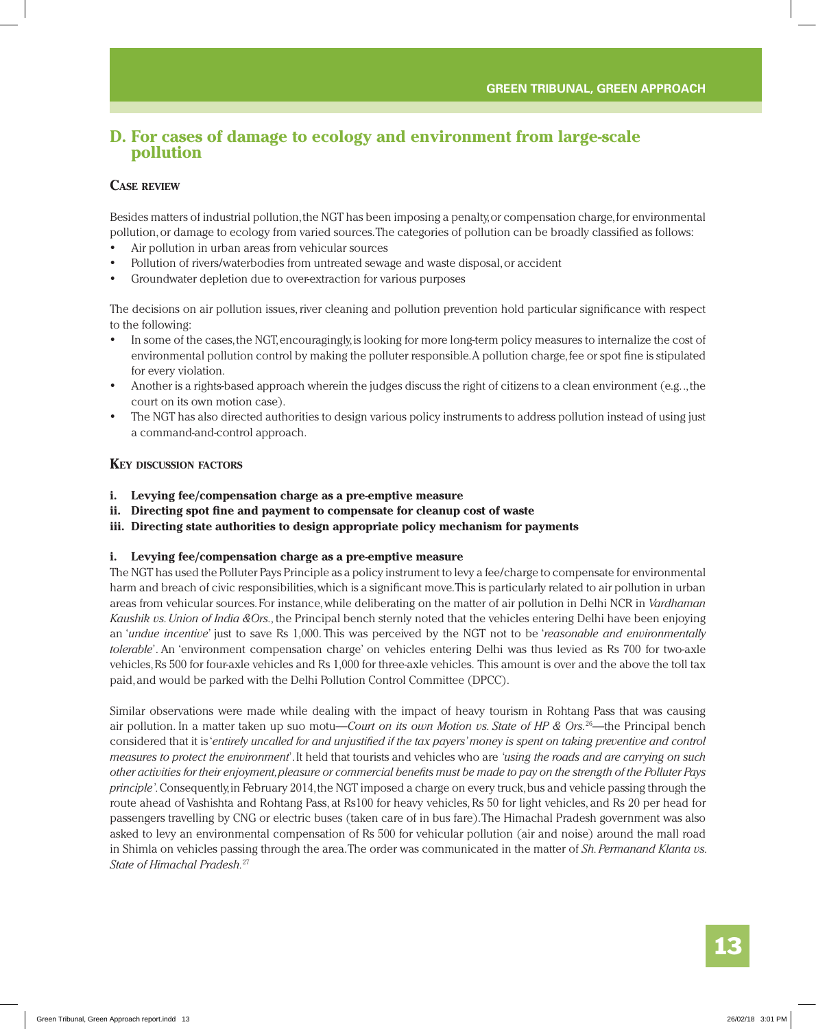## D. For cases of damage to ecology and environment from large-scale pollution

### Case review

Besides matters of industrial pollution, the NGT has been imposing a penalty, or compensation charge, for environmental pollution, or damage to ecology from varied sources. The categories of pollution can be broadly classified as follows:

- Air pollution in urban areas from vehicular sources
- Pollution of rivers/waterbodies from untreated sewage and waste disposal, or accident
- Groundwater depletion due to over-extraction for various purposes

The decisions on air pollution issues, river cleaning and pollution prevention hold particular significance with respect to the following:

- In some of the cases, the NGT, encouragingly, is looking for more long-term policy measures to internalize the cost of environmental pollution control by making the polluter responsible. A pollution charge, fee or spot fine is stipulated for every violation.
- Another is a rights-based approach wherein the judges discuss the right of citizens to a clean environment (e.g. ., the court on its own motion case).
- The NGT has also directed authorities to design various policy instruments to address pollution instead of using just a command-and-control approach.

### Key discussion factors

**i. Levying fee/compensation charge as a pre-emptive measure**
**ii. Directing spot fine and payment to compensate for cleanup cost of waste**
**iii. Directing state authorities to design appropriate policy mechanism for payments**

**i. Levying fee/compensation charge as a pre-emptive measure**

The NGT has used the Polluter Pays Principle as a policy instrument to levy a fee/charge to compensate for environmental harm and breach of civic responsibilities, which is a significant move. This is particularly related to air pollution in urban areas from vehicular sources. For instance, while deliberating on the matter of air pollution in Delhi NCR in *Vardhaman Kaushik vs. Union of India &Ors.*, the Principal bench sternly noted that the vehicles entering Delhi have been enjoying an '*undue incentive*' just to save Rs 1,000. This was perceived by the NGT not to be '*reasonable and environmentally tolerable*'. An 'environment compensation charge' on vehicles entering Delhi was thus levied as Rs 700 for two-axle vehicles, Rs 500 for four-axle vehicles and Rs 1,000 for three-axle vehicles. This amount is over and the above the toll tax paid, and would be parked with the Delhi Pollution Control Committee (DPCC).

Similar observations were made while dealing with the impact of heavy tourism in Rohtang Pass that was causing air pollution. In a matter taken up suo motu—*Court on its own Motion vs. State of HP & Ors.*[26]—the Principal bench considered that it is '*entirely uncalled for and unjustified if the tax payers' money is spent on taking preventive and control measures to protect the environment*'. It held that tourists and vehicles who are *'using the roads and are carrying on such other activities for their enjoyment, pleasure or commercial benefits must be made to pay on the strength of the Polluter Pays principle'*. Consequently, in February 2014, the NGT imposed a charge on every truck, bus and vehicle passing through the route ahead of Vashishta and Rohtang Pass, at Rs100 for heavy vehicles, Rs 50 for light vehicles, and Rs 20 per head for passengers travelling by CNG or electric buses (taken care of in bus fare). The Himachal Pradesh government was also asked to levy an environmental compensation of Rs 500 for vehicular pollution (air and noise) around the mall road in Shimla on vehicles passing through the area. The order was communicated in the matter of *Sh. Permanand Klanta vs. State of Himachal Pradesh.*[27]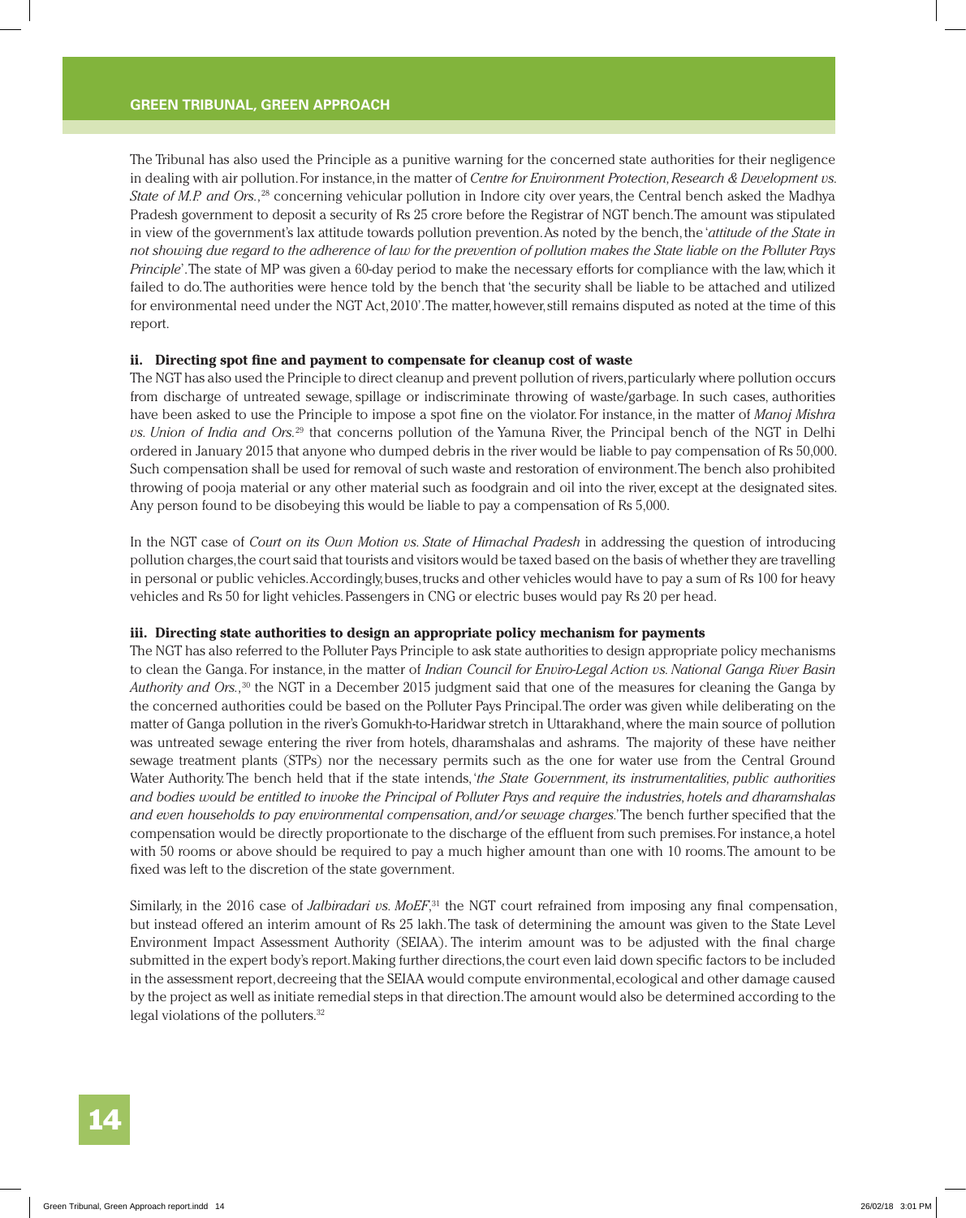The Tribunal has also used the Principle as a punitive warning for the concerned state authorities for their negligence in dealing with air pollution. For instance, in the matter of *Centre for Environment Protection, Research & Development vs. State of M.P. and Ors.*,[28] concerning vehicular pollution in Indore city over years, the Central bench asked the Madhya Pradesh government to deposit a security of Rs 25 crore before the Registrar of NGT bench. The amount was stipulated in view of the government's lax attitude towards pollution prevention. As noted by the bench, the '*attitude of the State in not showing due regard to the adherence of law for the prevention of pollution makes the State liable on the Polluter Pays Principle*'. The state of MP was given a 60-day period to make the necessary efforts for compliance with the law, which it failed to do. The authorities were hence told by the bench that 'the security shall be liable to be attached and utilized for environmental need under the NGT Act, 2010'. The matter, however, still remains disputed as noted at the time of this report.

#### ii. Directing spot fine and payment to compensate for cleanup cost of waste

The NGT has also used the Principle to direct cleanup and prevent pollution of rivers, particularly where pollution occurs from discharge of untreated sewage, spillage or indiscriminate throwing of waste/garbage. In such cases, authorities have been asked to use the Principle to impose a spot fine on the violator. For instance, in the matter of *Manoj Mishra vs. Union of India and Ors.*[29] that concerns pollution of the Yamuna River, the Principal bench of the NGT in Delhi ordered in January 2015 that anyone who dumped debris in the river would be liable to pay compensation of Rs 50,000. Such compensation shall be used for removal of such waste and restoration of environment. The bench also prohibited throwing of pooja material or any other material such as foodgrain and oil into the river, except at the designated sites. Any person found to be disobeying this would be liable to pay a compensation of Rs 5,000.

In the NGT case of *Court on its Own Motion vs. State of Himachal Pradesh* in addressing the question of introducing pollution charges, the court said that tourists and visitors would be taxed based on the basis of whether they are travelling in personal or public vehicles. Accordingly, buses, trucks and other vehicles would have to pay a sum of Rs 100 for heavy vehicles and Rs 50 for light vehicles. Passengers in CNG or electric buses would pay Rs 20 per head.

#### iii. Directing state authorities to design an appropriate policy mechanism for payments

The NGT has also referred to the Polluter Pays Principle to ask state authorities to design appropriate policy mechanisms to clean the Ganga. For instance, in the matter of *Indian Council for Enviro-Legal Action vs. National Ganga River Basin Authority and Ors.*,[30] the NGT in a December 2015 judgment said that one of the measures for cleaning the Ganga by the concerned authorities could be based on the Polluter Pays Principal. The order was given while deliberating on the matter of Ganga pollution in the river's Gomukh-to-Haridwar stretch in Uttarakhand, where the main source of pollution was untreated sewage entering the river from hotels, dharamshalas and ashrams. The majority of these have neither sewage treatment plants (STPs) nor the necessary permits such as the one for water use from the Central Ground Water Authority. The bench held that if the state intends, '*the State Government, its instrumentalities, public authorities and bodies would be entitled to invoke the Principal of Polluter Pays and require the industries, hotels and dharamshalas and even households to pay environmental compensation, and/or sewage charges.*' The bench further specified that the compensation would be directly proportionate to the discharge of the effluent from such premises. For instance, a hotel with 50 rooms or above should be required to pay a much higher amount than one with 10 rooms. The amount to be fixed was left to the discretion of the state government.

Similarly, in the 2016 case of *Jalbiradari vs. MoEF*,[31] the NGT court refrained from imposing any final compensation, but instead offered an interim amount of Rs 25 lakh. The task of determining the amount was given to the State Level Environment Impact Assessment Authority (SEIAA). The interim amount was to be adjusted with the final charge submitted in the expert body's report. Making further directions, the court even laid down specific factors to be included in the assessment report, decreeing that the SEIAA would compute environmental, ecological and other damage caused by the project as well as initiate remedial steps in that direction. The amount would also be determined according to the legal violations of the polluters.[32]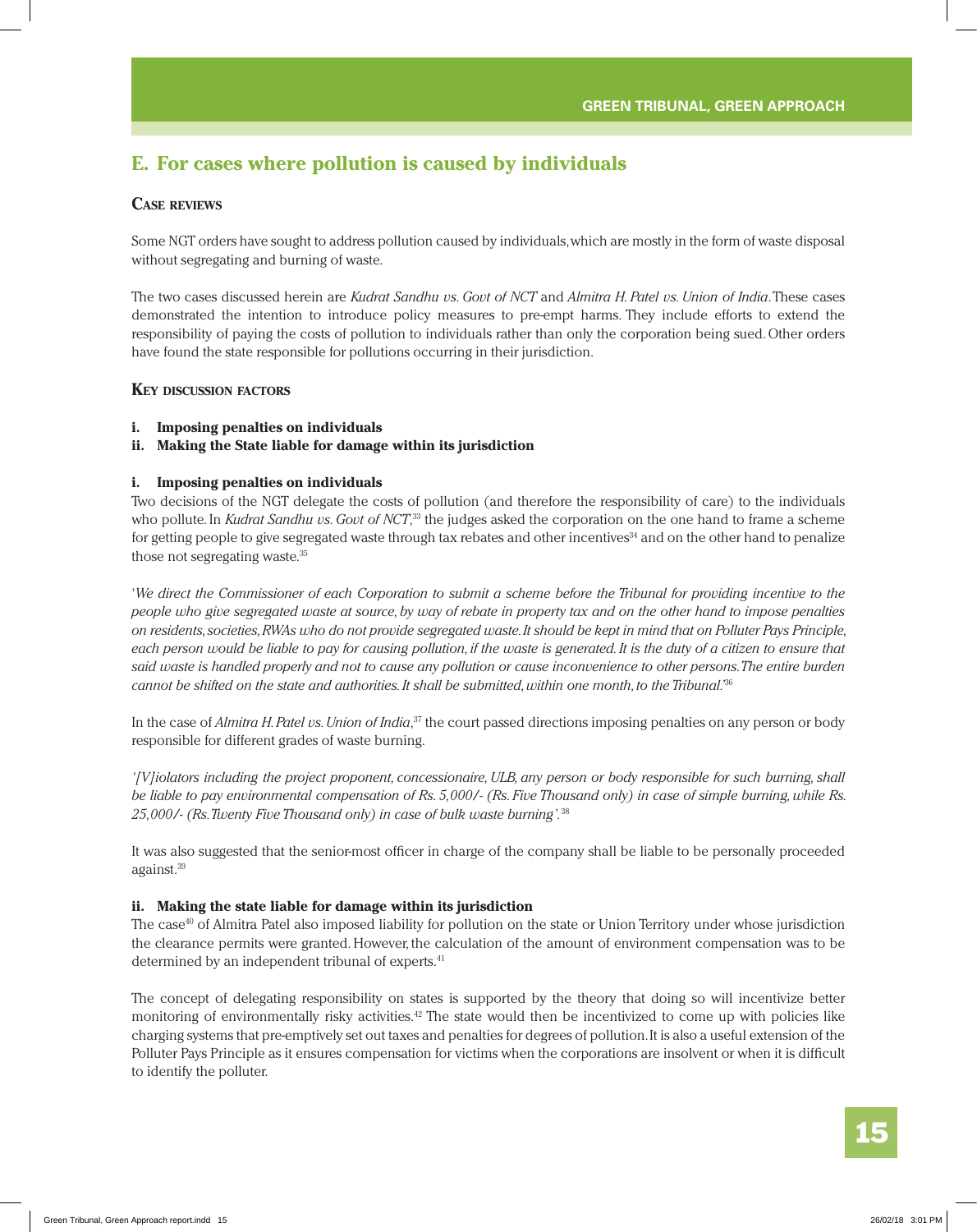## E. For cases where pollution is caused by individuals

### Case reviews

Some NGT orders have sought to address pollution caused by individuals, which are mostly in the form of waste disposal without segregating and burning of waste.

The two cases discussed herein are *Kudrat Sandhu vs. Govt of NCT* and *Almitra H. Patel vs. Union of India*. These cases demonstrated the intention to introduce policy measures to pre-empt harms. They include efforts to extend the responsibility of paying the costs of pollution to individuals rather than only the corporation being sued. Other orders have found the state responsible for pollutions occurring in their jurisdiction.

### Key discussion factors

**i. Imposing penalties on individuals**
**ii. Making the State liable for damage within its jurisdiction**

**i. Imposing penalties on individuals**

Two decisions of the NGT delegate the costs of pollution (and therefore the responsibility of care) to the individuals who pollute. In *Kudrat Sandhu vs. Govt of NCT*,[33] the judges asked the corporation on the one hand to frame a scheme for getting people to give segregated waste through tax rebates and other incentives[34] and on the other hand to penalize those not segregating waste.[35]

'*We direct the Commissioner of each Corporation to submit a scheme before the Tribunal for providing incentive to the people who give segregated waste at source, by way of rebate in property tax and on the other hand to impose penalties on residents, societies, RWAs who do not provide segregated waste. It should be kept in mind that on Polluter Pays Principle, each person would be liable to pay for causing pollution, if the waste is generated. It is the duty of a citizen to ensure that said waste is handled properly and not to cause any pollution or cause inconvenience to other persons. The entire burden cannot be shifted on the state and authorities. It shall be submitted, within one month, to the Tribunal.*'[36]

In the case of *Almitra H. Patel vs. Union of India*,[37] the court passed directions imposing penalties on any person or body responsible for different grades of waste burning.

*'[V]iolators including the project proponent, concessionaire, ULB, any person or body responsible for such burning, shall be liable to pay environmental compensation of Rs. 5,000/- (Rs. Five Thousand only) in case of simple burning, while Rs. 25,000/- (Rs. Twenty Five Thousand only) in case of bulk waste burning'.*[38]

It was also suggested that the senior-most officer in charge of the company shall be liable to be personally proceeded against.[39]

**ii. Making the state liable for damage within its jurisdiction**

The case[40] of Almitra Patel also imposed liability for pollution on the state or Union Territory under whose jurisdiction the clearance permits were granted. However, the calculation of the amount of environment compensation was to be determined by an independent tribunal of experts.[41]

The concept of delegating responsibility on states is supported by the theory that doing so will incentivize better monitoring of environmentally risky activities.[42] The state would then be incentivized to come up with policies like charging systems that pre-emptively set out taxes and penalties for degrees of pollution. It is also a useful extension of the Polluter Pays Principle as it ensures compensation for victims when the corporations are insolvent or when it is difficult to identify the polluter.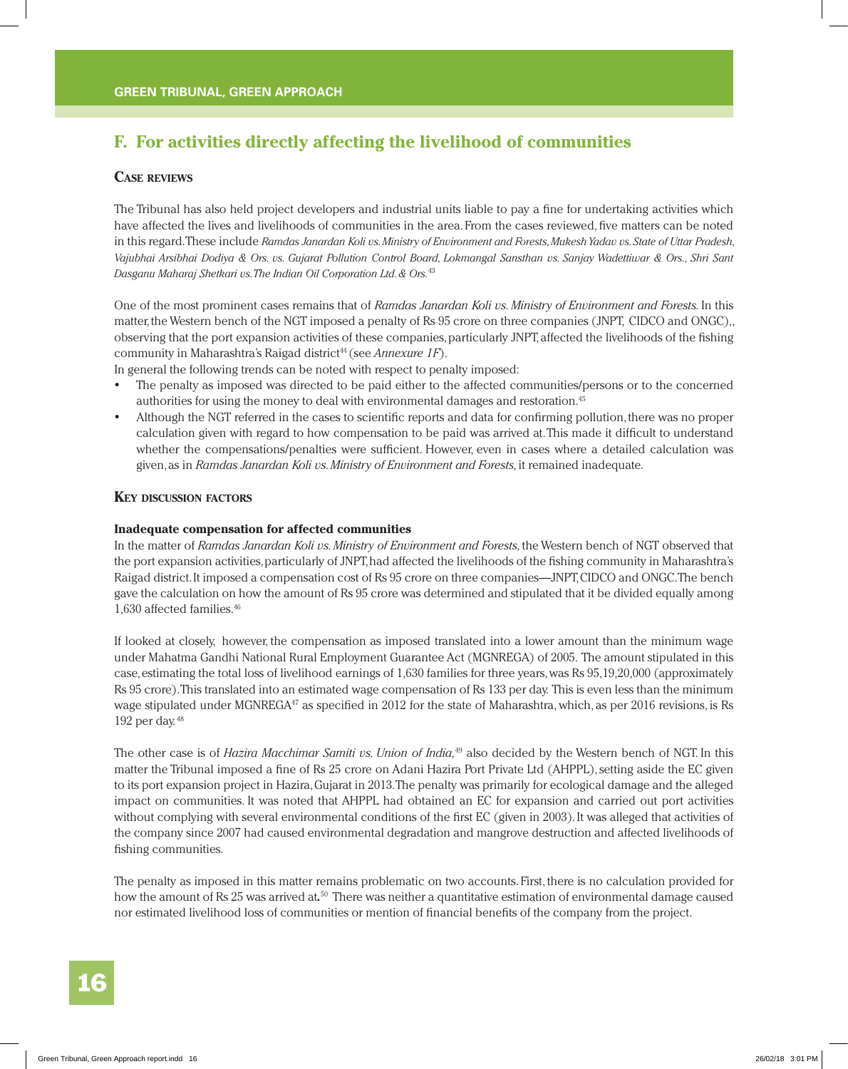## F. For activities directly affecting the livelihood of communities

### Case reviews

The Tribunal has also held project developers and industrial units liable to pay a fine for undertaking activities which have affected the lives and livelihoods of communities in the area. From the cases reviewed, five matters can be noted in this regard. These include *Ramdas Janardan Koli vs. Ministry of Environment and Forests, Mukesh Yadav vs. State of Uttar Pradesh, Vajubhai Arsibhai Dodiya & Ors. vs. Gujarat Pollution Control Board, Lokmangal Sansthan vs. Sanjay Wadettiwar & Ors., Shri Sant Dasganu Maharaj Shetkari vs. The Indian Oil Corporation Ltd. & Ors.*[43]

One of the most prominent cases remains that of *Ramdas Janardan Koli vs. Ministry of Environment and Forests.* In this matter, the Western bench of the NGT imposed a penalty of Rs 95 crore on three companies (JNPT, CIDCO and ONGC),, observing that the port expansion activities of these companies, particularly JNPT, affected the livelihoods of the fishing community in Maharashtra's Raigad district[44] (see *Annexure 1F*).

In general the following trends can be noted with respect to penalty imposed:

- The penalty as imposed was directed to be paid either to the affected communities/persons or to the concerned authorities for using the money to deal with environmental damages and restoration.[45]
- Although the NGT referred in the cases to scientific reports and data for confirming pollution, there was no proper calculation given with regard to how compensation to be paid was arrived at. This made it difficult to understand whether the compensations/penalties were sufficient. However, even in cases where a detailed calculation was given, as in *Ramdas Janardan Koli vs. Ministry of Environment and Forests*, it remained inadequate.

### Key discussion factors

**Inadequate compensation for affected communities**

In the matter of *Ramdas Janardan Koli vs. Ministry of Environment and Forests,* the Western bench of NGT observed that the port expansion activities, particularly of JNPT, had affected the livelihoods of the fishing community in Maharashtra's Raigad district. It imposed a compensation cost of Rs 95 crore on three companies—JNPT, CIDCO and ONGC. The bench gave the calculation on how the amount of Rs 95 crore was determined and stipulated that it be divided equally among 1,630 affected families.[46]

If looked at closely, however, the compensation as imposed translated into a lower amount than the minimum wage under Mahatma Gandhi National Rural Employment Guarantee Act (MGNREGA) of 2005. The amount stipulated in this case, estimating the total loss of livelihood earnings of 1,630 families for three years, was Rs 95,19,20,000 (approximately Rs 95 crore). This translated into an estimated wage compensation of Rs 133 per day. This is even less than the minimum wage stipulated under MGNREGA[47] as specified in 2012 for the state of Maharashtra, which, as per 2016 revisions, is Rs 192 per day.[48]

The other case is of *Hazira Macchimar Samiti vs. Union of India,*[49] also decided by the Western bench of NGT. In this matter the Tribunal imposed a fine of Rs 25 crore on Adani Hazira Port Private Ltd (AHPPL), setting aside the EC given to its port expansion project in Hazira, Gujarat in 2013. The penalty was primarily for ecological damage and the alleged impact on communities. It was noted that AHPPL had obtained an EC for expansion and carried out port activities without complying with several environmental conditions of the first EC (given in 2003). It was alleged that activities of the company since 2007 had caused environmental degradation and mangrove destruction and affected livelihoods of fishing communities.

The penalty as imposed in this matter remains problematic on two accounts. First, there is no calculation provided for how the amount of Rs 25 was arrived at.[50] There was neither a quantitative estimation of environmental damage caused nor estimated livelihood loss of communities or mention of financial benefits of the company from the project.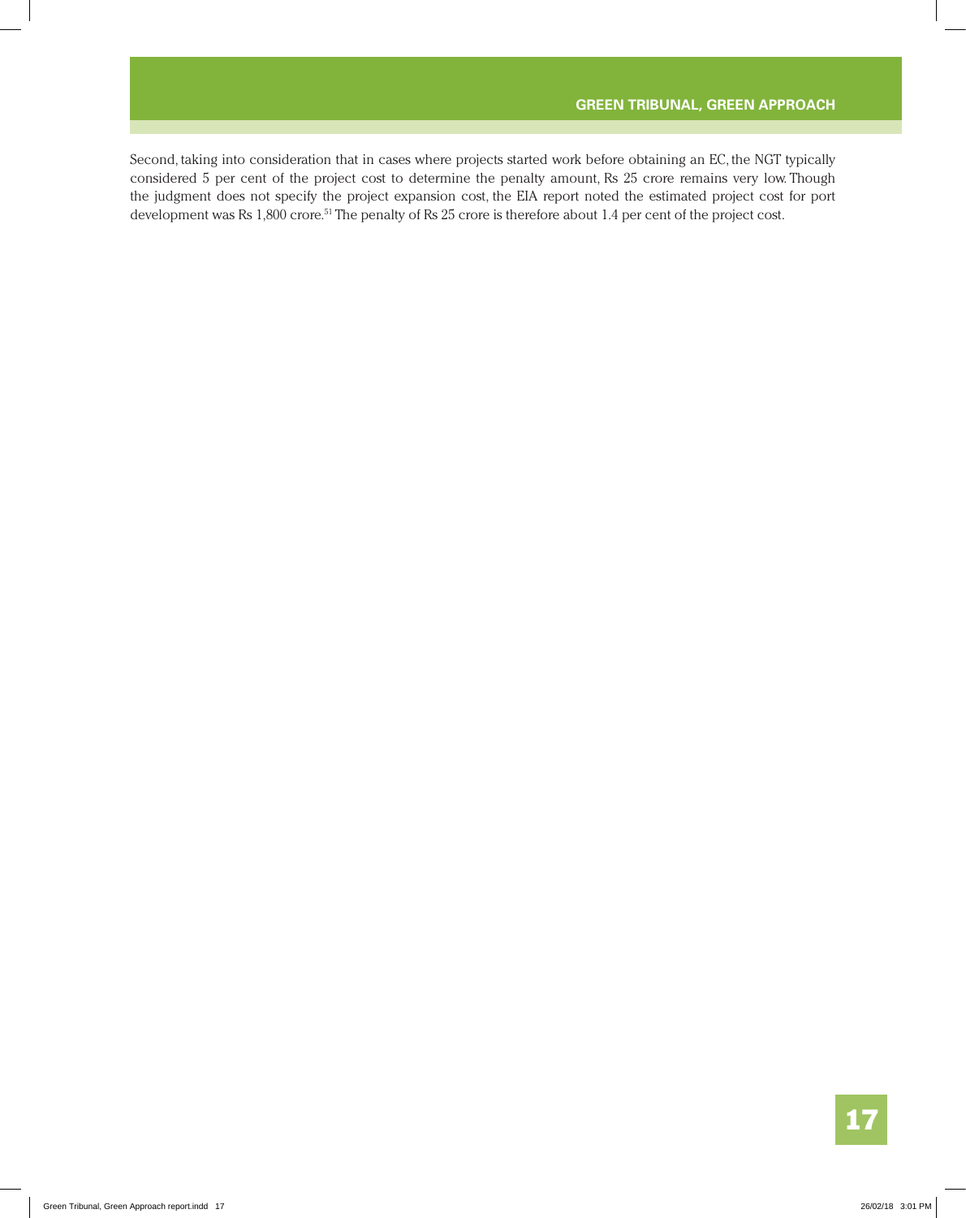Second, taking into consideration that in cases where projects started work before obtaining an EC, the NGT typically considered 5 per cent of the project cost to determine the penalty amount, Rs 25 crore remains very low. Though the judgment does not specify the project expansion cost, the EIA report noted the estimated project cost for port development was Rs 1,800 crore.[51] The penalty of Rs 25 crore is therefore about 1.4 per cent of the project cost.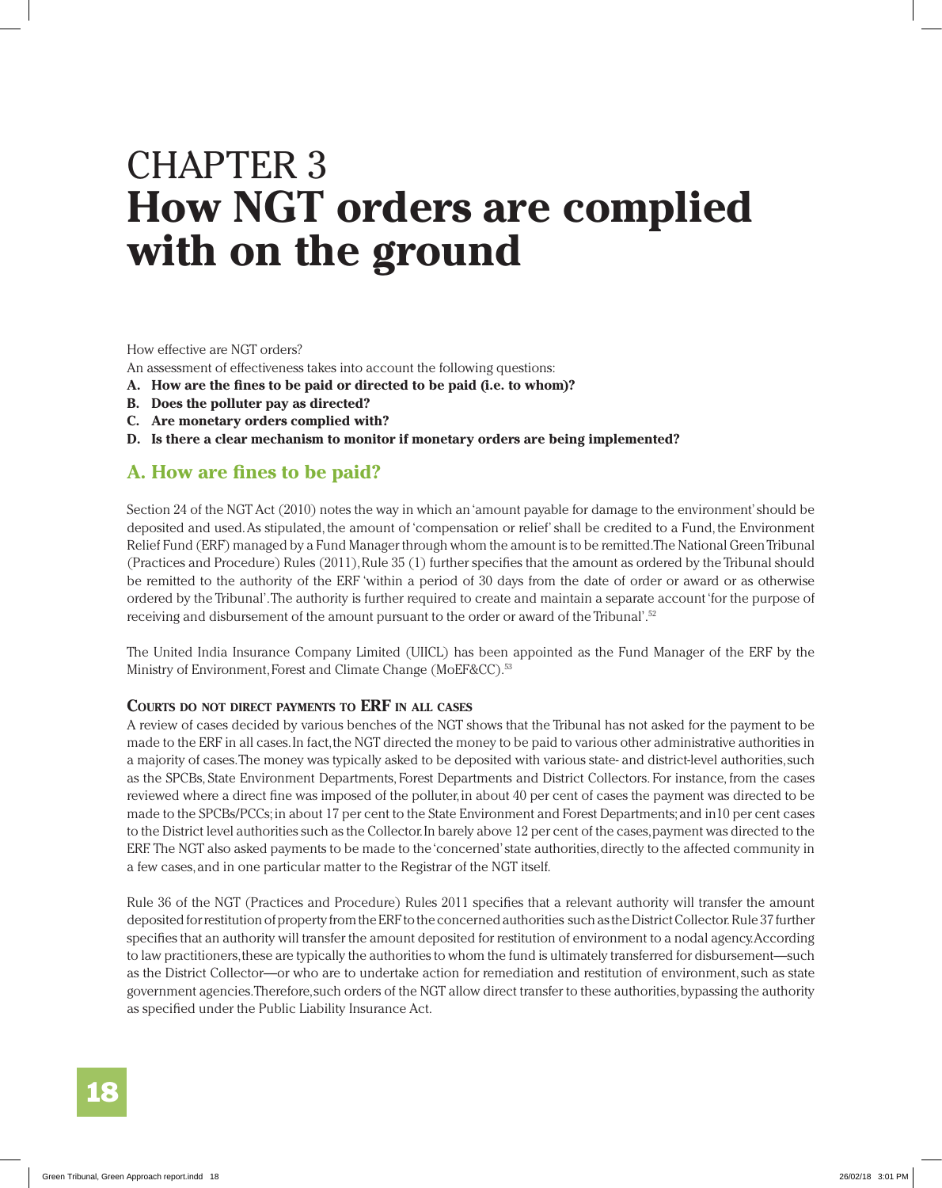# CHAPTER 3
# How NGT orders are complied with on the ground

How effective are NGT orders?

An assessment of effectiveness takes into account the following questions:

**A. How are the fines to be paid or directed to be paid (i.e. to whom)?**
**B. Does the polluter pay as directed?**
**C. Are monetary orders complied with?**
**D. Is there a clear mechanism to monitor if monetary orders are being implemented?**

## A. How are fines to be paid?

Section 24 of the NGT Act (2010) notes the way in which an 'amount payable for damage to the environment' should be deposited and used. As stipulated, the amount of 'compensation or relief' shall be credited to a Fund, the Environment Relief Fund (ERF) managed by a Fund Manager through whom the amount is to be remitted. The National Green Tribunal (Practices and Procedure) Rules (2011), Rule 35 (1) further specifies that the amount as ordered by the Tribunal should be remitted to the authority of the ERF 'within a period of 30 days from the date of order or award or as otherwise ordered by the Tribunal'. The authority is further required to create and maintain a separate account 'for the purpose of receiving and disbursement of the amount pursuant to the order or award of the Tribunal'.[52]

The United India Insurance Company Limited (UIICL) has been appointed as the Fund Manager of the ERF by the Ministry of Environment, Forest and Climate Change (MoEF&CC).[53]

### Courts do not direct payments to ERF in all cases

A review of cases decided by various benches of the NGT shows that the Tribunal has not asked for the payment to be made to the ERF in all cases. In fact, the NGT directed the money to be paid to various other administrative authorities in a majority of cases. The money was typically asked to be deposited with various state- and district-level authorities, such as the SPCBs, State Environment Departments, Forest Departments and District Collectors. For instance, from the cases reviewed where a direct fine was imposed of the polluter, in about 40 per cent of cases the payment was directed to be made to the SPCBs/PCCs; in about 17 per cent to the State Environment and Forest Departments; and in10 per cent cases to the District level authorities such as the Collector. In barely above 12 per cent of the cases, payment was directed to the ERF. The NGT also asked payments to be made to the 'concerned' state authorities, directly to the affected community in a few cases, and in one particular matter to the Registrar of the NGT itself.

Rule 36 of the NGT (Practices and Procedure) Rules 2011 specifies that a relevant authority will transfer the amount deposited for restitution of property from the ERF to the concerned authorities such as the District Collector. Rule 37 further specifies that an authority will transfer the amount deposited for restitution of environment to a nodal agency. According to law practitioners, these are typically the authorities to whom the fund is ultimately transferred for disbursement—such as the District Collector—or who are to undertake action for remediation and restitution of environment, such as state government agencies. Therefore, such orders of the NGT allow direct transfer to these authorities, bypassing the authority as specified under the Public Liability Insurance Act.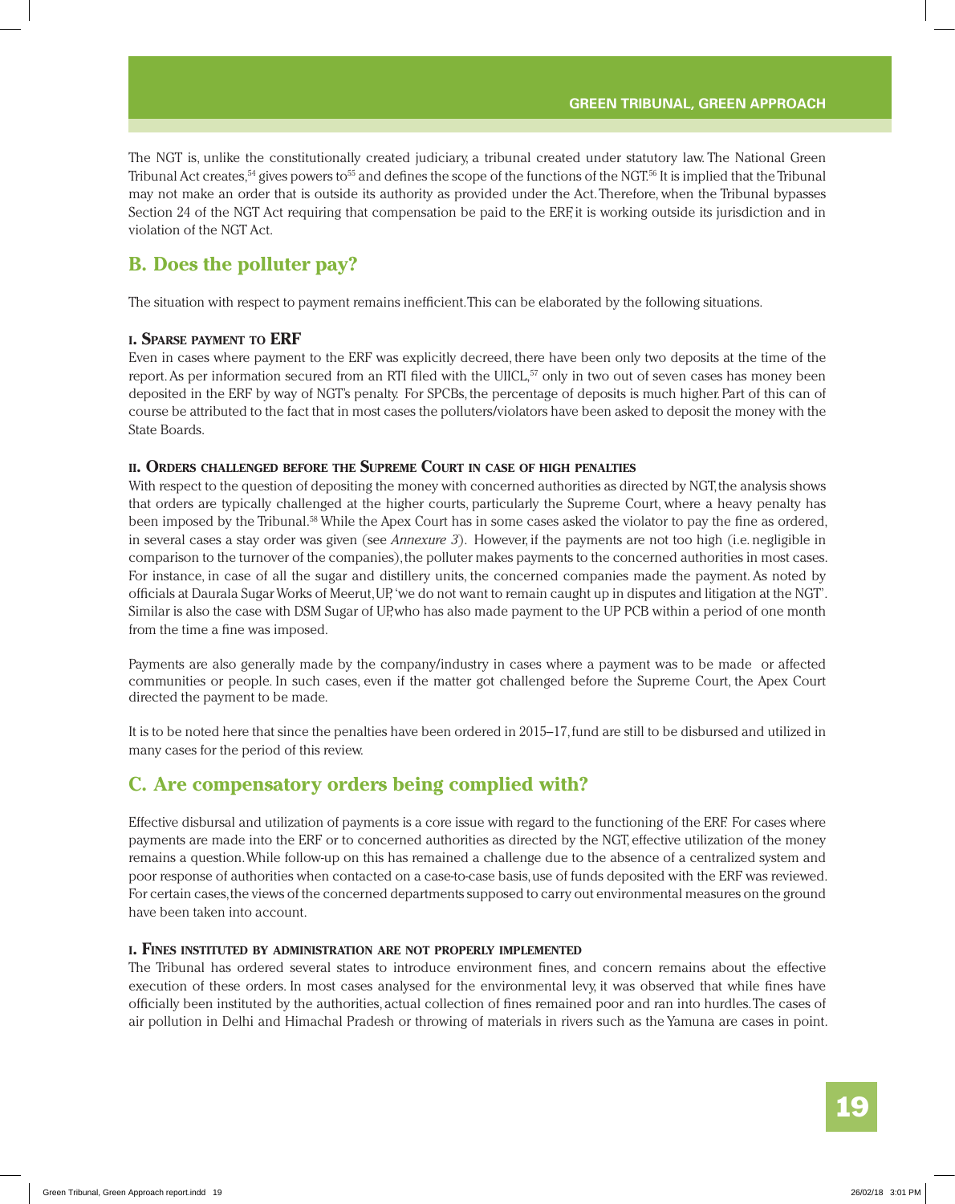The NGT is, unlike the constitutionally created judiciary, a tribunal created under statutory law. The National Green Tribunal Act creates,[54] gives powers to[55] and defines the scope of the functions of the NGT.[56] It is implied that the Tribunal may not make an order that is outside its authority as provided under the Act. Therefore, when the Tribunal bypasses Section 24 of the NGT Act requiring that compensation be paid to the ERF, it is working outside its jurisdiction and in violation of the NGT Act.

## B. Does the polluter pay?

The situation with respect to payment remains inefficient. This can be elaborated by the following situations.

### i. Sparse payment to ERF

Even in cases where payment to the ERF was explicitly decreed, there have been only two deposits at the time of the report. As per information secured from an RTI filed with the UIICL,[57] only in two out of seven cases has money been deposited in the ERF by way of NGT's penalty. For SPCBs, the percentage of deposits is much higher. Part of this can of course be attributed to the fact that in most cases the polluters/violators have been asked to deposit the money with the State Boards.

### ii. Orders challenged before the Supreme Court in case of high penalties

With respect to the question of depositing the money with concerned authorities as directed by NGT, the analysis shows that orders are typically challenged at the higher courts, particularly the Supreme Court, where a heavy penalty has been imposed by the Tribunal.[58] While the Apex Court has in some cases asked the violator to pay the fine as ordered, in several cases a stay order was given (see *Annexure 3*). However, if the payments are not too high (i.e. negligible in comparison to the turnover of the companies), the polluter makes payments to the concerned authorities in most cases. For instance, in case of all the sugar and distillery units, the concerned companies made the payment. As noted by officials at Daurala Sugar Works of Meerut, UP, 'we do not want to remain caught up in disputes and litigation at the NGT'. Similar is also the case with DSM Sugar of UP, who has also made payment to the UP PCB within a period of one month from the time a fine was imposed.

Payments are also generally made by the company/industry in cases where a payment was to be made or affected communities or people. In such cases, even if the matter got challenged before the Supreme Court, the Apex Court directed the payment to be made.

It is to be noted here that since the penalties have been ordered in 2015–17, fund are still to be disbursed and utilized in many cases for the period of this review.

## C. Are compensatory orders being complied with?

Effective disbursal and utilization of payments is a core issue with regard to the functioning of the ERF. For cases where payments are made into the ERF or to concerned authorities as directed by the NGT, effective utilization of the money remains a question. While follow-up on this has remained a challenge due to the absence of a centralized system and poor response of authorities when contacted on a case-to-case basis, use of funds deposited with the ERF was reviewed. For certain cases, the views of the concerned departments supposed to carry out environmental measures on the ground have been taken into account.

### i. Fines instituted by administration are not properly implemented

The Tribunal has ordered several states to introduce environment fines, and concern remains about the effective execution of these orders. In most cases analysed for the environmental levy, it was observed that while fines have officially been instituted by the authorities, actual collection of fines remained poor and ran into hurdles. The cases of air pollution in Delhi and Himachal Pradesh or throwing of materials in rivers such as the Yamuna are cases in point.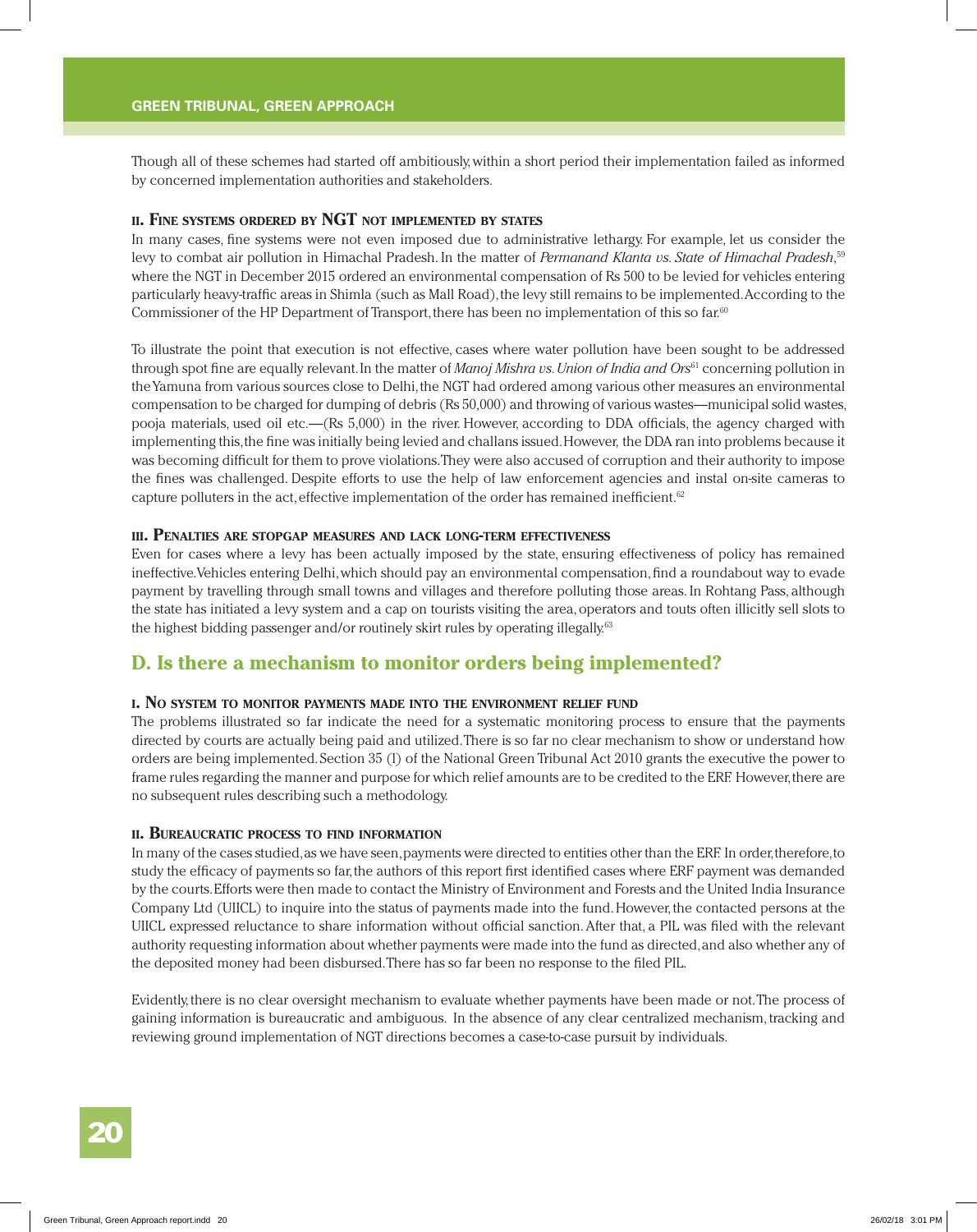Though all of these schemes had started off ambitiously, within a short period their implementation failed as informed by concerned implementation authorities and stakeholders.

#### II. Fine systems ordered by NGT not implemented by states

In many cases, fine systems were not even imposed due to administrative lethargy. For example, let us consider the levy to combat air pollution in Himachal Pradesh. In the matter of *Permanand Klanta vs. State of Himachal Pradesh*,[59] where the NGT in December 2015 ordered an environmental compensation of Rs 500 to be levied for vehicles entering particularly heavy-traffic areas in Shimla (such as Mall Road), the levy still remains to be implemented. According to the Commissioner of the HP Department of Transport, there has been no implementation of this so far.[60]

To illustrate the point that execution is not effective, cases where water pollution have been sought to be addressed through spot fine are equally relevant. In the matter of *Manoj Mishra vs. Union of India and Ors*[61] concerning pollution in the Yamuna from various sources close to Delhi, the NGT had ordered among various other measures an environmental compensation to be charged for dumping of debris (Rs 50,000) and throwing of various wastes—municipal solid wastes, pooja materials, used oil etc.—(Rs 5,000) in the river. However, according to DDA officials, the agency charged with implementing this, the fine was initially being levied and challans issued. However, the DDA ran into problems because it was becoming difficult for them to prove violations. They were also accused of corruption and their authority to impose the fines was challenged. Despite efforts to use the help of law enforcement agencies and instal on-site cameras to capture polluters in the act, effective implementation of the order has remained inefficient.[62]

#### III. Penalties are stopgap measures and lack long-term effectiveness

Even for cases where a levy has been actually imposed by the state, ensuring effectiveness of policy has remained ineffective. Vehicles entering Delhi, which should pay an environmental compensation, find a roundabout way to evade payment by travelling through small towns and villages and therefore polluting those areas. In Rohtang Pass, although the state has initiated a levy system and a cap on tourists visiting the area, operators and touts often illicitly sell slots to the highest bidding passenger and/or routinely skirt rules by operating illegally.[63]

## D. Is there a mechanism to monitor orders being implemented?

#### I. No system to monitor payments made into the environment relief fund

The problems illustrated so far indicate the need for a systematic monitoring process to ensure that the payments directed by courts are actually being paid and utilized. There is so far no clear mechanism to show or understand how orders are being implemented. Section 35 (1) of the National Green Tribunal Act 2010 grants the executive the power to frame rules regarding the manner and purpose for which relief amounts are to be credited to the ERF. However, there are no subsequent rules describing such a methodology.

#### II. Bureaucratic process to find information

In many of the cases studied, as we have seen, payments were directed to entities other than the ERF. In order, therefore, to study the efficacy of payments so far, the authors of this report first identified cases where ERF payment was demanded by the courts. Efforts were then made to contact the Ministry of Environment and Forests and the United India Insurance Company Ltd (UIICL) to inquire into the status of payments made into the fund. However, the contacted persons at the UIICL expressed reluctance to share information without official sanction. After that, a PIL was filed with the relevant authority requesting information about whether payments were made into the fund as directed, and also whether any of the deposited money had been disbursed. There has so far been no response to the filed PIL.

Evidently, there is no clear oversight mechanism to evaluate whether payments have been made or not. The process of gaining information is bureaucratic and ambiguous. In the absence of any clear centralized mechanism, tracking and reviewing ground implementation of NGT directions becomes a case-to-case pursuit by individuals.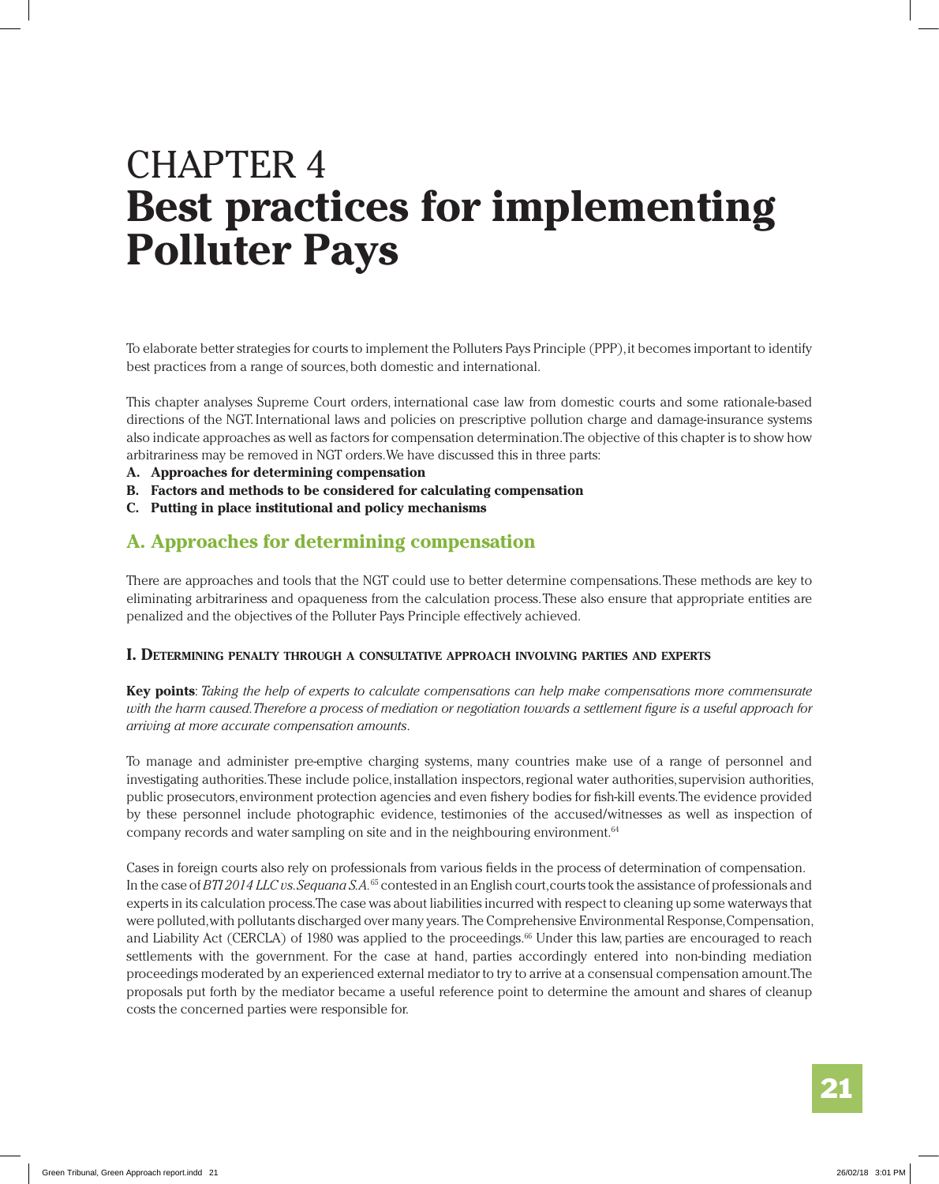# CHAPTER 4
# Best practices for implementing Polluter Pays

To elaborate better strategies for courts to implement the Polluters Pays Principle (PPP), it becomes important to identify best practices from a range of sources, both domestic and international.

This chapter analyses Supreme Court orders, international case law from domestic courts and some rationale-based directions of the NGT. International laws and policies on prescriptive pollution charge and damage-insurance systems also indicate approaches as well as factors for compensation determination. The objective of this chapter is to show how arbitrariness may be removed in NGT orders. We have discussed this in three parts:

- **A. Approaches for determining compensation**
- **B. Factors and methods to be considered for calculating compensation**
- **C. Putting in place institutional and policy mechanisms**

## A. Approaches for determining compensation

There are approaches and tools that the NGT could use to better determine compensations. These methods are key to eliminating arbitrariness and opaqueness from the calculation process. These also ensure that appropriate entities are penalized and the objectives of the Polluter Pays Principle effectively achieved.

### I. Determining penalty through a consultative approach involving parties and experts

**Key points**: *Taking the help of experts to calculate compensations can help make compensations more commensurate with the harm caused. Therefore a process of mediation or negotiation towards a settlement figure is a useful approach for arriving at more accurate compensation amounts.*

To manage and administer pre-emptive charging systems, many countries make use of a range of personnel and investigating authorities. These include police, installation inspectors, regional water authorities, supervision authorities, public prosecutors, environment protection agencies and even fishery bodies for fish-kill events. The evidence provided by these personnel include photographic evidence, testimonies of the accused/witnesses as well as inspection of company records and water sampling on site and in the neighbouring environment.[64]

Cases in foreign courts also rely on professionals from various fields in the process of determination of compensation. In the case of *BTI 2014 LLC vs. Sequana S.A.*[65] contested in an English court, courts took the assistance of professionals and experts in its calculation process. The case was about liabilities incurred with respect to cleaning up some waterways that were polluted, with pollutants discharged over many years. The Comprehensive Environmental Response, Compensation, and Liability Act (CERCLA) of 1980 was applied to the proceedings.[66] Under this law, parties are encouraged to reach settlements with the government. For the case at hand, parties accordingly entered into non-binding mediation proceedings moderated by an experienced external mediator to try to arrive at a consensual compensation amount. The proposals put forth by the mediator became a useful reference point to determine the amount and shares of cleanup costs the concerned parties were responsible for.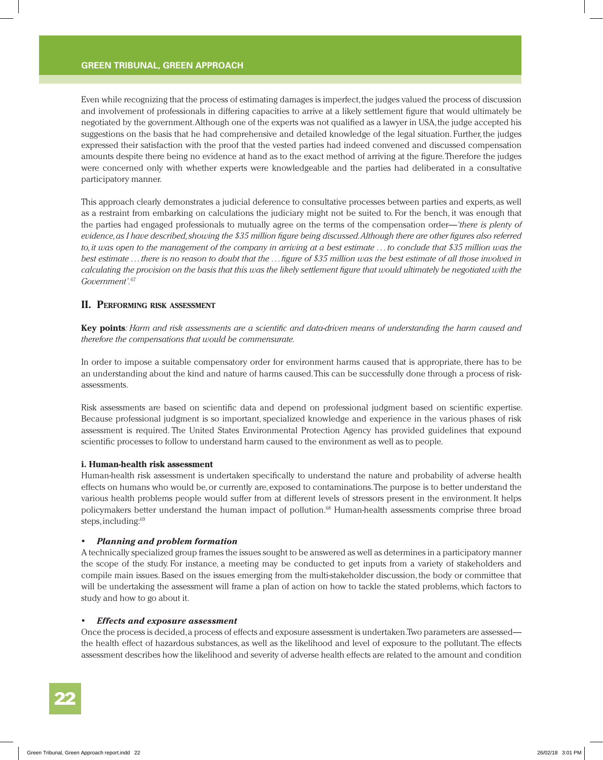Even while recognizing that the process of estimating damages is imperfect, the judges valued the process of discussion and involvement of professionals in differing capacities to arrive at a likely settlement figure that would ultimately be negotiated by the government. Although one of the experts was not qualified as a lawyer in USA, the judge accepted his suggestions on the basis that he had comprehensive and detailed knowledge of the legal situation. Further, the judges expressed their satisfaction with the proof that the vested parties had indeed convened and discussed compensation amounts despite there being no evidence at hand as to the exact method of arriving at the figure. Therefore the judges were concerned only with whether experts were knowledgeable and the parties had deliberated in a consultative participatory manner.

This approach clearly demonstrates a judicial deference to consultative processes between parties and experts, as well as a restraint from embarking on calculations the judiciary might not be suited to. For the bench, it was enough that the parties had engaged professionals to mutually agree on the terms of the compensation order—*'there is plenty of evidence, as I have described, showing the $35 million figure being discussed. Although there are other figures also referred to, it was open to the management of the company in arriving at a best estimate . . . to conclude that $35 million was the best estimate . . . there is no reason to doubt that the . . . figure of $35 million was the best estimate of all those involved in calculating the provision on the basis that this was the likely settlement figure that would ultimately be negotiated with the Government'*.[67]

## II. Performing risk assessment

**Key points**: *Harm and risk assessments are a scientific and data-driven means of understanding the harm caused and therefore the compensations that would be commensurate.*

In order to impose a suitable compensatory order for environment harms caused that is appropriate, there has to be an understanding about the kind and nature of harms caused. This can be successfully done through a process of risk-assessments.

Risk assessments are based on scientific data and depend on professional judgment based on scientific expertise. Because professional judgment is so important, specialized knowledge and experience in the various phases of risk assessment is required. The United States Environmental Protection Agency has provided guidelines that expound scientific processes to follow to understand harm caused to the environment as well as to people.

### i. Human-health risk assessment

Human-health risk assessment is undertaken specifically to understand the nature and probability of adverse health effects on humans who would be, or currently are, exposed to contaminations. The purpose is to better understand the various health problems people would suffer from at different levels of stressors present in the environment. It helps policymakers better understand the human impact of pollution.[68] Human-health assessments comprise three broad steps, including:[69]

- ***Planning and problem formation***

A technically specialized group frames the issues sought to be answered as well as determines in a participatory manner the scope of the study. For instance, a meeting may be conducted to get inputs from a variety of stakeholders and compile main issues. Based on the issues emerging from the multi-stakeholder discussion, the body or committee that will be undertaking the assessment will frame a plan of action on how to tackle the stated problems, which factors to study and how to go about it.

- ***Effects and exposure assessment***

Once the process is decided, a process of effects and exposure assessment is undertaken. Two parameters are assessed—the health effect of hazardous substances, as well as the likelihood and level of exposure to the pollutant. The effects assessment describes how the likelihood and severity of adverse health effects are related to the amount and condition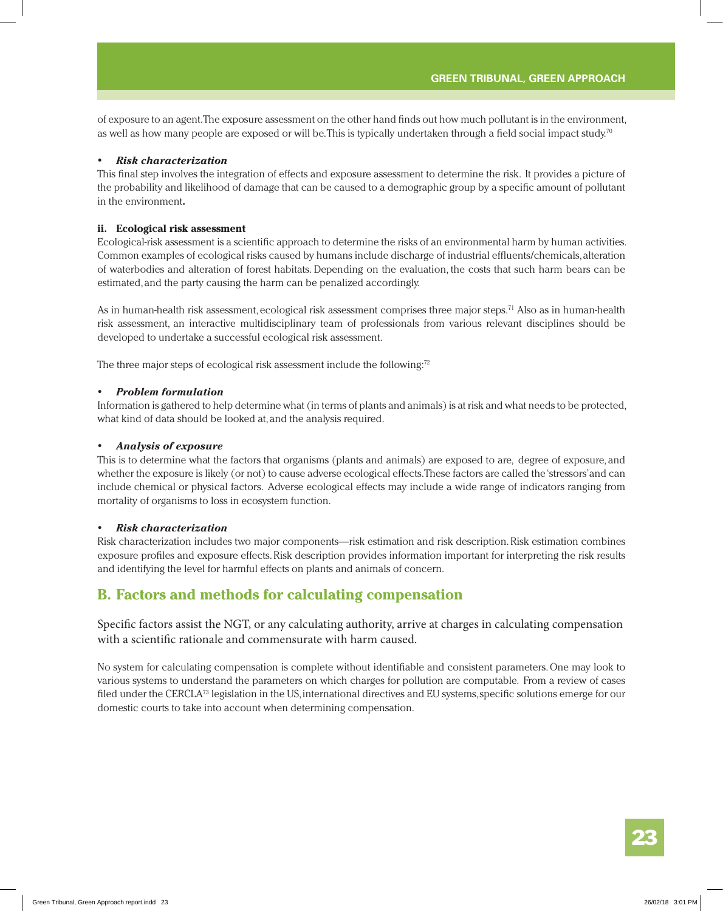of exposure to an agent. The exposure assessment on the other hand finds out how much pollutant is in the environment, as well as how many people are exposed or will be. This is typically undertaken through a field social impact study.[70]

- ***Risk characterization***

This final step involves the integration of effects and exposure assessment to determine the risk. It provides a picture of the probability and likelihood of damage that can be caused to a demographic group by a specific amount of pollutant in the environment**.**

**ii. Ecological risk assessment**

Ecological-risk assessment is a scientific approach to determine the risks of an environmental harm by human activities. Common examples of ecological risks caused by humans include discharge of industrial effluents/chemicals, alteration of waterbodies and alteration of forest habitats. Depending on the evaluation, the costs that such harm bears can be estimated, and the party causing the harm can be penalized accordingly.

As in human-health risk assessment, ecological risk assessment comprises three major steps.[71] Also as in human-health risk assessment, an interactive multidisciplinary team of professionals from various relevant disciplines should be developed to undertake a successful ecological risk assessment.

The three major steps of ecological risk assessment include the following:[72]

- ***Problem formulation***

Information is gathered to help determine what (in terms of plants and animals) is at risk and what needs to be protected, what kind of data should be looked at, and the analysis required.

- ***Analysis of exposure***

This is to determine what the factors that organisms (plants and animals) are exposed to are, degree of exposure, and whether the exposure is likely (or not) to cause adverse ecological effects. These factors are called the 'stressors' and can include chemical or physical factors. Adverse ecological effects may include a wide range of indicators ranging from mortality of organisms to loss in ecosystem function.

- ***Risk characterization***

Risk characterization includes two major components—risk estimation and risk description. Risk estimation combines exposure profiles and exposure effects. Risk description provides information important for interpreting the risk results and identifying the level for harmful effects on plants and animals of concern.

## B. Factors and methods for calculating compensation

Specific factors assist the NGT, or any calculating authority, arrive at charges in calculating compensation with a scientific rationale and commensurate with harm caused.

No system for calculating compensation is complete without identifiable and consistent parameters. One may look to various systems to understand the parameters on which charges for pollution are computable. From a review of cases filed under the CERCLA[73] legislation in the US, international directives and EU systems, specific solutions emerge for our domestic courts to take into account when determining compensation.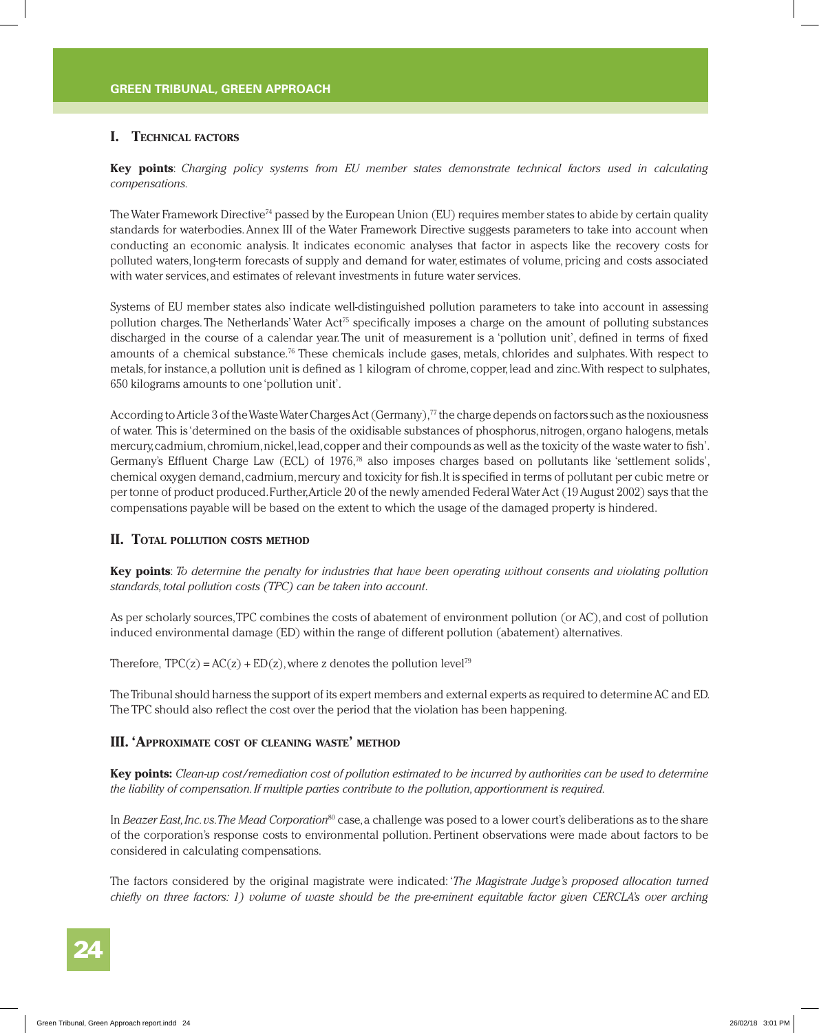## I. Technical factors

**Key points**: *Charging policy systems from EU member states demonstrate technical factors used in calculating compensations.*

The Water Framework Directive[74] passed by the European Union (EU) requires member states to abide by certain quality standards for waterbodies. Annex III of the Water Framework Directive suggests parameters to take into account when conducting an economic analysis. It indicates economic analyses that factor in aspects like the recovery costs for polluted waters, long-term forecasts of supply and demand for water, estimates of volume, pricing and costs associated with water services, and estimates of relevant investments in future water services.

Systems of EU member states also indicate well-distinguished pollution parameters to take into account in assessing pollution charges. The Netherlands' Water Act[75] specifically imposes a charge on the amount of polluting substances discharged in the course of a calendar year. The unit of measurement is a 'pollution unit', defined in terms of fixed amounts of a chemical substance.[76] These chemicals include gases, metals, chlorides and sulphates. With respect to metals, for instance, a pollution unit is defined as 1 kilogram of chrome, copper, lead and zinc. With respect to sulphates, 650 kilograms amounts to one 'pollution unit'.

According to Article 3 of the Waste Water Charges Act (Germany),[77] the charge depends on factors such as the noxiousness of water. This is 'determined on the basis of the oxidisable substances of phosphorus, nitrogen, organo halogens, metals mercury, cadmium, chromium, nickel, lead, copper and their compounds as well as the toxicity of the waste water to fish'. Germany's Effluent Charge Law (ECL) of 1976,[78] also imposes charges based on pollutants like 'settlement solids', chemical oxygen demand, cadmium, mercury and toxicity for fish. It is specified in terms of pollutant per cubic metre or per tonne of product produced. Further, Article 20 of the newly amended Federal Water Act (19 August 2002) says that the compensations payable will be based on the extent to which the usage of the damaged property is hindered.

## II. Total pollution costs method

**Key points**: *To determine the penalty for industries that have been operating without consents and violating pollution standards, total pollution costs (TPC) can be taken into account.*

As per scholarly sources, TPC combines the costs of abatement of environment pollution (or AC), and cost of pollution induced environmental damage (ED) within the range of different pollution (abatement) alternatives.

Therefore, $TPC(z) = AC(z) + ED(z)$, where z denotes the pollution level[79]

The Tribunal should harness the support of its expert members and external experts as required to determine AC and ED. The TPC should also reflect the cost over the period that the violation has been happening.

## III. 'Approximate cost of cleaning waste' method

**Key points:** *Clean-up cost/remediation cost of pollution estimated to be incurred by authorities can be used to determine the liability of compensation. If multiple parties contribute to the pollution, apportionment is required.*

In *Beazer East, Inc. vs. The Mead Corporation*[80] case, a challenge was posed to a lower court's deliberations as to the share of the corporation's response costs to environmental pollution. Pertinent observations were made about factors to be considered in calculating compensations.

The factors considered by the original magistrate were indicated: '*The Magistrate Judge's proposed allocation turned chiefly on three factors: 1) volume of waste should be the pre-eminent equitable factor given CERCLA's over arching*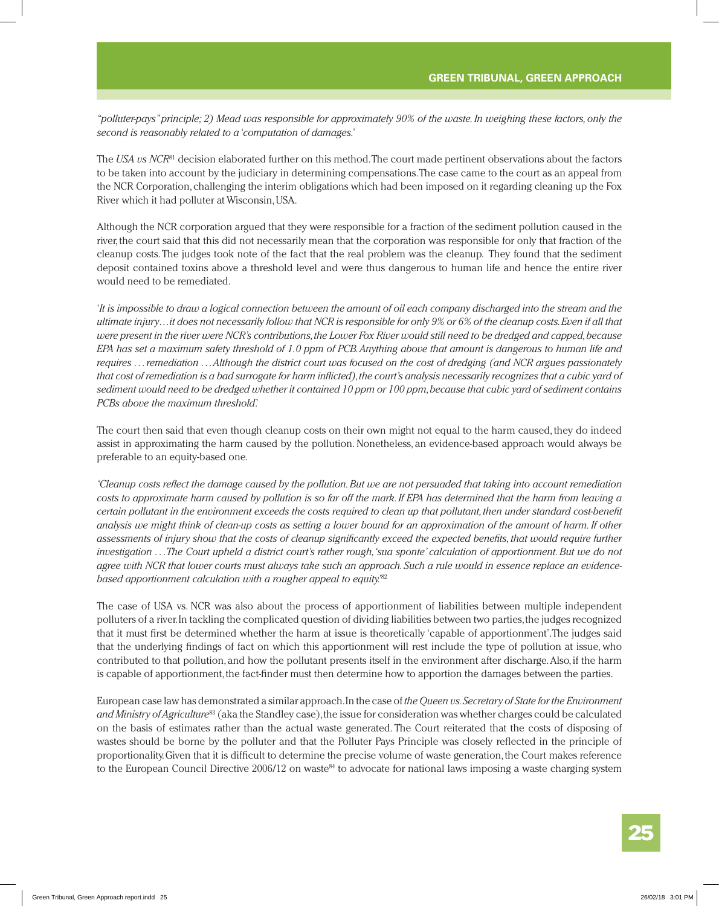*"polluter-pays" principle; 2) Mead was responsible for approximately 90% of the waste. In weighing these factors, only the second is reasonably related to a 'computation of damages.'*

The *USA vs NCR*[81] decision elaborated further on this method. The court made pertinent observations about the factors to be taken into account by the judiciary in determining compensations. The case came to the court as an appeal from the NCR Corporation, challenging the interim obligations which had been imposed on it regarding cleaning up the Fox River which it had polluter at Wisconsin, USA.

Although the NCR corporation argued that they were responsible for a fraction of the sediment pollution caused in the river, the court said that this did not necessarily mean that the corporation was responsible for only that fraction of the cleanup costs. The judges took note of the fact that the real problem was the cleanup. They found that the sediment deposit contained toxins above a threshold level and were thus dangerous to human life and hence the entire river would need to be remediated.

'*It is impossible to draw a logical connection between the amount of oil each company discharged into the stream and the ultimate injury…it does not necessarily follow that NCR is responsible for only 9% or 6% of the cleanup costs. Even if all that were present in the river were NCR's contributions, the Lower Fox River would still need to be dredged and capped, because EPA has set a maximum safety threshold of 1.0 ppm of PCB. Anything above that amount is dangerous to human life and requires … remediation … Although the district court was focused on the cost of dredging (and NCR argues passionately that cost of remediation is a bad surrogate for harm inflicted), the court's analysis necessarily recognizes that a cubic yard of sediment would need to be dredged whether it contained 10 ppm or 100 ppm, because that cubic yard of sediment contains PCBs above the maximum threshold*'.

The court then said that even though cleanup costs on their own might not equal to the harm caused, they do indeed assist in approximating the harm caused by the pollution. Nonetheless, an evidence-based approach would always be preferable to an equity-based one.

*'Cleanup costs reflect the damage caused by the pollution. But we are not persuaded that taking into account remediation costs to approximate harm caused by pollution is so far off the mark. If EPA has determined that the harm from leaving a certain pollutant in the environment exceeds the costs required to clean up that pollutant, then under standard cost-benefit analysis we might think of clean-up costs as setting a lower bound for an approximation of the amount of harm. If other assessments of injury show that the costs of cleanup significantly exceed the expected benefits, that would require further investigation …The Court upheld a district court's rather rough, 'sua sponte' calculation of apportionment. But we do not agree with NCR that lower courts must always take such an approach. Such a rule would in essence replace an evidence-based apportionment calculation with a rougher appeal to equity.'*[82]

The case of USA vs. NCR was also about the process of apportionment of liabilities between multiple independent polluters of a river. In tackling the complicated question of dividing liabilities between two parties, the judges recognized that it must first be determined whether the harm at issue is theoretically 'capable of apportionment'. The judges said that the underlying findings of fact on which this apportionment will rest include the type of pollution at issue, who contributed to that pollution, and how the pollutant presents itself in the environment after discharge. Also, if the harm is capable of apportionment, the fact-finder must then determine how to apportion the damages between the parties.

European case law has demonstrated a similar approach. In the case of *the Queen vs. Secretary of State for the Environment and Ministry of Agriculture*[83] (aka the Standley case), the issue for consideration was whether charges could be calculated on the basis of estimates rather than the actual waste generated. The Court reiterated that the costs of disposing of wastes should be borne by the polluter and that the Polluter Pays Principle was closely reflected in the principle of proportionality. Given that it is difficult to determine the precise volume of waste generation, the Court makes reference to the European Council Directive 2006/12 on waste[84] to advocate for national laws imposing a waste charging system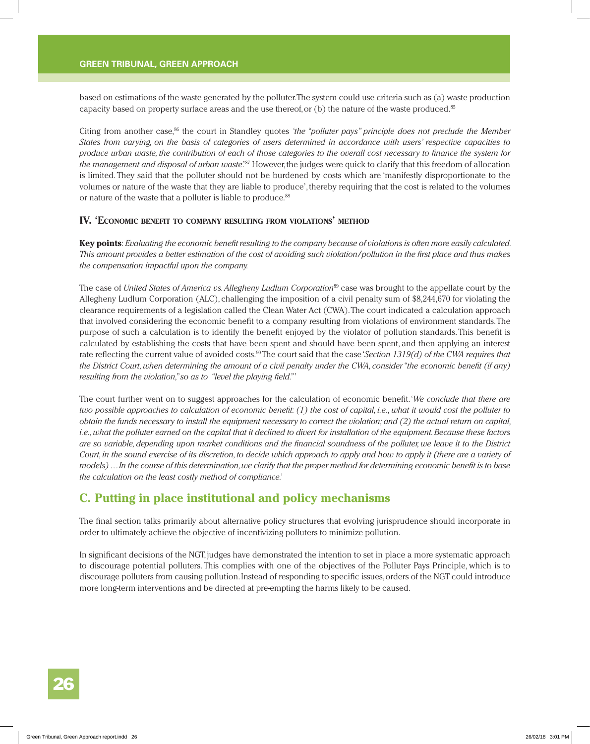based on estimations of the waste generated by the polluter. The system could use criteria such as (a) waste production capacity based on property surface areas and the use thereof, or (b) the nature of the waste produced.[85]

Citing from another case,[86] the court in Standley quotes *'the "polluter pays" principle does not preclude the Member States from varying, on the basis of categories of users determined in accordance with users' respective capacities to produce urban waste, the contribution of each of those categories to the overall cost necessary to finance the system for the management and disposal of urban waste.*'[87] However, the judges were quick to clarify that this freedom of allocation is limited. They said that the polluter should not be burdened by costs which are 'manifestly disproportionate to the volumes or nature of the waste that they are liable to produce', thereby requiring that the cost is related to the volumes or nature of the waste that a polluter is liable to produce.[88]

### IV. 'Economic benefit to company resulting from violations' method

**Key points**: *Evaluating the economic benefit resulting to the company because of violations is often more easily calculated. This amount provides a better estimation of the cost of avoiding such violation/pollution in the first place and thus makes the compensation impactful upon the company.*

The case of *United States of America vs. Allegheny Ludlum Corporation*[89] case was brought to the appellate court by the Allegheny Ludlum Corporation (ALC), challenging the imposition of a civil penalty sum of $8,244,670 for violating the clearance requirements of a legislation called the Clean Water Act (CWA). The court indicated a calculation approach that involved considering the economic benefit to a company resulting from violations of environment standards. The purpose of such a calculation is to identify the benefit enjoyed by the violator of pollution standards. This benefit is calculated by establishing the costs that have been spent and should have been spent, and then applying an interest rate reflecting the current value of avoided costs.[90] The court said that the case '*Section 1319(d) of the CWA requires that the District Court, when determining the amount of a civil penalty under the CWA, consider "the economic benefit (if any) resulting from the violation," so as to "level the playing field."*'

The court further went on to suggest approaches for the calculation of economic benefit. '*We conclude that there are two possible approaches to calculation of economic benefit: (1) the cost of capital, i.e., what it would cost the polluter to obtain the funds necessary to install the equipment necessary to correct the violation; and (2) the actual return on capital, i.e., what the polluter earned on the capital that it declined to divert for installation of the equipment. Because these factors are so variable, depending upon market conditions and the financial soundness of the polluter, we leave it to the District Court, in the sound exercise of its discretion, to decide which approach to apply and how to apply it (there are a variety of models) … In the course of this determination, we clarify that the proper method for determining economic benefit is to base the calculation on the least costly method of compliance.*'

## C. Putting in place institutional and policy mechanisms

The final section talks primarily about alternative policy structures that evolving jurisprudence should incorporate in order to ultimately achieve the objective of incentivizing polluters to minimize pollution.

In significant decisions of the NGT, judges have demonstrated the intention to set in place a more systematic approach to discourage potential polluters. This complies with one of the objectives of the Polluter Pays Principle, which is to discourage polluters from causing pollution. Instead of responding to specific issues, orders of the NGT could introduce more long-term interventions and be directed at pre-empting the harms likely to be caused.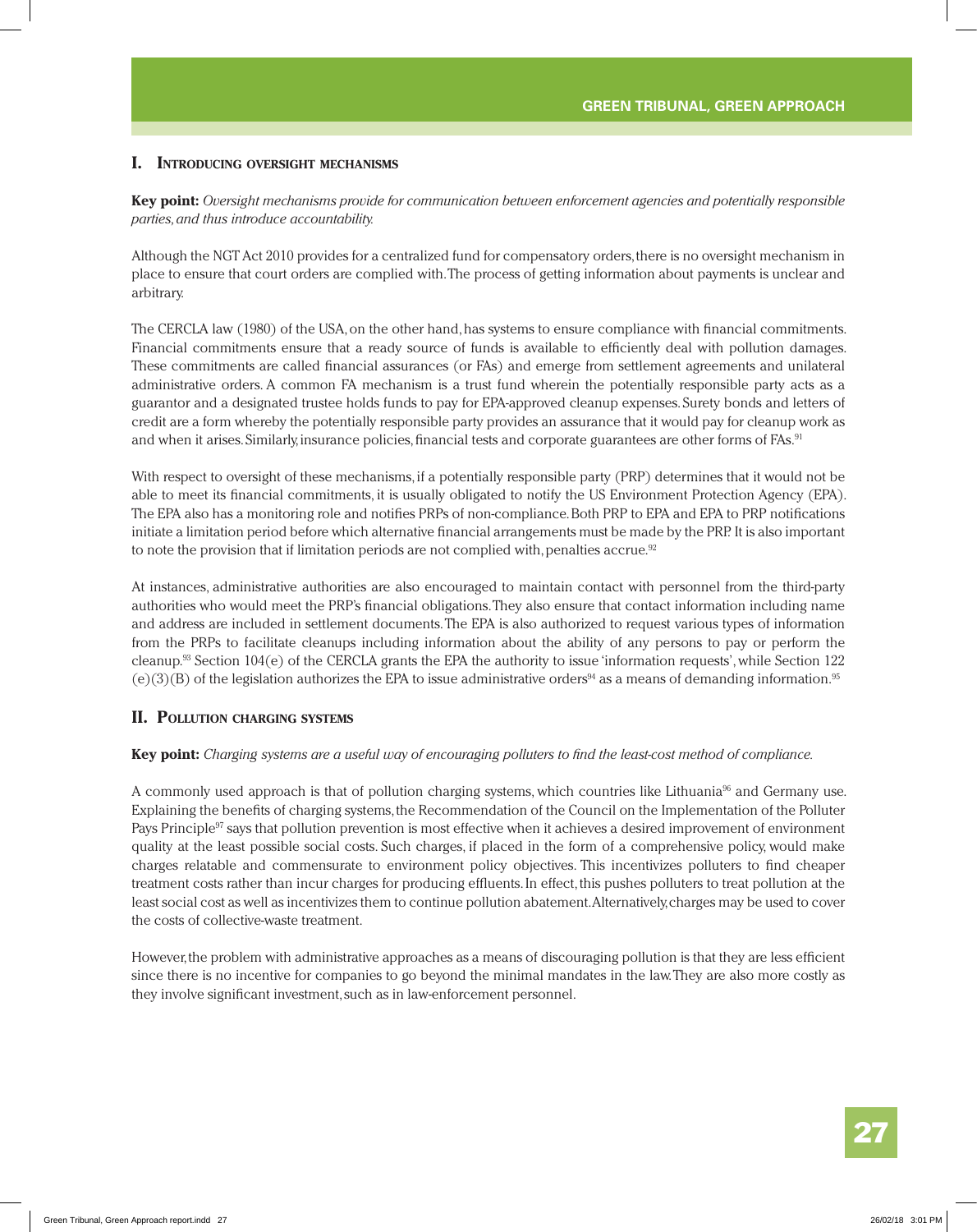## I. Introducing oversight mechanisms

**Key point:** *Oversight mechanisms provide for communication between enforcement agencies and potentially responsible parties, and thus introduce accountability.*

Although the NGT Act 2010 provides for a centralized fund for compensatory orders, there is no oversight mechanism in place to ensure that court orders are complied with. The process of getting information about payments is unclear and arbitrary.

The CERCLA law (1980) of the USA, on the other hand, has systems to ensure compliance with financial commitments. Financial commitments ensure that a ready source of funds is available to efficiently deal with pollution damages. These commitments are called financial assurances (or FAs) and emerge from settlement agreements and unilateral administrative orders. A common FA mechanism is a trust fund wherein the potentially responsible party acts as a guarantor and a designated trustee holds funds to pay for EPA-approved cleanup expenses. Surety bonds and letters of credit are a form whereby the potentially responsible party provides an assurance that it would pay for cleanup work as and when it arises. Similarly, insurance policies, financial tests and corporate guarantees are other forms of FAs.[91]

With respect to oversight of these mechanisms, if a potentially responsible party (PRP) determines that it would not be able to meet its financial commitments, it is usually obligated to notify the US Environment Protection Agency (EPA). The EPA also has a monitoring role and notifies PRPs of non-compliance. Both PRP to EPA and EPA to PRP notifications initiate a limitation period before which alternative financial arrangements must be made by the PRP. It is also important to note the provision that if limitation periods are not complied with, penalties accrue.[92]

At instances, administrative authorities are also encouraged to maintain contact with personnel from the third-party authorities who would meet the PRP's financial obligations. They also ensure that contact information including name and address are included in settlement documents. The EPA is also authorized to request various types of information from the PRPs to facilitate cleanups including information about the ability of any persons to pay or perform the cleanup.[93] Section 104(e) of the CERCLA grants the EPA the authority to issue 'information requests', while Section 122 (e)(3)(B) of the legislation authorizes the EPA to issue administrative orders[94] as a means of demanding information.[95]

## II. Pollution charging systems

**Key point:** *Charging systems are a useful way of encouraging polluters to find the least-cost method of compliance.*

A commonly used approach is that of pollution charging systems, which countries like Lithuania[96] and Germany use. Explaining the benefits of charging systems, the Recommendation of the Council on the Implementation of the Polluter Pays Principle[97] says that pollution prevention is most effective when it achieves a desired improvement of environment quality at the least possible social costs. Such charges, if placed in the form of a comprehensive policy, would make charges relatable and commensurate to environment policy objectives. This incentivizes polluters to find cheaper treatment costs rather than incur charges for producing effluents. In effect, this pushes polluters to treat pollution at the least social cost as well as incentivizes them to continue pollution abatement. Alternatively, charges may be used to cover the costs of collective-waste treatment.

However, the problem with administrative approaches as a means of discouraging pollution is that they are less efficient since there is no incentive for companies to go beyond the minimal mandates in the law. They are also more costly as they involve significant investment, such as in law-enforcement personnel.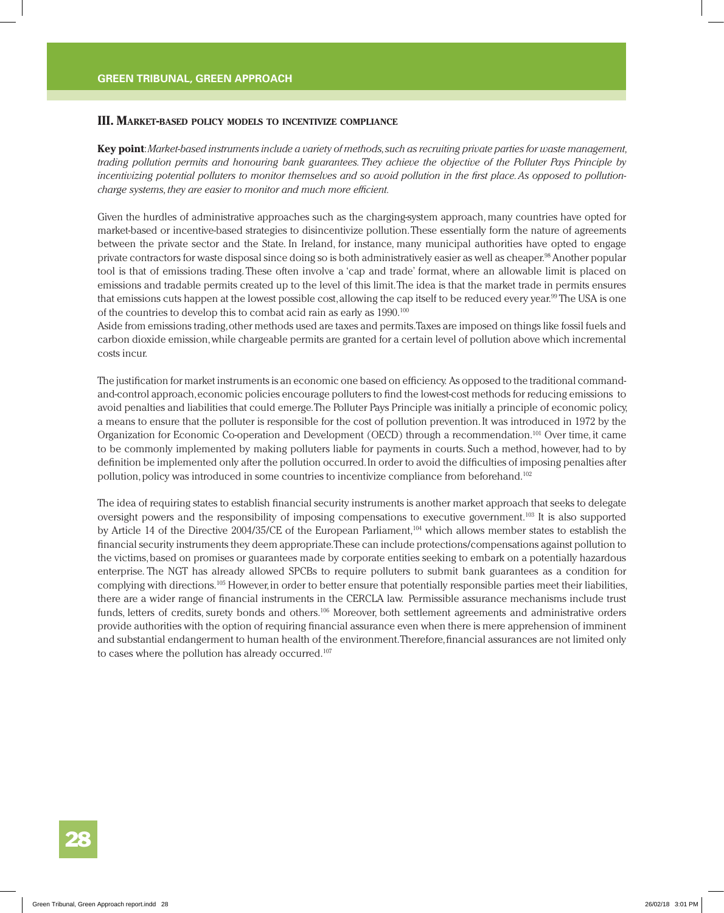### III. Market-based policy models to incentivize compliance

**Key point**: *Market-based instruments include a variety of methods, such as recruiting private parties for waste management, trading pollution permits and honouring bank guarantees. They achieve the objective of the Polluter Pays Principle by incentivizing potential polluters to monitor themselves and so avoid pollution in the first place. As opposed to pollution-charge systems, they are easier to monitor and much more efficient.*

Given the hurdles of administrative approaches such as the charging-system approach, many countries have opted for market-based or incentive-based strategies to disincentivize pollution. These essentially form the nature of agreements between the private sector and the State. In Ireland, for instance, many municipal authorities have opted to engage private contractors for waste disposal since doing so is both administratively easier as well as cheaper.[98] Another popular tool is that of emissions trading. These often involve a 'cap and trade' format, where an allowable limit is placed on emissions and tradable permits created up to the level of this limit. The idea is that the market trade in permits ensures that emissions cuts happen at the lowest possible cost, allowing the cap itself to be reduced every year.[99] The USA is one of the countries to develop this to combat acid rain as early as 1990.[100]

Aside from emissions trading, other methods used are taxes and permits. Taxes are imposed on things like fossil fuels and carbon dioxide emission, while chargeable permits are granted for a certain level of pollution above which incremental costs incur.

The justification for market instruments is an economic one based on efficiency. As opposed to the traditional command-and-control approach, economic policies encourage polluters to find the lowest-cost methods for reducing emissions to avoid penalties and liabilities that could emerge. The Polluter Pays Principle was initially a principle of economic policy, a means to ensure that the polluter is responsible for the cost of pollution prevention. It was introduced in 1972 by the Organization for Economic Co-operation and Development (OECD) through a recommendation.[101] Over time, it came to be commonly implemented by making polluters liable for payments in courts. Such a method, however, had to by definition be implemented only after the pollution occurred. In order to avoid the difficulties of imposing penalties after pollution, policy was introduced in some countries to incentivize compliance from beforehand.[102]

The idea of requiring states to establish financial security instruments is another market approach that seeks to delegate oversight powers and the responsibility of imposing compensations to executive government.[103] It is also supported by Article 14 of the Directive 2004/35/CE of the European Parliament,[104] which allows member states to establish the financial security instruments they deem appropriate. These can include protections/compensations against pollution to the victims, based on promises or guarantees made by corporate entities seeking to embark on a potentially hazardous enterprise. The NGT has already allowed SPCBs to require polluters to submit bank guarantees as a condition for complying with directions.[105] However, in order to better ensure that potentially responsible parties meet their liabilities, there are a wider range of financial instruments in the CERCLA law. Permissible assurance mechanisms include trust funds, letters of credits, surety bonds and others.[106] Moreover, both settlement agreements and administrative orders provide authorities with the option of requiring financial assurance even when there is mere apprehension of imminent and substantial endangerment to human health of the environment. Therefore, financial assurances are not limited only to cases where the pollution has already occurred.[107]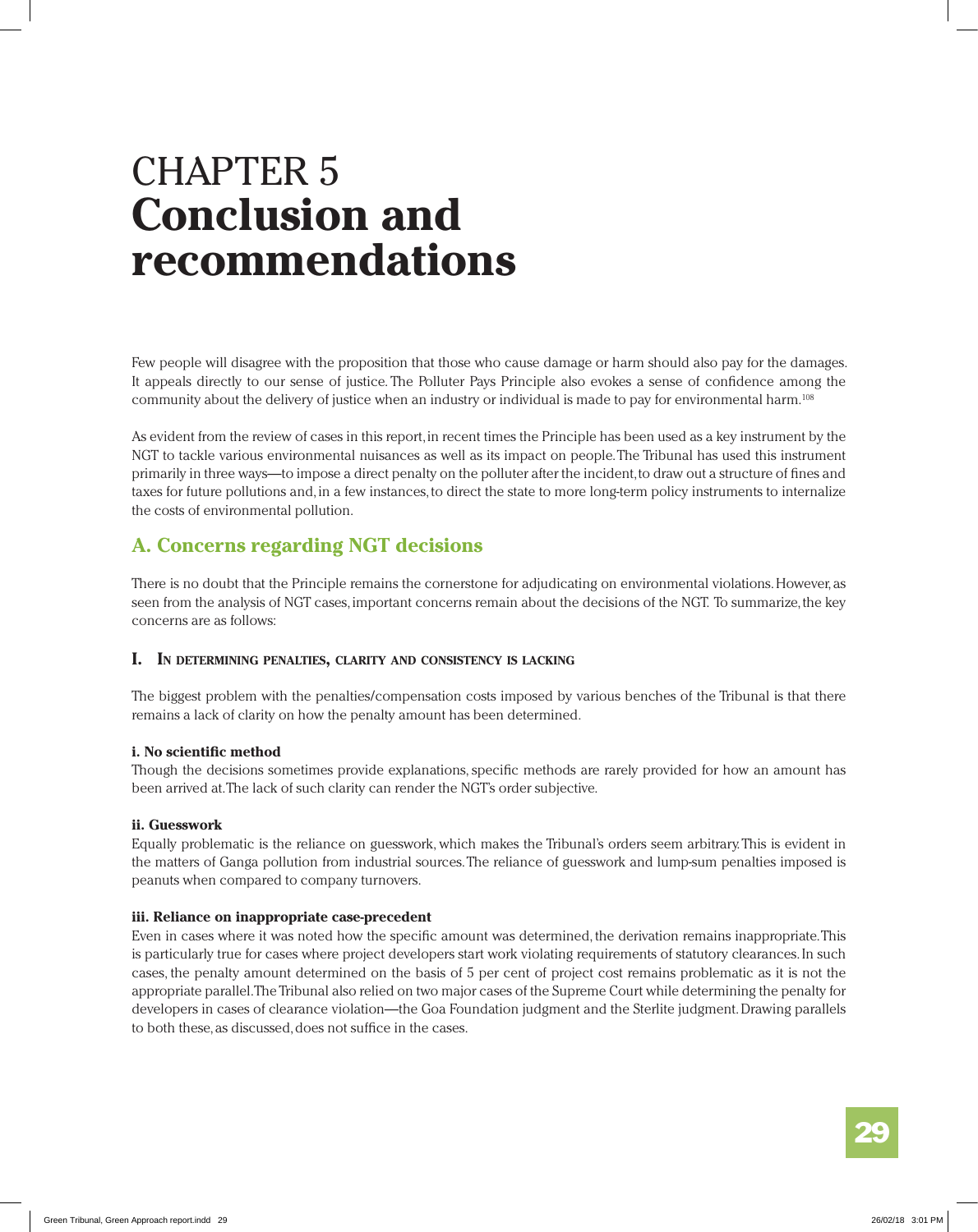# CHAPTER 5
# Conclusion and recommendations

Few people will disagree with the proposition that those who cause damage or harm should also pay for the damages. It appeals directly to our sense of justice. The Polluter Pays Principle also evokes a sense of confidence among the community about the delivery of justice when an industry or individual is made to pay for environmental harm.[108]

As evident from the review of cases in this report, in recent times the Principle has been used as a key instrument by the NGT to tackle various environmental nuisances as well as its impact on people. The Tribunal has used this instrument primarily in three ways—to impose a direct penalty on the polluter after the incident, to draw out a structure of fines and taxes for future pollutions and, in a few instances, to direct the state to more long-term policy instruments to internalize the costs of environmental pollution.

## A. Concerns regarding NGT decisions

There is no doubt that the Principle remains the cornerstone for adjudicating on environmental violations. However, as seen from the analysis of NGT cases, important concerns remain about the decisions of the NGT. To summarize, the key concerns are as follows:

### I. In determining penalties, clarity and consistency is lacking

The biggest problem with the penalties/compensation costs imposed by various benches of the Tribunal is that there remains a lack of clarity on how the penalty amount has been determined.

**i. No scientific method**

Though the decisions sometimes provide explanations, specific methods are rarely provided for how an amount has been arrived at. The lack of such clarity can render the NGT's order subjective.

**ii. Guesswork**

Equally problematic is the reliance on guesswork, which makes the Tribunal's orders seem arbitrary. This is evident in the matters of Ganga pollution from industrial sources. The reliance of guesswork and lump-sum penalties imposed is peanuts when compared to company turnovers.

**iii. Reliance on inappropriate case-precedent**

Even in cases where it was noted how the specific amount was determined, the derivation remains inappropriate. This is particularly true for cases where project developers start work violating requirements of statutory clearances. In such cases, the penalty amount determined on the basis of 5 per cent of project cost remains problematic as it is not the appropriate parallel. The Tribunal also relied on two major cases of the Supreme Court while determining the penalty for developers in cases of clearance violation—the Goa Foundation judgment and the Sterlite judgment. Drawing parallels to both these, as discussed, does not suffice in the cases.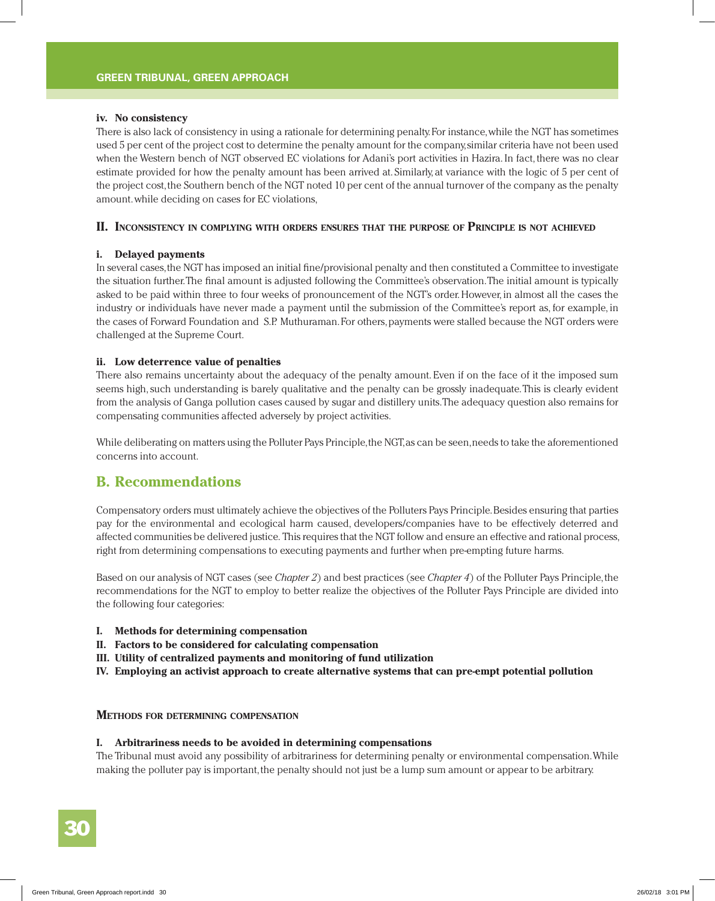#### iv. No consistency

There is also lack of consistency in using a rationale for determining penalty. For instance, while the NGT has sometimes used 5 per cent of the project cost to determine the penalty amount for the company, similar criteria have not been used when the Western bench of NGT observed EC violations for Adani's port activities in Hazira. In fact, there was no clear estimate provided for how the penalty amount has been arrived at. Similarly, at variance with the logic of 5 per cent of the project cost, the Southern bench of the NGT noted 10 per cent of the annual turnover of the company as the penalty amount. while deciding on cases for EC violations,

### II. Inconsistency in complying with orders ensures that the purpose of Principle is not achieved

#### i. Delayed payments

In several cases, the NGT has imposed an initial fine/provisional penalty and then constituted a Committee to investigate the situation further. The final amount is adjusted following the Committee's observation. The initial amount is typically asked to be paid within three to four weeks of pronouncement of the NGT's order. However, in almost all the cases the industry or individuals have never made a payment until the submission of the Committee's report as, for example, in the cases of Forward Foundation and S.P. Muthuraman. For others, payments were stalled because the NGT orders were challenged at the Supreme Court.

#### ii. Low deterrence value of penalties

There also remains uncertainty about the adequacy of the penalty amount. Even if on the face of it the imposed sum seems high, such understanding is barely qualitative and the penalty can be grossly inadequate. This is clearly evident from the analysis of Ganga pollution cases caused by sugar and distillery units. The adequacy question also remains for compensating communities affected adversely by project activities.

While deliberating on matters using the Polluter Pays Principle, the NGT, as can be seen, needs to take the aforementioned concerns into account.

## B. Recommendations

Compensatory orders must ultimately achieve the objectives of the Polluters Pays Principle. Besides ensuring that parties pay for the environmental and ecological harm caused, developers/companies have to be effectively deterred and affected communities be delivered justice. This requires that the NGT follow and ensure an effective and rational process, right from determining compensations to executing payments and further when pre-empting future harms.

Based on our analysis of NGT cases (see *Chapter 2*) and best practices (see *Chapter 4*) of the Polluter Pays Principle, the recommendations for the NGT to employ to better realize the objectives of the Polluter Pays Principle are divided into the following four categories:

- **I. Methods for determining compensation**
- **II. Factors to be considered for calculating compensation**
- **III. Utility of centralized payments and monitoring of fund utilization**
- **IV. Employing an activist approach to create alternative systems that can pre-empt potential pollution**

### Methods for determining compensation

#### I. Arbitrariness needs to be avoided in determining compensations

The Tribunal must avoid any possibility of arbitrariness for determining penalty or environmental compensation. While making the polluter pay is important, the penalty should not just be a lump sum amount or appear to be arbitrary.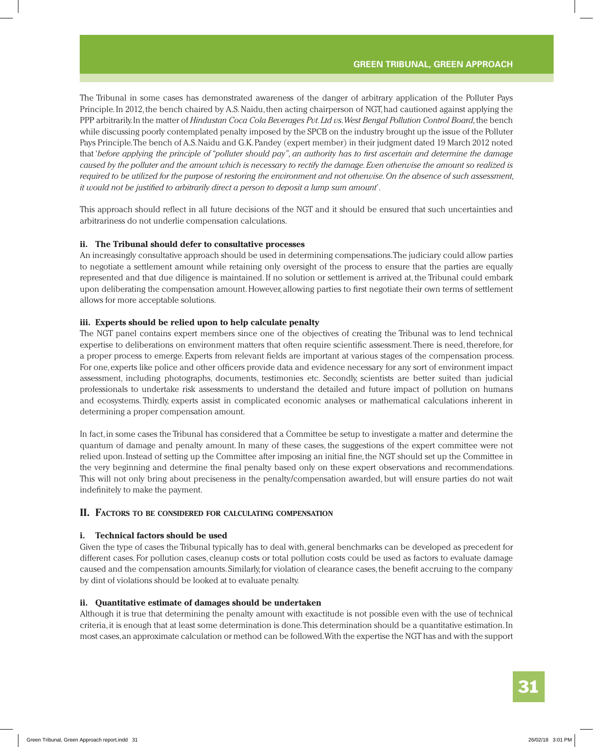The Tribunal in some cases has demonstrated awareness of the danger of arbitrary application of the Polluter Pays Principle. In 2012, the bench chaired by A.S. Naidu, then acting chairperson of NGT, had cautioned against applying the PPP arbitrarily. In the matter of *Hindustan Coca Cola Beverages Pvt. Ltd vs. West Bengal Pollution Control Board*, the bench while discussing poorly contemplated penalty imposed by the SPCB on the industry brought up the issue of the Polluter Pays Principle. The bench of A.S. Naidu and G.K. Pandey (expert member) in their judgment dated 19 March 2012 noted that '*before applying the principle of "polluter should pay", an authority has to first ascertain and determine the damage caused by the polluter and the amount which is necessary to rectify the damage. Even otherwise the amount so realized is required to be utilized for the purpose of restoring the environment and not otherwise. On the absence of such assessment, it would not be justified to arbitrarily direct a person to deposit a lump sum amount*'.

This approach should reflect in all future decisions of the NGT and it should be ensured that such uncertainties and arbitrariness do not underlie compensation calculations.

#### ii. The Tribunal should defer to consultative processes

An increasingly consultative approach should be used in determining compensations. The judiciary could allow parties to negotiate a settlement amount while retaining only oversight of the process to ensure that the parties are equally represented and that due diligence is maintained. If no solution or settlement is arrived at, the Tribunal could embark upon deliberating the compensation amount. However, allowing parties to first negotiate their own terms of settlement allows for more acceptable solutions.

#### iii. Experts should be relied upon to help calculate penalty

The NGT panel contains expert members since one of the objectives of creating the Tribunal was to lend technical expertise to deliberations on environment matters that often require scientific assessment. There is need, therefore, for a proper process to emerge. Experts from relevant fields are important at various stages of the compensation process. For one, experts like police and other officers provide data and evidence necessary for any sort of environment impact assessment, including photographs, documents, testimonies etc. Secondly, scientists are better suited than judicial professionals to undertake risk assessments to understand the detailed and future impact of pollution on humans and ecosystems. Thirdly, experts assist in complicated economic analyses or mathematical calculations inherent in determining a proper compensation amount.

In fact, in some cases the Tribunal has considered that a Committee be setup to investigate a matter and determine the quantum of damage and penalty amount. In many of these cases, the suggestions of the expert committee were not relied upon. Instead of setting up the Committee after imposing an initial fine, the NGT should set up the Committee in the very beginning and determine the final penalty based only on these expert observations and recommendations. This will not only bring about preciseness in the penalty/compensation awarded, but will ensure parties do not wait indefinitely to make the payment.

### II. Factors to be considered for calculating compensation

#### i. Technical factors should be used

Given the type of cases the Tribunal typically has to deal with, general benchmarks can be developed as precedent for different cases. For pollution cases, cleanup costs or total pollution costs could be used as factors to evaluate damage caused and the compensation amounts. Similarly, for violation of clearance cases, the benefit accruing to the company by dint of violations should be looked at to evaluate penalty.

#### ii. Quantitative estimate of damages should be undertaken

Although it is true that determining the penalty amount with exactitude is not possible even with the use of technical criteria, it is enough that at least some determination is done. This determination should be a quantitative estimation. In most cases, an approximate calculation or method can be followed. With the expertise the NGT has and with the support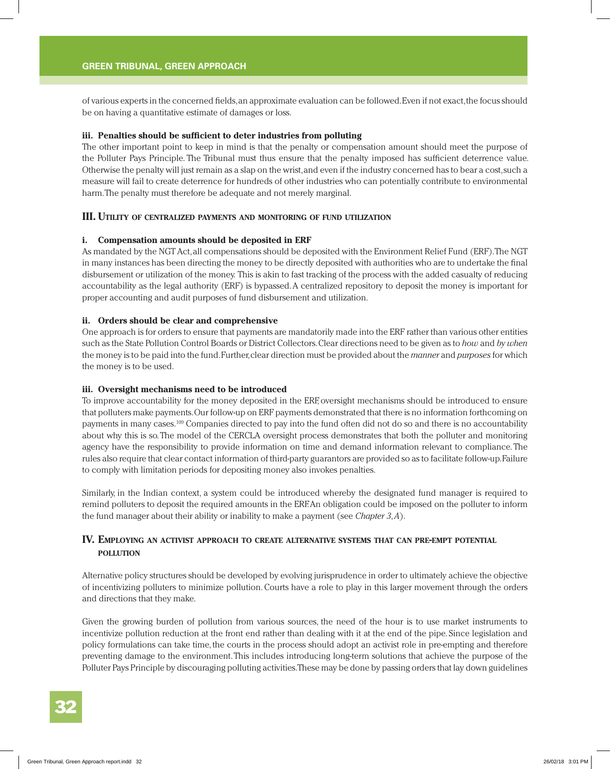of various experts in the concerned fields, an approximate evaluation can be followed. Even if not exact, the focus should be on having a quantitative estimate of damages or loss.

#### iii. Penalties should be sufficient to deter industries from polluting

The other important point to keep in mind is that the penalty or compensation amount should meet the purpose of the Polluter Pays Principle. The Tribunal must thus ensure that the penalty imposed has sufficient deterrence value. Otherwise the penalty will just remain as a slap on the wrist, and even if the industry concerned has to bear a cost, such a measure will fail to create deterrence for hundreds of other industries who can potentially contribute to environmental harm. The penalty must therefore be adequate and not merely marginal.

## III. Utility of centralized payments and monitoring of fund utilization

#### i. Compensation amounts should be deposited in ERF

As mandated by the NGT Act, all compensations should be deposited with the Environment Relief Fund (ERF). The NGT in many instances has been directing the money to be directly deposited with authorities who are to undertake the final disbursement or utilization of the money. This is akin to fast tracking of the process with the added casualty of reducing accountability as the legal authority (ERF) is bypassed. A centralized repository to deposit the money is important for proper accounting and audit purposes of fund disbursement and utilization.

#### ii. Orders should be clear and comprehensive

One approach is for orders to ensure that payments are mandatorily made into the ERF rather than various other entities such as the State Pollution Control Boards or District Collectors. Clear directions need to be given as to *how* and *by when* the money is to be paid into the fund. Further, clear direction must be provided about the *manner* and *purposes* for which the money is to be used.

#### iii. Oversight mechanisms need to be introduced

To improve accountability for the money deposited in the ERF, oversight mechanisms should be introduced to ensure that polluters make payments. Our follow-up on ERF payments demonstrated that there is no information forthcoming on payments in many cases.[109] Companies directed to pay into the fund often did not do so and there is no accountability about why this is so. The model of the CERCLA oversight process demonstrates that both the polluter and monitoring agency have the responsibility to provide information on time and demand information relevant to compliance. The rules also require that clear contact information of third-party guarantors are provided so as to facilitate follow-up. Failure to comply with limitation periods for depositing money also invokes penalties.

Similarly, in the Indian context, a system could be introduced whereby the designated fund manager is required to remind polluters to deposit the required amounts in the ERF. An obligation could be imposed on the polluter to inform the fund manager about their ability or inability to make a payment (see *Chapter 3, A*).

## IV. Employing an activist approach to create alternative systems that can pre-empt potential pollution

Alternative policy structures should be developed by evolving jurisprudence in order to ultimately achieve the objective of incentivizing polluters to minimize pollution. Courts have a role to play in this larger movement through the orders and directions that they make.

Given the growing burden of pollution from various sources, the need of the hour is to use market instruments to incentivize pollution reduction at the front end rather than dealing with it at the end of the pipe. Since legislation and policy formulations can take time, the courts in the process should adopt an activist role in pre-empting and therefore preventing damage to the environment. This includes introducing long-term solutions that achieve the purpose of the Polluter Pays Principle by discouraging polluting activities. These may be done by passing orders that lay down guidelines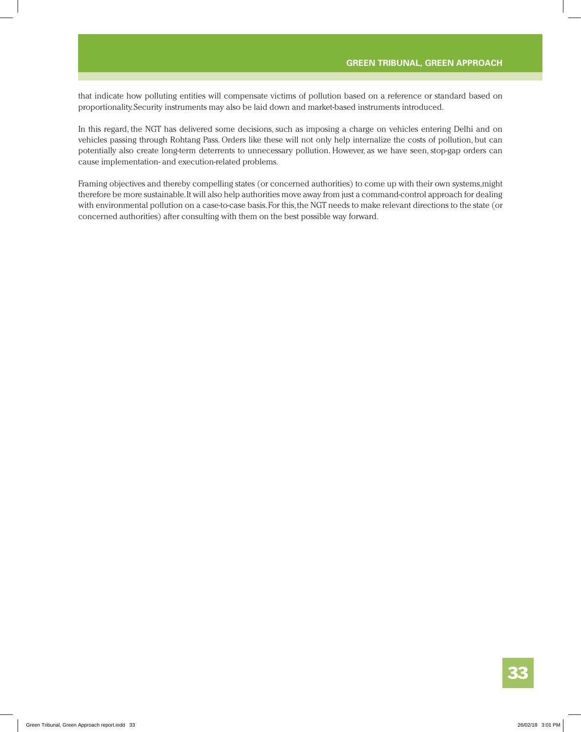that indicate how polluting entities will compensate victims of pollution based on a reference or standard based on proportionality. Security instruments may also be laid down and market-based instruments introduced.

In this regard, the NGT has delivered some decisions, such as imposing a charge on vehicles entering Delhi and on vehicles passing through Rohtang Pass. Orders like these will not only help internalize the costs of pollution, but can potentially also create long-term deterrents to unnecessary pollution. However, as we have seen, stop-gap orders can cause implementation- and execution-related problems.

Framing objectives and thereby compelling states (or concerned authorities) to come up with their own systems, might therefore be more sustainable. It will also help authorities move away from just a command-control approach for dealing with environmental pollution on a case-to-case basis. For this, the NGT needs to make relevant directions to the state (or concerned authorities) after consulting with them on the best possible way forward.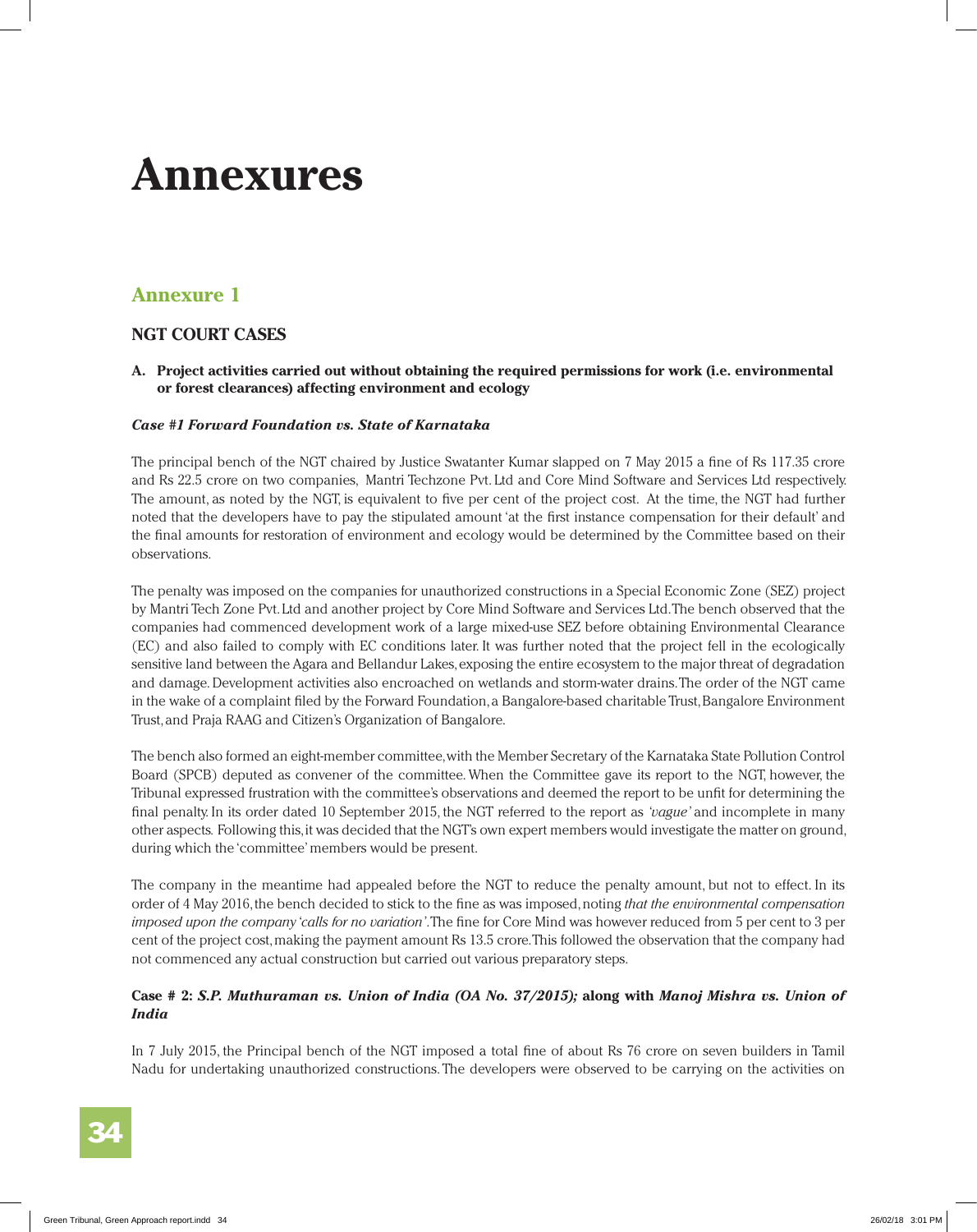# Annexures

## Annexure 1

### NGT COURT CASES

**A. Project activities carried out without obtaining the required permissions for work (i.e. environmental or forest clearances) affecting environment and ecology**

***Case #1 Forward Foundation vs. State of Karnataka***

The principal bench of the NGT chaired by Justice Swatanter Kumar slapped on 7 May 2015 a fine of Rs 117.35 crore and Rs 22.5 crore on two companies, Mantri Techzone Pvt. Ltd and Core Mind Software and Services Ltd respectively. The amount, as noted by the NGT, is equivalent to five per cent of the project cost. At the time, the NGT had further noted that the developers have to pay the stipulated amount 'at the first instance compensation for their default' and the final amounts for restoration of environment and ecology would be determined by the Committee based on their observations.

The penalty was imposed on the companies for unauthorized constructions in a Special Economic Zone (SEZ) project by Mantri Tech Zone Pvt. Ltd and another project by Core Mind Software and Services Ltd. The bench observed that the companies had commenced development work of a large mixed-use SEZ before obtaining Environmental Clearance (EC) and also failed to comply with EC conditions later. It was further noted that the project fell in the ecologically sensitive land between the Agara and Bellandur Lakes, exposing the entire ecosystem to the major threat of degradation and damage. Development activities also encroached on wetlands and storm-water drains. The order of the NGT came in the wake of a complaint filed by the Forward Foundation, a Bangalore-based charitable Trust, Bangalore Environment Trust, and Praja RAAG and Citizen's Organization of Bangalore.

The bench also formed an eight-member committee, with the Member Secretary of the Karnataka State Pollution Control Board (SPCB) deputed as convener of the committee. When the Committee gave its report to the NGT, however, the Tribunal expressed frustration with the committee's observations and deemed the report to be unfit for determining the final penalty. In its order dated 10 September 2015, the NGT referred to the report as *'vague'* and incomplete in many other aspects. Following this, it was decided that the NGT's own expert members would investigate the matter on ground, during which the 'committee' members would be present.

The company in the meantime had appealed before the NGT to reduce the penalty amount, but not to effect. In its order of 4 May 2016, the bench decided to stick to the fine as was imposed, noting *that the environmental compensation imposed upon the company 'calls for no variation'*. The fine for Core Mind was however reduced from 5 per cent to 3 per cent of the project cost, making the payment amount Rs 13.5 crore. This followed the observation that the company had not commenced any actual construction but carried out various preparatory steps.

**Case # 2: *S.P. Muthuraman vs. Union of India (OA No. 37/2015);* along with *Manoj Mishra vs. Union of India***

In 7 July 2015, the Principal bench of the NGT imposed a total fine of about Rs 76 crore on seven builders in Tamil Nadu for undertaking unauthorized constructions. The developers were observed to be carrying on the activities on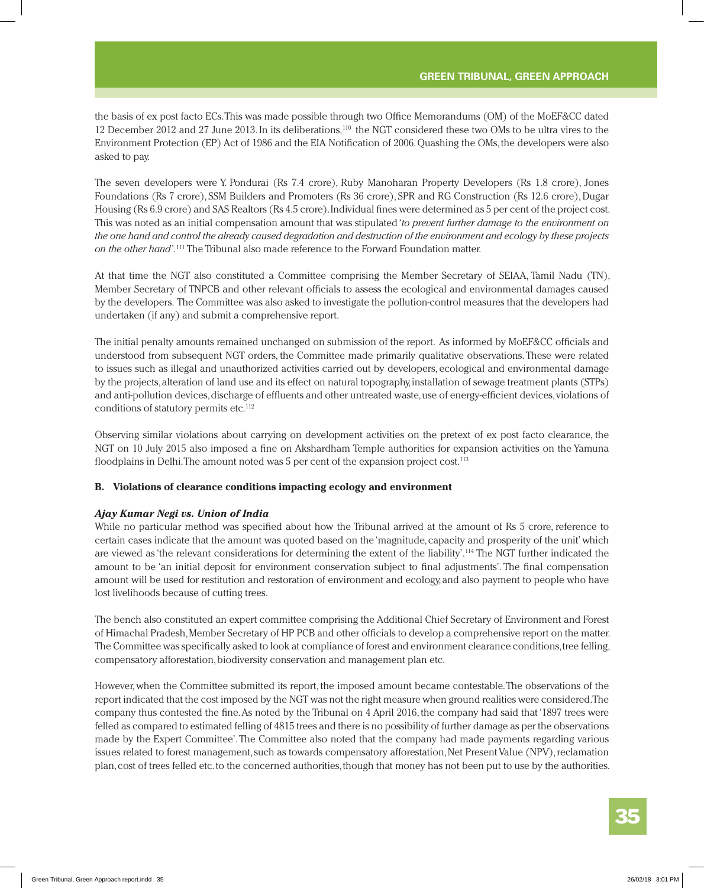the basis of ex post facto ECs. This was made possible through two Office Memorandums (OM) of the MoEF&CC dated 12 December 2012 and 27 June 2013. In its deliberations,[110] the NGT considered these two OMs to be ultra vires to the Environment Protection (EP) Act of 1986 and the EIA Notification of 2006. Quashing the OMs, the developers were also asked to pay.

The seven developers were Y. Pondurai (Rs 7.4 crore), Ruby Manoharan Property Developers (Rs 1.8 crore), Jones Foundations (Rs 7 crore), SSM Builders and Promoters (Rs 36 crore), SPR and RG Construction (Rs 12.6 crore), Dugar Housing (Rs 6.9 crore) and SAS Realtors (Rs 4.5 crore). Individual fines were determined as 5 per cent of the project cost. This was noted as an initial compensation amount that was stipulated '*to prevent further damage to the environment on the one hand and control the already caused degradation and destruction of the environment and ecology by these projects on the other hand*'.[111] The Tribunal also made reference to the Forward Foundation matter.

At that time the NGT also constituted a Committee comprising the Member Secretary of SEIAA, Tamil Nadu (TN), Member Secretary of TNPCB and other relevant officials to assess the ecological and environmental damages caused by the developers. The Committee was also asked to investigate the pollution-control measures that the developers had undertaken (if any) and submit a comprehensive report.

The initial penalty amounts remained unchanged on submission of the report. As informed by MoEF&CC officials and understood from subsequent NGT orders, the Committee made primarily qualitative observations. These were related to issues such as illegal and unauthorized activities carried out by developers, ecological and environmental damage by the projects, alteration of land use and its effect on natural topography, installation of sewage treatment plants (STPs) and anti-pollution devices, discharge of effluents and other untreated waste, use of energy-efficient devices, violations of conditions of statutory permits etc.[112]

Observing similar violations about carrying on development activities on the pretext of ex post facto clearance, the NGT on 10 July 2015 also imposed a fine on Akshardham Temple authorities for expansion activities on the Yamuna floodplains in Delhi. The amount noted was 5 per cent of the expansion project cost.[113]

### B. Violations of clearance conditions impacting ecology and environment

***Ajay Kumar Negi vs. Union of India***

While no particular method was specified about how the Tribunal arrived at the amount of Rs 5 crore, reference to certain cases indicate that the amount was quoted based on the 'magnitude, capacity and prosperity of the unit' which are viewed as 'the relevant considerations for determining the extent of the liability'.[114] The NGT further indicated the amount to be 'an initial deposit for environment conservation subject to final adjustments'. The final compensation amount will be used for restitution and restoration of environment and ecology, and also payment to people who have lost livelihoods because of cutting trees.

The bench also constituted an expert committee comprising the Additional Chief Secretary of Environment and Forest of Himachal Pradesh, Member Secretary of HP PCB and other officials to develop a comprehensive report on the matter. The Committee was specifically asked to look at compliance of forest and environment clearance conditions, tree felling, compensatory afforestation, biodiversity conservation and management plan etc.

However, when the Committee submitted its report, the imposed amount became contestable. The observations of the report indicated that the cost imposed by the NGT was not the right measure when ground realities were considered. The company thus contested the fine. As noted by the Tribunal on 4 April 2016, the company had said that '1897 trees were felled as compared to estimated felling of 4815 trees and there is no possibility of further damage as per the observations made by the Expert Committee'. The Committee also noted that the company had made payments regarding various issues related to forest management, such as towards compensatory afforestation, Net Present Value (NPV), reclamation plan, cost of trees felled etc. to the concerned authorities, though that money has not been put to use by the authorities.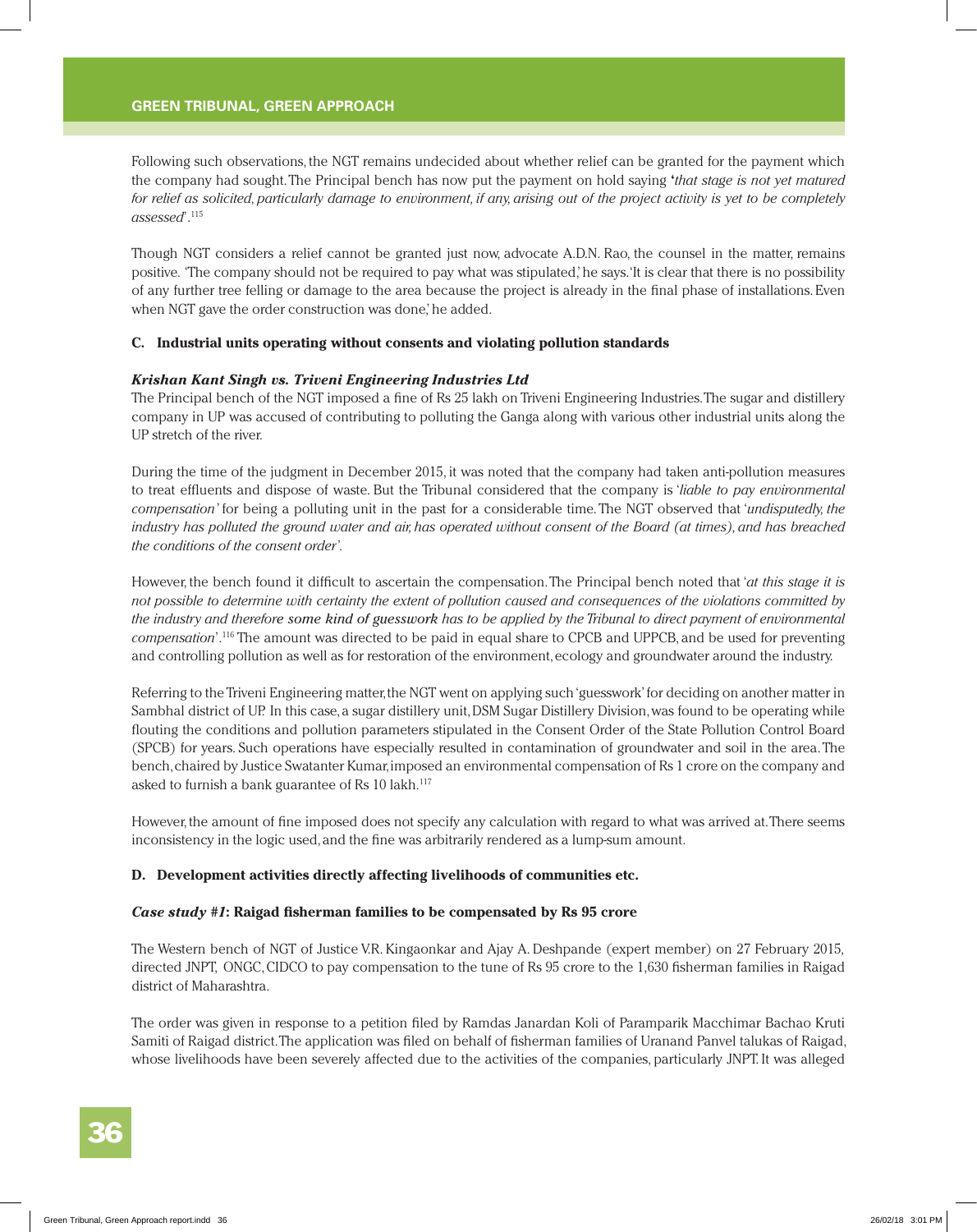Following such observations, the NGT remains undecided about whether relief can be granted for the payment which the company had sought. The Principal bench has now put the payment on hold saying '*that stage is not yet matured for relief as solicited, particularly damage to environment, if any, arising out of the project activity is yet to be completely assessed*'.[115]

Though NGT considers a relief cannot be granted just now, advocate A.D.N. Rao, the counsel in the matter, remains positive. 'The company should not be required to pay what was stipulated,' he says. 'It is clear that there is no possibility of any further tree felling or damage to the area because the project is already in the final phase of installations. Even when NGT gave the order construction was done,' he added.

### C. Industrial units operating without consents and violating pollution standards

***Krishan Kant Singh vs. Triveni Engineering Industries Ltd***

The Principal bench of the NGT imposed a fine of Rs 25 lakh on Triveni Engineering Industries. The sugar and distillery company in UP was accused of contributing to polluting the Ganga along with various other industrial units along the UP stretch of the river.

During the time of the judgment in December 2015, it was noted that the company had taken anti-pollution measures to treat effluents and dispose of waste. But the Tribunal considered that the company is '*liable to pay environmental compensation*' for being a polluting unit in the past for a considerable time. The NGT observed that '*undisputedly, the industry has polluted the ground water and air, has operated without consent of the Board (at times), and has breached the conditions of the consent order*'.

However, the bench found it difficult to ascertain the compensation. The Principal bench noted that '*at this stage it is not possible to determine with certainty the extent of pollution caused and consequences of the violations committed by the industry and therefore **some kind of guesswork** has to be applied by the Tribunal to direct payment of environmental compensation*'.[116] The amount was directed to be paid in equal share to CPCB and UPPCB, and be used for preventing and controlling pollution as well as for restoration of the environment, ecology and groundwater around the industry.

Referring to the Triveni Engineering matter, the NGT went on applying such 'guesswork' for deciding on another matter in Sambhal district of UP. In this case, a sugar distillery unit, DSM Sugar Distillery Division, was found to be operating while flouting the conditions and pollution parameters stipulated in the Consent Order of the State Pollution Control Board (SPCB) for years. Such operations have especially resulted in contamination of groundwater and soil in the area. The bench, chaired by Justice Swatanter Kumar, imposed an environmental compensation of Rs 1 crore on the company and asked to furnish a bank guarantee of Rs 10 lakh.[117]

However, the amount of fine imposed does not specify any calculation with regard to what was arrived at. There seems inconsistency in the logic used, and the fine was arbitrarily rendered as a lump-sum amount.

### D. Development activities directly affecting livelihoods of communities etc.

***Case study #1*: Raigad fisherman families to be compensated by Rs 95 crore**

The Western bench of NGT of Justice V.R. Kingaonkar and Ajay A. Deshpande (expert member) on 27 February 2015, directed JNPT, ONGC, CIDCO to pay compensation to the tune of Rs 95 crore to the 1,630 fisherman families in Raigad district of Maharashtra.

The order was given in response to a petition filed by Ramdas Janardan Koli of Paramparik Macchimar Bachao Kruti Samiti of Raigad district. The application was filed on behalf of fisherman families of Uranand Panvel talukas of Raigad, whose livelihoods have been severely affected due to the activities of the companies, particularly JNPT. It was alleged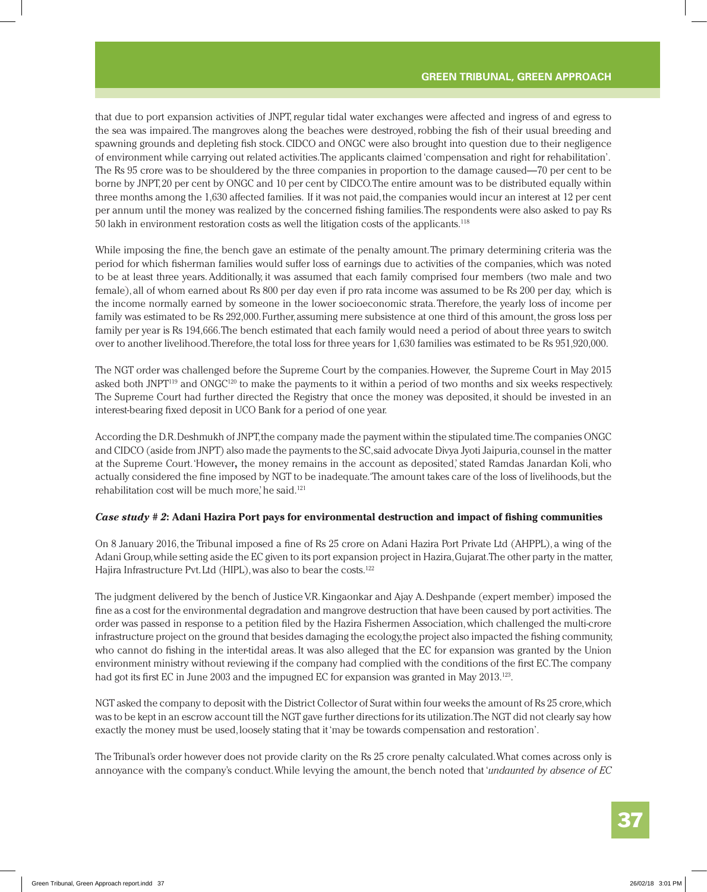that due to port expansion activities of JNPT, regular tidal water exchanges were affected and ingress of and egress to the sea was impaired. The mangroves along the beaches were destroyed, robbing the fish of their usual breeding and spawning grounds and depleting fish stock. CIDCO and ONGC were also brought into question due to their negligence of environment while carrying out related activities. The applicants claimed 'compensation and right for rehabilitation'. The Rs 95 crore was to be shouldered by the three companies in proportion to the damage caused—70 per cent to be borne by JNPT, 20 per cent by ONGC and 10 per cent by CIDCO. The entire amount was to be distributed equally within three months among the 1,630 affected families. If it was not paid, the companies would incur an interest at 12 per cent per annum until the money was realized by the concerned fishing families. The respondents were also asked to pay Rs 50 lakh in environment restoration costs as well the litigation costs of the applicants.[118]

While imposing the fine, the bench gave an estimate of the penalty amount. The primary determining criteria was the period for which fisherman families would suffer loss of earnings due to activities of the companies, which was noted to be at least three years. Additionally, it was assumed that each family comprised four members (two male and two female), all of whom earned about Rs 800 per day even if pro rata income was assumed to be Rs 200 per day, which is the income normally earned by someone in the lower socioeconomic strata. Therefore, the yearly loss of income per family was estimated to be Rs 292,000. Further, assuming mere subsistence at one third of this amount, the gross loss per family per year is Rs 194,666. The bench estimated that each family would need a period of about three years to switch over to another livelihood. Therefore, the total loss for three years for 1,630 families was estimated to be Rs 951,920,000.

The NGT order was challenged before the Supreme Court by the companies. However, the Supreme Court in May 2015 asked both JNPT[119] and ONGC[120] to make the payments to it within a period of two months and six weeks respectively. The Supreme Court had further directed the Registry that once the money was deposited, it should be invested in an interest-bearing fixed deposit in UCO Bank for a period of one year.

According the D.R. Deshmukh of JNPT, the company made the payment within the stipulated time. The companies ONGC and CIDCO (aside from JNPT) also made the payments to the SC, said advocate Divya Jyoti Jaipuria, counsel in the matter at the Supreme Court. 'However**,** the money remains in the account as deposited,' stated Ramdas Janardan Koli, who actually considered the fine imposed by NGT to be inadequate. 'The amount takes care of the loss of livelihoods, but the rehabilitation cost will be much more,' he said.[121]

#### ***Case study # 2*: Adani Hazira Port pays for environmental destruction and impact of fishing communities**

On 8 January 2016, the Tribunal imposed a fine of Rs 25 crore on Adani Hazira Port Private Ltd (AHPPL), a wing of the Adani Group, while setting aside the EC given to its port expansion project in Hazira, Gujarat. The other party in the matter, Hajira Infrastructure Pvt. Ltd (HIPL), was also to bear the costs.[122]

The judgment delivered by the bench of Justice V.R. Kingaonkar and Ajay A. Deshpande (expert member) imposed the fine as a cost for the environmental degradation and mangrove destruction that have been caused by port activities. The order was passed in response to a petition filed by the Hazira Fishermen Association, which challenged the multi-crore infrastructure project on the ground that besides damaging the ecology, the project also impacted the fishing community, who cannot do fishing in the inter-tidal areas. It was also alleged that the EC for expansion was granted by the Union environment ministry without reviewing if the company had complied with the conditions of the first EC. The company had got its first EC in June 2003 and the impugned EC for expansion was granted in May 2013.[123].

NGT asked the company to deposit with the District Collector of Surat within four weeks the amount of Rs 25 crore, which was to be kept in an escrow account till the NGT gave further directions for its utilization. The NGT did not clearly say how exactly the money must be used, loosely stating that it 'may be towards compensation and restoration'.

The Tribunal's order however does not provide clarity on the Rs 25 crore penalty calculated. What comes across only is annoyance with the company's conduct. While levying the amount, the bench noted that '*undaunted by absence of EC*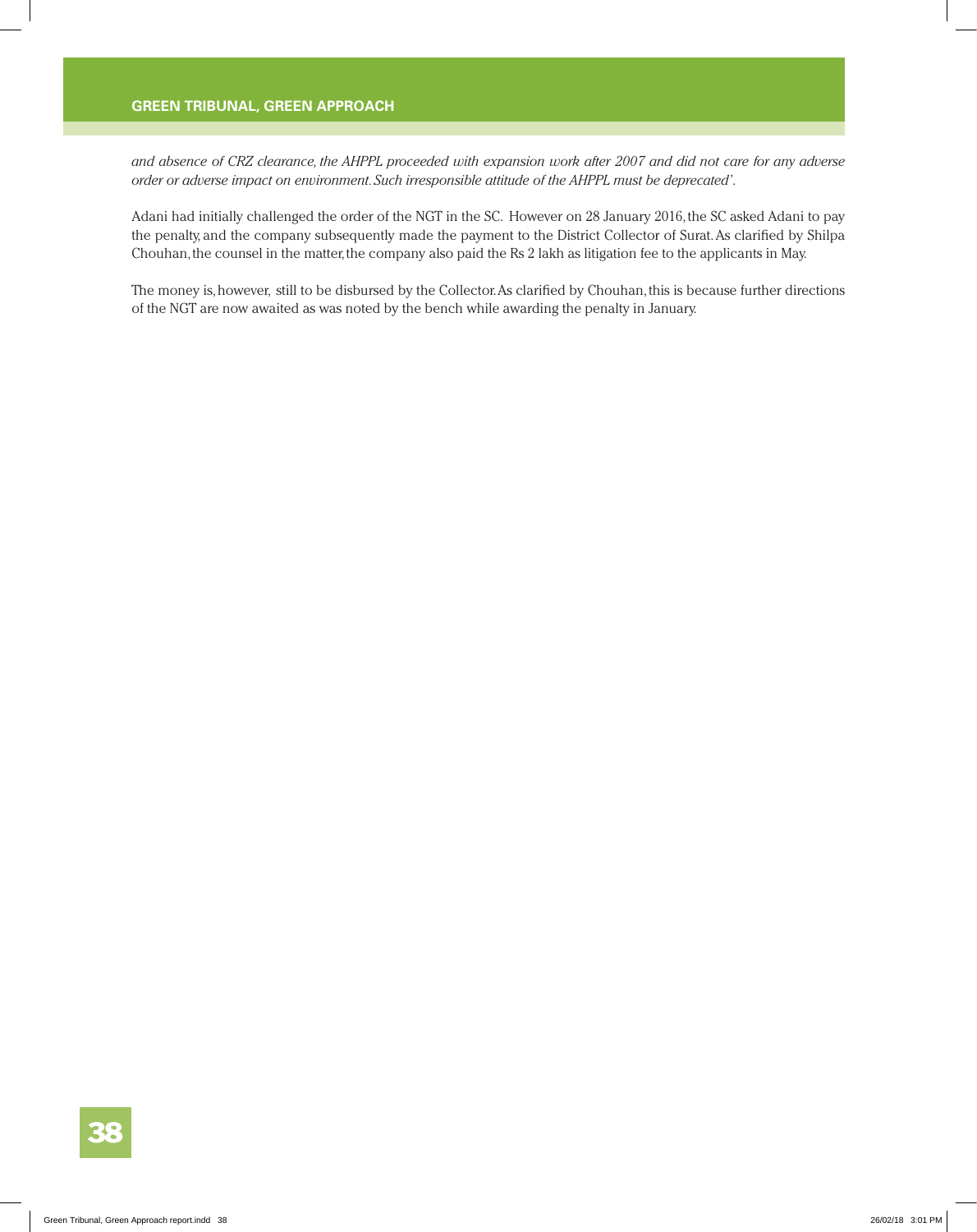*and absence of CRZ clearance, the AHPPL proceeded with expansion work after 2007 and did not care for any adverse order or adverse impact on environment. Such irresponsible attitude of the AHPPL must be deprecated'.*

Adani had initially challenged the order of the NGT in the SC. However on 28 January 2016, the SC asked Adani to pay the penalty, and the company subsequently made the payment to the District Collector of Surat. As clarified by Shilpa Chouhan, the counsel in the matter, the company also paid the Rs 2 lakh as litigation fee to the applicants in May.

The money is, however, still to be disbursed by the Collector. As clarified by Chouhan, this is because further directions of the NGT are now awaited as was noted by the bench while awarding the penalty in January.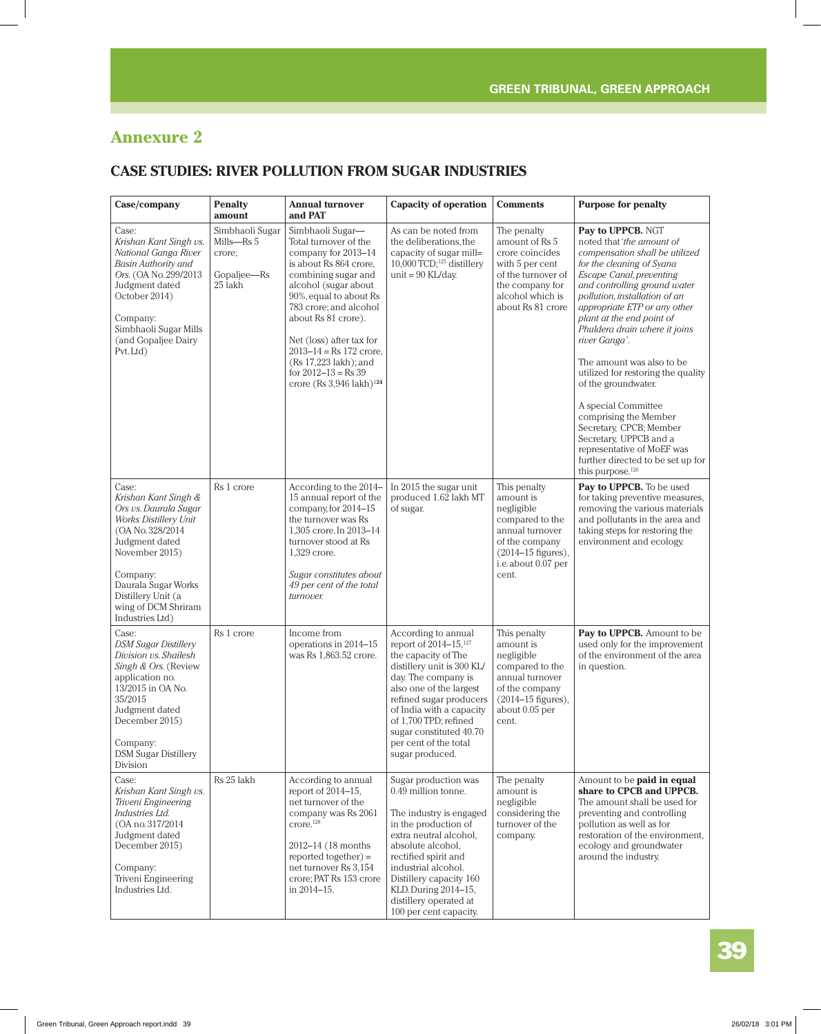## Annexure 2

### CASE STUDIES: RIVER POLLUTION FROM SUGAR INDUSTRIES

| Case/company | Penalty amount | Annual turnover and PAT | Capacity of operation | Comments | Purpose for penalty |
|---|---|---|---|---|---|
| Case: *Krishan Kant Singh vs. National Ganga River Basin Authority and Ors.* (OA No. 299/2013 Judgment dated October 2014)<br><br>Company: Simbhaoli Sugar Mills (and Gopaljee Dairy Pvt. Ltd) | Simbhaoli Sugar Mills—Rs 5 crore;<br><br>Gopaljee—Rs 25 lakh | Simbhaoli Sugar—Total turnover of the company for 2013–14 is about Rs 864 crore, combining sugar and alcohol (sugar about 90%, equal to about Rs 783 crore; and alcohol about Rs 81 crore).<br><br>Net (loss) after tax for 2013–14 = Rs 172 crore, (Rs 17,223 lakh); and for 2012–13 = Rs 39 crore (Rs 3,946 lakh)[124] | As can be noted from the deliberations, the capacity of sugar mill= 10,000 TCD;[125] distillery unit = 90 KL/day. | The penalty amount of Rs 5 crore coincides with 5 per cent of the turnover of the company for alcohol which is about Rs 81 crore | **Pay to UPPCB.** NGT noted that '*the amount of compensation shall be utilized for the cleaning of Syana Escape Canal, preventing and controlling ground water pollution, installation of an appropriate ETP or any other plant at the end point of Phuldera drain where it joins river Ganga*'.<br><br>The amount was also to be utilized for restoring the quality of the groundwater.<br><br>A special Committee comprising the Member Secretary, CPCB; Member Secretary, UPPCB and a representative of MoEF was further directed to be set up for this purpose.[126] |
| Case: *Krishan Kant Singh & Ors vs. Daurala Sugar Works Distillery Unit* (OA No. 328/2014 Judgment dated November 2015)<br><br>Company: Daurala Sugar Works Distillery Unit (a wing of DCM Shriram Industries Ltd) | Rs 1 crore | According to the 2014–15 annual report of the company, for 2014–15 the turnover was Rs 1,305 crore. In 2013–14 turnover stood at Rs 1,329 crore.<br><br>*Sugar constitutes about 49 per cent of the total turnover.* | In 2015 the sugar unit produced 1.62 lakh MT of sugar. | This penalty amount is negligible compared to the annual turnover of the company (2014–15 figures), i.e. about 0.07 per cent. | **Pay to UPPCB.** To be used for taking preventive measures, removing the various materials and pollutants in the area and taking steps for restoring the environment and ecology. |
| Case: *DSM Sugar Distillery Division vs. Shailesh Singh & Ors.* (Review application no. 13/2015 in OA No. 35/2015 Judgment dated December 2015)<br><br>Company: DSM Sugar Distillery Division | Rs 1 crore | Income from operations in 2014–15 was Rs 1,863.52 crore. | According to annual report of 2014–15,[127] the capacity of The distillery unit is 300 KL/day. The company is also one of the largest refined sugar producers of India with a capacity of 1,700 TPD; refined sugar constituted 40.70 per cent of the total sugar produced. | This penalty amount is negligible compared to the annual turnover of the company (2014–15 figures), about 0.05 per cent. | **Pay to UPPCB.** Amount to be used only for the improvement of the environment of the area in question. |
| Case: *Krishan Kant Singh vs. Triveni Engineering Industries Ltd.* (OA no. 317/2014 Judgment dated December 2015)<br><br>Company: Triveni Engineering Industries Ltd. | Rs 25 lakh | According to annual report of 2014–15, net turnover of the company was Rs 2061 crore.[128]<br><br>2012–14 (18 months reported together) = net turnover Rs 3,154 crore; PAT Rs 153 crore in 2014–15. | Sugar production was 0.49 million tonne.<br><br>The industry is engaged in the production of extra neutral alcohol, absolute alcohol, rectified spirit and industrial alcohol. Distillery capacity 160 KLD. During 2014–15, distillery operated at 100 per cent capacity. | The penalty amount is negligible considering the turnover of the company. | Amount to be **paid in equal share to CPCB and UPPCB.** The amount shall be used for preventing and controlling pollution as well as for restoration of the environment, ecology and groundwater around the industry. |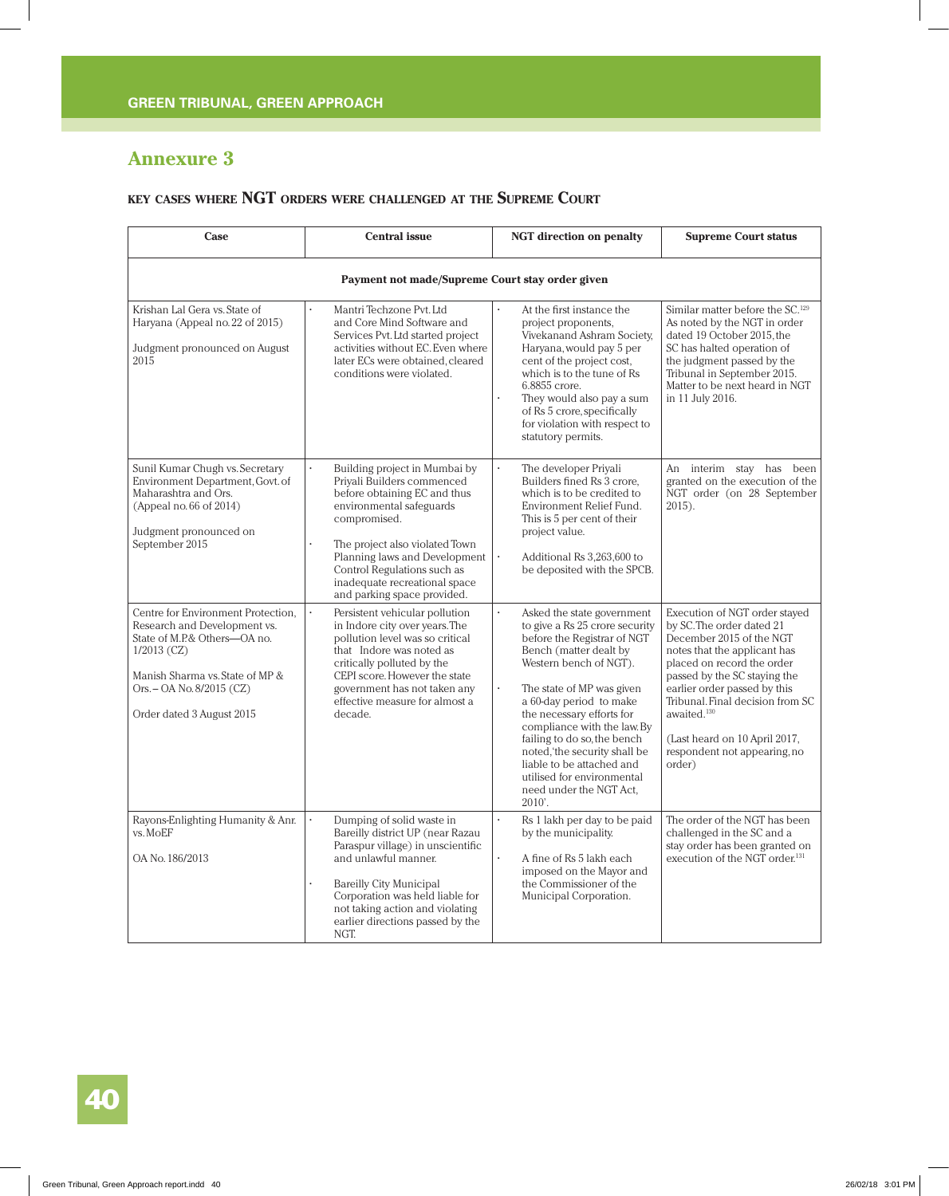## Annexure 3

### KEY CASES WHERE NGT ORDERS WERE CHALLENGED AT THE SUPREME COURT

| Case | Central issue | NGT direction on penalty | Supreme Court status |
|---|---|---|---|
| **Payment not made/Supreme Court stay order given** | | | |
| Krishan Lal Gera vs. State of Haryana (Appeal no. 22 of 2015)<br><br>Judgment pronounced on August 2015 | · Mantri Techzone Pvt. Ltd and Core Mind Software and Services Pvt. Ltd started project activities without EC. Even where later ECs were obtained, cleared conditions were violated. | · At the first instance the project proponents, Vivekanand Ashram Society, Haryana, would pay 5 per cent of the project cost, which is to the tune of Rs 6.8855 crore.<br>· They would also pay a sum of Rs 5 crore, specifically for violation with respect to statutory permits. | Similar matter before the SC.[129] As noted by the NGT in order dated 19 October 2015, the SC has halted operation of the judgment passed by the Tribunal in September 2015. Matter to be next heard in NGT in 11 July 2016. |
| Sunil Kumar Chugh vs. Secretary Environment Department, Govt. of Maharashtra and Ors. (Appeal no. 66 of 2014)<br><br>Judgment pronounced on September 2015 | · Building project in Mumbai by Priyali Builders commenced before obtaining EC and thus environmental safeguards compromised.<br><br>· The project also violated Town Planning laws and Development Control Regulations such as inadequate recreational space and parking space provided. | · The developer Priyali Builders fined Rs 3 crore, which is to be credited to Environment Relief Fund. This is 5 per cent of their project value.<br><br>· Additional Rs 3,263,600 to be deposited with the SPCB. | An interim stay has been granted on the execution of the NGT order (on 28 September 2015). |
| Centre for Environment Protection, Research and Development vs. State of M.P.& Others—OA no. 1/2013 (CZ)<br><br>Manish Sharma vs. State of MP & Ors. – OA No. 8/2015 (CZ)<br><br>Order dated 3 August 2015 | · Persistent vehicular pollution in Indore city over years. The pollution level was so critical that Indore was noted as critically polluted by the CEPI score. However the state government has not taken any effective measure for almost a decade. | · Asked the state government to give a Rs 25 crore security before the Registrar of NGT Bench (matter dealt by Western bench of NGT).<br><br>· The state of MP was given a 60-day period to make the necessary efforts for compliance with the law. By failing to do so, the bench noted, 'the security shall be liable to be attached and utilised for environmental need under the NGT Act, 2010'. | Execution of NGT order stayed by SC. The order dated 21 December 2015 of the NGT notes that the applicant has placed on record the order passed by the SC staying the earlier order passed by this Tribunal. Final decision from SC awaited.[130]<br><br>(Last heard on 10 April 2017, respondent not appearing, no order) |
| Rayons-Enlighting Humanity & Anr. vs. MoEF<br><br>OA No. 186/2013 | · Dumping of solid waste in Bareilly district UP (near Razau Paraspur village) in unscientific and unlawful manner.<br><br>· Bareilly City Municipal Corporation was held liable for not taking action and violating earlier directions passed by the NGT. | · Rs 1 lakh per day to be paid by the municipality.<br><br>· A fine of Rs 5 lakh each imposed on the Mayor and the Commissioner of the Municipal Corporation. | The order of the NGT has been challenged in the SC and a stay order has been granted on execution of the NGT order.[131] |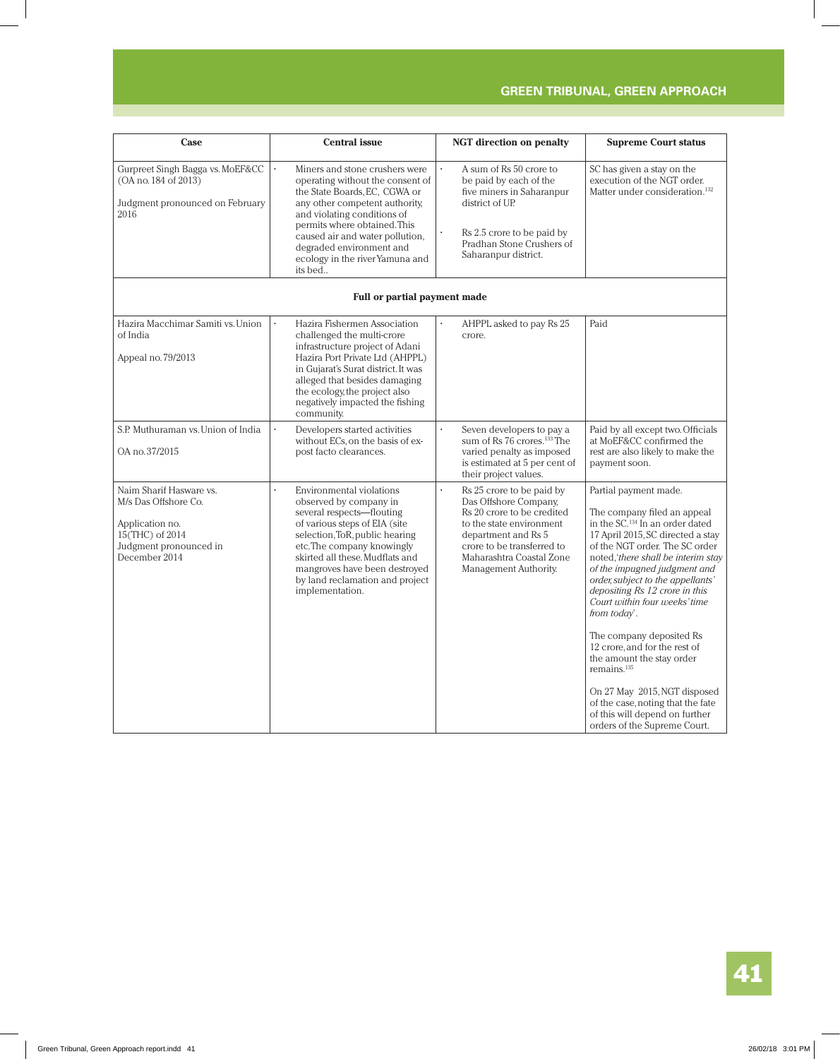| Case | Central issue | NGT direction on penalty | Supreme Court status |
|---|---|---|---|
| Gurpreet Singh Bagga vs. MoEF&CC (OA no. 184 of 2013)<br><br>Judgment pronounced on February 2016 | • Miners and stone crushers were operating without the consent of the State Boards, EC, CGWA or any other competent authority, and violating conditions of permits where obtained. This caused air and water pollution, degraded environment and ecology in the river Yamuna and its bed.. | • A sum of Rs 50 crore to be paid by each of the five miners in Saharanpur district of UP.<br><br>• Rs 2.5 crore to be paid by Pradhan Stone Crushers of Saharanpur district. | SC has given a stay on the execution of the NGT order. Matter under consideration.[132] |
| **Full or partial payment made** | | | |
| Hazira Macchimar Samiti vs. Union of India<br><br>Appeal no. 79/2013 | • Hazira Fishermen Association challenged the multi-crore infrastructure project of Adani Hazira Port Private Ltd (AHPPL) in Gujarat's Surat district. It was alleged that besides damaging the ecology, the project also negatively impacted the fishing community. | • AHPPL asked to pay Rs 25 crore. | Paid |
| S.P. Muthuraman vs. Union of India<br><br>OA no. 37/2015 | • Developers started activities without ECs, on the basis of ex-post facto clearances. | • Seven developers to pay a sum of Rs 76 crores.[133] The varied penalty as imposed is estimated at 5 per cent of their project values. | Paid by all except two. Officials at MoEF&CC confirmed the rest are also likely to make the payment soon. |
| Naim Sharif Hasware vs. M/s Das Offshore Co.<br><br>Application no. 15(THC) of 2014<br>Judgment pronounced in December 2014 | • Environmental violations observed by company in several respects—flouting of various steps of EIA (site selection, ToR, public hearing etc. The company knowingly skirted all these. Mudflats and mangroves have been destroyed by land reclamation and project implementation. | • Rs 25 crore to be paid by Das Offshore Company, Rs 20 crore to be credited to the state environment department and Rs 5 crore to be transferred to Maharashtra Coastal Zone Management Authority. | Partial payment made.<br><br>The company filed an appeal in the SC.[134] In an order dated 17 April 2015, SC directed a stay of the NGT order. The SC order noted, '*there shall be interim stay of the impugned judgment and order, subject to the appellants' depositing Rs 12 crore in this Court within four weeks' time from today*'.<br><br>The company deposited Rs 12 crore, and for the rest of the amount the stay order remains.[135]<br><br>On 27 May 2015, NGT disposed of the case, noting that the fate of this will depend on further orders of the Supreme Court. |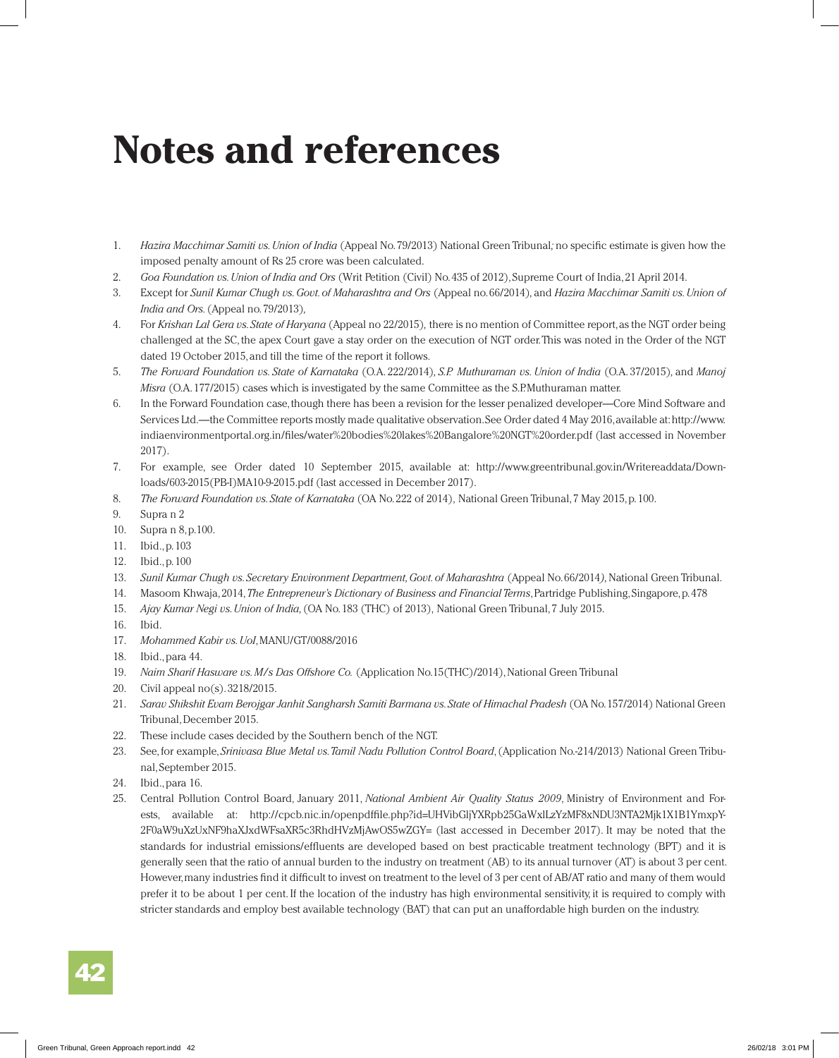# Notes and references

1. *Hazira Macchimar Samiti vs. Union of India* (Appeal No. 79/2013) National Green Tribunal; no specific estimate is given how the imposed penalty amount of Rs 25 crore was been calculated.
2. *Goa Foundation vs. Union of India and Ors* (Writ Petition (Civil) No. 435 of 2012), Supreme Court of India, 21 April 2014.
3. Except for *Sunil Kumar Chugh vs. Govt. of Maharashtra and Ors* (Appeal no. 66/2014), and *Hazira Macchimar Samiti vs. Union of India and Ors.* (Appeal no. 79/2013),
4. For *Krishan Lal Gera vs. State of Haryana* (Appeal no 22/2015), there is no mention of Committee report, as the NGT order being challenged at the SC, the apex Court gave a stay order on the execution of NGT order. This was noted in the Order of the NGT dated 19 October 2015, and till the time of the report it follows.
5. *The Forward Foundation vs. State of Karnataka* (O.A. 222/2014), *S.P. Muthuraman vs. Union of India* (O.A. 37/2015), and *Manoj Misra* (O.A. 177/2015) cases which is investigated by the same Committee as the S.P.Muthuraman matter.
6. In the Forward Foundation case, though there has been a revision for the lesser penalized developer—Core Mind Software and Services Ltd.—the Committee reports mostly made qualitative observation. See Order dated 4 May 2016, available at: http://www.indiaenvironmentportal.org.in/files/water%20bodies%20lakes%20Bangalore%20NGT%20order.pdf (last accessed in November 2017).
7. For example, see Order dated 10 September 2015, available at: http://www.greentribunal.gov.in/Writereaddata/Downloads/603-2015(PB-I)MA10-9-2015.pdf (last accessed in December 2017).
8. *The Forward Foundation vs. State of Karnataka* (OA No. 222 of 2014), National Green Tribunal, 7 May 2015, p. 100.
9. Supra n 2
10. Supra n 8, p.100.
11. Ibid., p. 103
12. Ibid., p. 100
13. *Sunil Kumar Chugh vs. Secretary Environment Department, Govt. of Maharashtra* (Appeal No. 66/2014), National Green Tribunal.
14. Masoom Khwaja, 2014, *The Entrepreneur's Dictionary of Business and Financial Terms*, Partridge Publishing, Singapore, p. 478
15. *Ajay Kumar Negi vs. Union of India,* (OA No. 183 (THC) of 2013), National Green Tribunal, 7 July 2015.
16. Ibid.
17. *Mohammed Kabir vs. UoI*, MANU/GT/0088/2016
18. Ibid., para 44.
19. *Naim Sharif Hasware vs. M/s Das Offshore Co.* (Application No.15(THC)/2014), National Green Tribunal
20. Civil appeal no(s). 3218/2015.
21. *Sarav Shikshit Evam Berojgar Janhit Sangharsh Samiti Barmana vs. State of Himachal Pradesh* (OA No. 157/2014) National Green Tribunal, December 2015.
22. These include cases decided by the Southern bench of the NGT.
23. See, for example, *Srinivasa Blue Metal vs. Tamil Nadu Pollution Control Board*, (Application No.-214/2013) National Green Tribunal, September 2015.
24. Ibid., para 16.
25. Central Pollution Control Board, January 2011, *National Ambient Air Quality Status 2009*, Ministry of Environment and Forests, available at: http://cpcb.nic.in/openpdffile.php?id=UHVibGljYXRpb25GaWxlLzYzMF8xNDU3NTA2Mjk1X1B1YmxpY2F0aW9uXzUxNF9haXJxdWFsaXR5c3RhdHVzMjAwOS5wZGY= (last accessed in December 2017). It may be noted that the standards for industrial emissions/effluents are developed based on best practicable treatment technology (BPT) and it is generally seen that the ratio of annual burden to the industry on treatment (AB) to its annual turnover (AT) is about 3 per cent. However, many industries find it difficult to invest on treatment to the level of 3 per cent of AB/AT ratio and many of them would prefer it to be about 1 per cent. If the location of the industry has high environmental sensitivity, it is required to comply with stricter standards and employ best available technology (BAT) that can put an unaffordable high burden on the industry.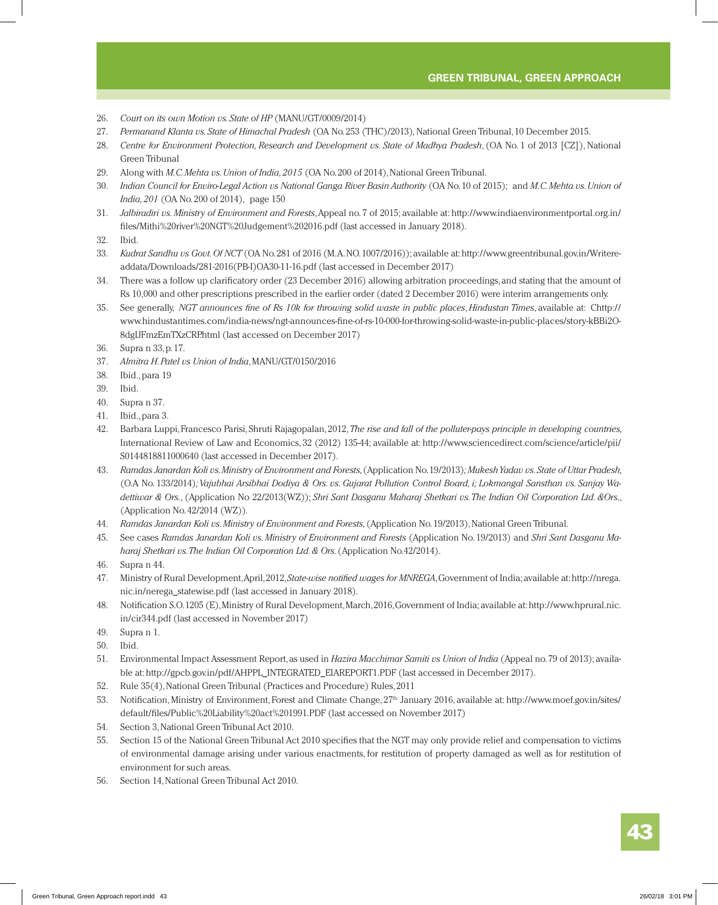26. *Court on its own Motion vs. State of HP* (MANU/GT/0009/2014)
27. *Permanand Klanta vs. State of Himachal Pradesh* (OA No. 253 (THC)/2013), National Green Tribunal, 10 December 2015.
28. *Centre for Environment Protection, Research and Development vs. State of Madhya Pradesh*, (OA No. 1 of 2013 [CZ]), National Green Tribunal
29. Along with *M.C. Mehta vs. Union of India, 2015* (OA No. 200 of 2014), National Green Tribunal.
30. *Indian Council for Enviro-Legal Action vs National Ganga River Basin Authority* (OA No. 10 of 2015); and *M.C. Mehta vs. Union of India, 201* (OA No. 200 of 2014), page 150
31. *Jalbiradiri vs. Ministry of Environment and Forests*, Appeal no. 7 of 2015; available at: http://www.indiaenvironmentportal.org.in/files/Mithi%20river%20NGT%20Judgement%202016.pdf (last accessed in January 2018).
32. Ibid.
33. *Kudrat Sandhu vs Govt. Of NCT* (OA No. 281 of 2016 (M.A. NO. 1007/2016)); available at: http://www.greentribunal.gov.in/Writereaddata/Downloads/281-2016(PB-I)OA30-11-16.pdf (last accessed in December 2017)
34. There was a follow up clarificatory order (23 December 2016) allowing arbitration proceedings, and stating that the amount of Rs 10,000 and other prescriptions prescribed in the earlier order (dated 2 December 2016) were interim arrangements only.
35. See generally, *NGT announces fine of Rs 10k for throwing solid waste in public places*, *Hindustan Times*, available at: Chttp://www.hindustantimes.com/india-news/ngt-announces-fine-of-rs-10-000-for-throwing-solid-waste-in-public-places/story-kBBi2O-8dgIJFmzEmTXzCRP.html (last accessed on December 2017)
36. Supra n 33, p. 17.
37. *Almitra H. Patel vs Union of India*, MANU/GT/0150/2016
38. Ibid., para 19
39. Ibid.
40. Supra n 37.
41. Ibid., para 3.
42. Barbara Luppi, Francesco Parisi, Shruti Rajagopalan, 2012, *The rise and fall of the polluter-pays principle in developing countries,* International Review of Law and Economics, 32 (2012) 135-44; available at: http://www.sciencedirect.com/science/article/pii/S0144818811000640 (last accessed in December 2017).
43. *Ramdas Janardan Koli vs. Ministry of Environment and Forests,* (Application No. 19/2013)*; Mukesh Yadav vs. State of Uttar Pradesh,* (O.A No. 133/2014)*; Vajubhai Arsibhai Dodiya & Ors. vs. Gujarat Pollution Control Board, i; Lokmangal Sansthan vs. Sanjay Wadettiwar & Ors.*, (Application No 22/2013(WZ)); *Shri Sant Dasganu Maharaj Shetkari vs. The Indian Oil Corporation Ltd. &Ors.*, (Application No. 42/2014 (WZ)).
44. *Ramdas Janardan Koli vs. Ministry of Environment and Forests,* (Application No. 19/2013), National Green Tribunal.
45. See cases *Ramdas Janardan Koli vs. Ministry of Environment and Forests* (Application No. 19/2013) and *Shri Sant Dasganu Maharaj Shetkari vs. The Indian Oil Corporation Ltd. & Ors.* (Application No.42/2014).
46. Supra n 44.
47. Ministry of Rural Development, April, 2012, *State-wise notified wages for MNREGA*, Government of India; available at: http://nrega.nic.in/nerega_statewise.pdf (last accessed in January 2018).
48. Notification S.O. 1205 (E), Ministry of Rural Development, March, 2016, Government of India; available at: http://www.hprural.nic.in/cir344.pdf (last accessed in November 2017)
49. Supra n 1.
50. Ibid.
51. Environmental Impact Assessment Report, as used in *Hazira Macchimar Samiti vs Union of India* (Appeal no. 79 of 2013); available at: http://gpcb.gov.in/pdf/AHPPL_INTEGRATED_EIAREPORT1.PDF (last accessed in December 2017).
52. Rule 35(4), National Green Tribunal (Practices and Procedure) Rules, 2011
53. Notification, Ministry of Environment, Forest and Climate Change, 27th January 2016, available at: http://www.moef.gov.in/sites/default/files/Public%20Liability%20act%201991.PDF (last accessed on November 2017)
54. Section 3, National Green Tribunal Act 2010.
55. Section 15 of the National Green Tribunal Act 2010 specifies that the NGT may only provide relief and compensation to victims of environmental damage arising under various enactments, for restitution of property damaged as well as for restitution of environment for such areas.
56. Section 14, National Green Tribunal Act 2010.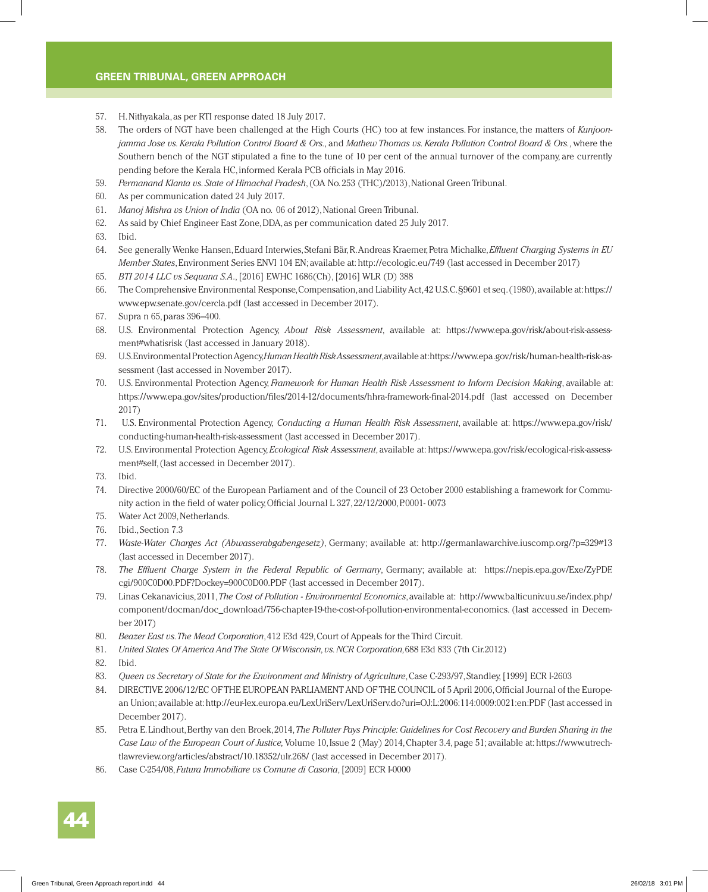57. H. Nithyakala, as per RTI response dated 18 July 2017.
58. The orders of NGT have been challenged at the High Courts (HC) too at few instances. For instance, the matters of *Kunjoonjamma Jose vs. Kerala Pollution Control Board & Ors.*, and *Mathew Thomas vs. Kerala Pollution Control Board & Ors.*, where the Southern bench of the NGT stipulated a fine to the tune of 10 per cent of the annual turnover of the company, are currently pending before the Kerala HC, informed Kerala PCB officials in May 2016.
59. *Permanand Klanta vs. State of Himachal Pradesh*, (OA No. 253 (THC)/2013), National Green Tribunal.
60. As per communication dated 24 July 2017.
61. *Manoj Mishra vs Union of India* (OA no. 06 of 2012), National Green Tribunal.
62. As said by Chief Engineer East Zone, DDA, as per communication dated 25 July 2017.
63. Ibid.
64. See generally Wenke Hansen, Eduard Interwies, Stefani Bär, R. Andreas Kraemer, Petra Michalke, *Effluent Charging Systems in EU Member States*, Environment Series ENVI 104 EN; available at: http://ecologic.eu/749 (last accessed in December 2017)
65. *BTI 2014 LLC vs Sequana S.A.*, [2016] EWHC 1686(Ch), [2016] WLR (D) 388
66. The Comprehensive Environmental Response, Compensation, and Liability Act, 42 U.S.C. §9601 et seq. (1980), available at: https://www.epw.senate.gov/cercla.pdf (last accessed in December 2017).
67. Supra n 65, paras 396–400.
68. U.S. Environmental Protection Agency, *About Risk Assessment*, available at: https://www.epa.gov/risk/about-risk-assessment#whatisrisk (last accessed in January 2018).
69. U.S. Environmental Protection Agency, *Human Health Risk Assessment*, available at: https://www.epa.gov/risk/human-health-risk-assessment (last accessed in November 2017).
70. U.S. Environmental Protection Agency, *Framework for Human Health Risk Assessment to Inform Decision Making*, available at: https://www.epa.gov/sites/production/files/2014-12/documents/hhra-framework-final-2014.pdf (last accessed on December 2017)
71. U.S. Environmental Protection Agency, *Conducting a Human Health Risk Assessment*, available at: https://www.epa.gov/risk/conducting-human-health-risk-assessment (last accessed in December 2017).
72. U.S. Environmental Protection Agency, *Ecological Risk Assessment*, available at: https://www.epa.gov/risk/ecological-risk-assessment#self, (last accessed in December 2017).
73. Ibid.
74. Directive 2000/60/EC of the European Parliament and of the Council of 23 October 2000 establishing a framework for Community action in the field of water policy, Official Journal L 327, 22/12/2000, P. 0001- 0073
75. Water Act 2009, Netherlands.
76. Ibid., Section 7.3
77. *Waste-Water Charges Act (Abwasserabgabengesetz)*, Germany; available at: http://germanlawarchive.iuscomp.org/?p=329#13 (last accessed in December 2017).
78. *The Effluent Charge System in the Federal Republic of Germany*, Germany; available at: https://nepis.epa.gov/Exe/ZyPDF.cgi/900C0D00.PDF?Dockey=900C0D00.PDF (last accessed in December 2017).
79. Linas Cekanavicius, 2011, *The Cost of Pollution - Environmental Economics*, available at: http://www.balticuniv.uu.se/index.php/component/docman/doc_download/756-chapter-19-the-cost-of-pollution-environmental-economics. (last accessed in December 2017)
80. *Beazer East vs. The Mead Corporation*, 412 F.3d 429, Court of Appeals for the Third Circuit.
81. *United States Of America And The State Of Wisconsin, vs. NCR Corporation,* 688 F.3d 833 (7th Cir.2012)
82. Ibid.
83. *Queen vs Secretary of State for the Environment and Ministry of Agriculture*, Case C-293/97, Standley, [1999] ECR I-2603
84. DIRECTIVE 2006/12/EC OF THE EUROPEAN PARLIAMENT AND OF THE COUNCIL of 5 April 2006, Official Journal of the European Union; available at: http://eur-lex.europa.eu/LexUriServ/LexUriServ.do?uri=OJ:L:2006:114:0009:0021:en:PDF (last accessed in December 2017).
85. Petra E. Lindhout, Berthy van den Broek, 2014, *The Polluter Pays Principle: Guidelines for Cost Recovery and Burden Sharing in the Case Law of the European Court of Justice*, Volume 10, Issue 2 (May) 2014, Chapter 3.4, page 51; available at: https://www.utrechtlawreview.org/articles/abstract/10.18352/ulr.268/ (last accessed in December 2017).
86. Case C-254/08, *Futura Immobiliare vs Comune di Casoria*, [2009] ECR I-0000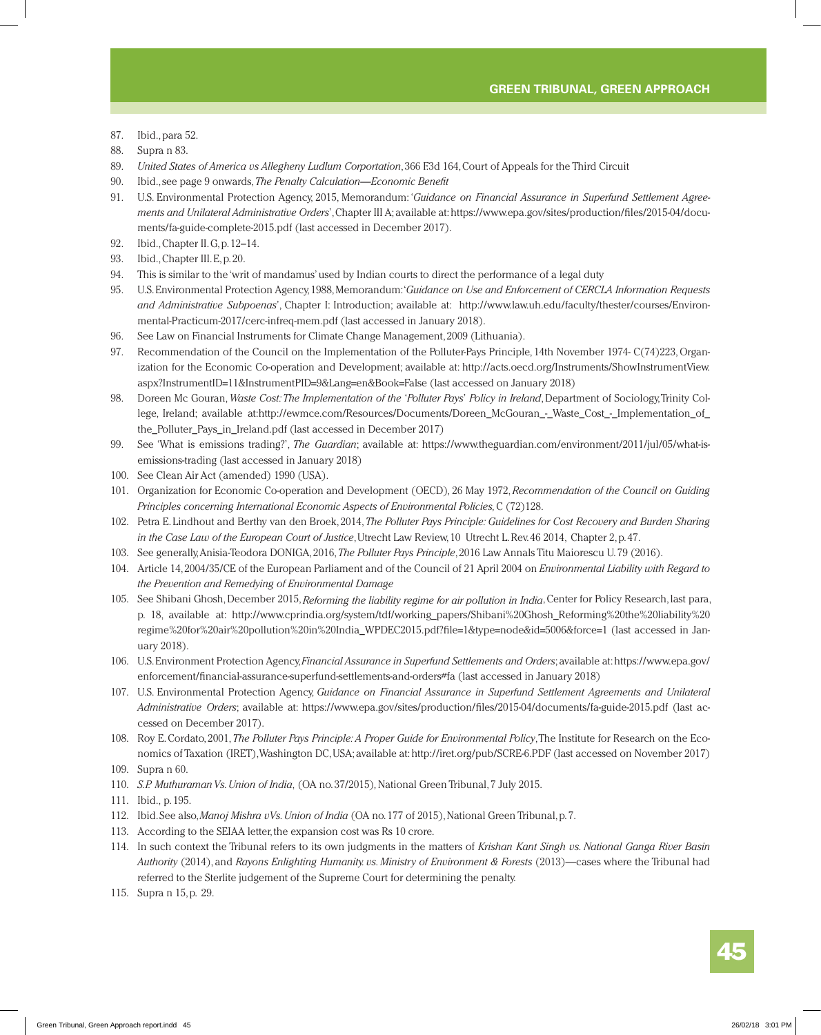87. Ibid., para 52.
88. Supra n 83.
89. *United States of America vs Allegheny Ludlum Corportation*, 366 F.3d 164, Court of Appeals for the Third Circuit
90. Ibid., see page 9 onwards, *The Penalty Calculation—Economic Benefit*
91. U.S. Environmental Protection Agency, 2015, Memorandum: '*Guidance on Financial Assurance in Superfund Settlement Agreements and Unilateral Administrative Orders*', Chapter III A; available at: https://www.epa.gov/sites/production/files/2015-04/documents/fa-guide-complete-2015.pdf (last accessed in December 2017).
92. Ibid., Chapter II. G, p. 12–14.
93. Ibid., Chapter III. E, p. 20.
94. This is similar to the 'writ of mandamus' used by Indian courts to direct the performance of a legal duty
95. U.S. Environmental Protection Agency, 1988, Memorandum: '*Guidance on Use and Enforcement of CERCLA Information Requests and Administrative Subpoenas*', Chapter I: Introduction; available at: http://www.law.uh.edu/faculty/thester/courses/Environmental-Practicum-2017/cerc-infreq-mem.pdf (last accessed in January 2018).
96. See Law on Financial Instruments for Climate Change Management, 2009 (Lithuania).
97. Recommendation of the Council on the Implementation of the Polluter-Pays Principle, 14th November 1974- C(74)223, Organization for the Economic Co-operation and Development; available at: http://acts.oecd.org/Instruments/ShowInstrumentView.aspx?InstrumentID=11&InstrumentPID=9&Lang=en&Book=False (last accessed on January 2018)
98. Doreen Mc Gouran, *Waste Cost: The Implementation of the 'Polluter Pays' Policy in Ireland*, Department of Sociology, Trinity College, Ireland; available at:http://ewmce.com/Resources/Documents/Doreen_McGouran_-_Waste_Cost_-_Implementation_of_the_Polluter_Pays_in_Ireland.pdf (last accessed in December 2017)
99. See 'What is emissions trading?', *The Guardian*; available at: https://www.theguardian.com/environment/2011/jul/05/what-is-emissions-trading (last accessed in January 2018)
100. See Clean Air Act (amended) 1990 (USA).
101. Organization for Economic Co-operation and Development (OECD), 26 May 1972, *Recommendation of the Council on Guiding Principles concerning International Economic Aspects of Environmental Policies*, C (72)128.
102. Petra E. Lindhout and Berthy van den Broek, 2014, *The Polluter Pays Principle: Guidelines for Cost Recovery and Burden Sharing in the Case Law of the European Court of Justice*, Utrecht Law Review, 10 Utrecht L. Rev. 46 2014, Chapter 2, p. 47.
103. See generally, Anisia-Teodora DONIGA, 2016, *The Polluter Pays Principle*, 2016 Law Annals Titu Maiorescu U. 79 (2016).
104. Article 14, 2004/35/CE of the European Parliament and of the Council of 21 April 2004 on *Environmental Liability with Regard to the Prevention and Remedying of Environmental Damage*
105. See Shibani Ghosh, December 2015, *Reforming the liability regime for air pollution in India*, Center for Policy Research, last para, p. 18, available at: http://www.cprindia.org/system/tdf/working_papers/Shibani%20Ghosh_Reforming%20the%20liability%20regime%20for%20air%20pollution%20in%20India_WPDEC2015.pdf?file=1&type=node&id=5006&force=1 (last accessed in January 2018).
106. U.S. Environment Protection Agency, *Financial Assurance in Superfund Settlements and Orders*; available at: https://www.epa.gov/enforcement/financial-assurance-superfund-settlements-and-orders#fa (last accessed in January 2018)
107. U.S. Environmental Protection Agency, *Guidance on Financial Assurance in Superfund Settlement Agreements and Unilateral Administrative Orders*; available at: https://www.epa.gov/sites/production/files/2015-04/documents/fa-guide-2015.pdf (last accessed on December 2017).
108. Roy E. Cordato, 2001, *The Polluter Pays Principle: A Proper Guide for Environmental Policy*, The Institute for Research on the Economics of Taxation (IRET), Washington DC, USA; available at: http://iret.org/pub/SCRE-6.PDF (last accessed on November 2017)
109. Supra n 60.
110. *S.P. Muthuraman Vs. Union of India*, (OA no. 37/2015), National Green Tribunal, 7 July 2015.
111. Ibid., p. 195.
112. Ibid. See also, *Manoj Mishra vVs. Union of India* (OA no. 177 of 2015), National Green Tribunal, p. 7.
113. According to the SEIAA letter, the expansion cost was Rs 10 crore.
114. In such context the Tribunal refers to its own judgments in the matters of *Krishan Kant Singh vs. National Ganga River Basin Authority* (2014), and *Rayons Enlighting Humanity. vs. Ministry of Environment & Forests* (2013)—cases where the Tribunal had referred to the Sterlite judgement of the Supreme Court for determining the penalty.
115. Supra n 15, p. 29.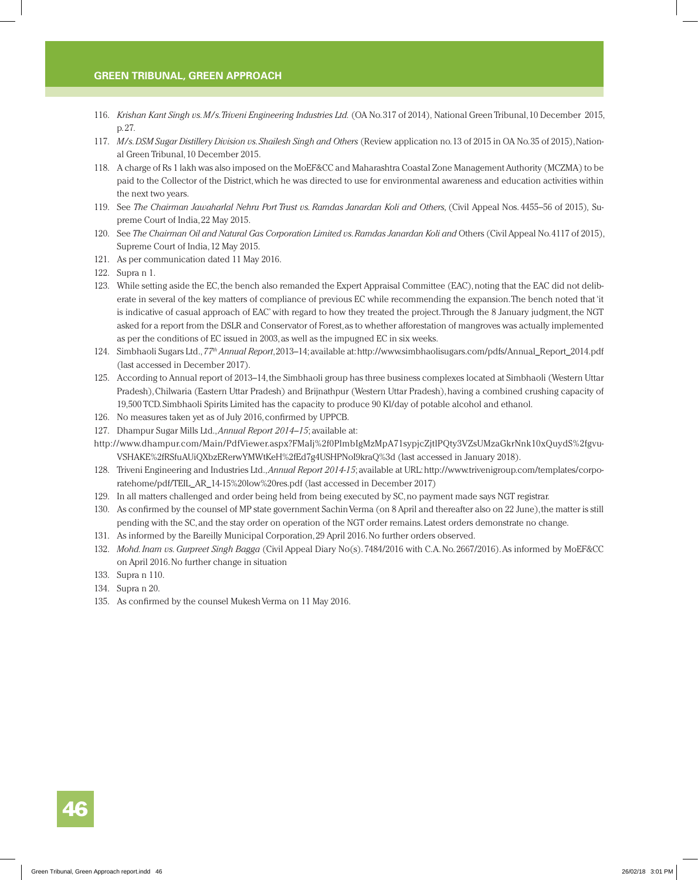116. *Krishan Kant Singh vs. M/s. Triveni Engineering Industries Ltd.* (OA No. 317 of 2014), National Green Tribunal, 10 December 2015, p. 27.
117. *M/s. DSM Sugar Distillery Division vs. Shailesh Singh and Others* (Review application no. 13 of 2015 in OA No. 35 of 2015), National Green Tribunal, 10 December 2015.
118. A charge of Rs 1 lakh was also imposed on the MoEF&CC and Maharashtra Coastal Zone Management Authority (MCZMA) to be paid to the Collector of the District, which he was directed to use for environmental awareness and education activities within the next two years.
119. See *The Chairman Jawaharlal Nehru Port Trust vs. Ramdas Janardan Koli and Others*, (Civil Appeal Nos. 4455–56 of 2015), Supreme Court of India, 22 May 2015.
120. See *The Chairman Oil and Natural Gas Corporation Limited vs. Ramdas Janardan Koli and* Others (Civil Appeal No. 4117 of 2015), Supreme Court of India, 12 May 2015.
121. As per communication dated 11 May 2016.
122. Supra n 1.
123. While setting aside the EC, the bench also remanded the Expert Appraisal Committee (EAC), noting that the EAC did not deliberate in several of the key matters of compliance of previous EC while recommending the expansion. The bench noted that 'it is indicative of casual approach of EAC' with regard to how they treated the project. Through the 8 January judgment, the NGT asked for a report from the DSLR and Conservator of Forest, as to whether afforestation of mangroves was actually implemented as per the conditions of EC issued in 2003, as well as the impugned EC in six weeks.
124. Simbhaoli Sugars Ltd., *77th Annual Report*, 2013–14; available at: http://www.simbhaolisugars.com/pdfs/Annual_Report_2014.pdf (last accessed in December 2017).
125. According to Annual report of 2013–14, the Simbhaoli group has three business complexes located at Simbhaoli (Western Uttar Pradesh), Chilwaria (Eastern Uttar Pradesh) and Brijnathpur (Western Uttar Pradesh), having a combined crushing capacity of 19,500 TCD. Simbhaoli Spirits Limited has the capacity to produce 90 Kl/day of potable alcohol and ethanol.
126. No measures taken yet as of July 2016, confirmed by UPPCB.
127. Dhampur Sugar Mills Ltd., *Annual Report 2014–15*; available at:
http://www.dhampur.com/Main/PdfViewer.aspx?FMaIj%2f0PlmbIgMzMpA71sypjcZjtlPQty3VZsUMzaGkrNnk10xQuydS%2fgvuVSHAKE%2fRSfuAUiQXbzERerwYMWtKeH%2fEd7g4USHPNoI9kraQ%3d (last accessed in January 2018).
128. Triveni Engineering and Industries Ltd., *Annual Report 2014-15*; available at URL: http://www.trivenigroup.com/templates/corporatehome/pdf/TEIL_AR_14-15%20low%20res.pdf (last accessed in December 2017)
129. In all matters challenged and order being held from being executed by SC, no payment made says NGT registrar.
130. As confirmed by the counsel of MP state government Sachin Verma (on 8 April and thereafter also on 22 June), the matter is still pending with the SC, and the stay order on operation of the NGT order remains. Latest orders demonstrate no change.
131. As informed by the Bareilly Municipal Corporation, 29 April 2016. No further orders observed.
132. *Mohd. Inam vs. Gurpreet Singh Bagga* (Civil Appeal Diary No(s). 7484/2016 with C.A. No. 2667/2016). As informed by MoEF&CC on April 2016. No further change in situation
133. Supra n 110.
134. Supra n 20.
135. As confirmed by the counsel Mukesh Verma on 11 May 2016.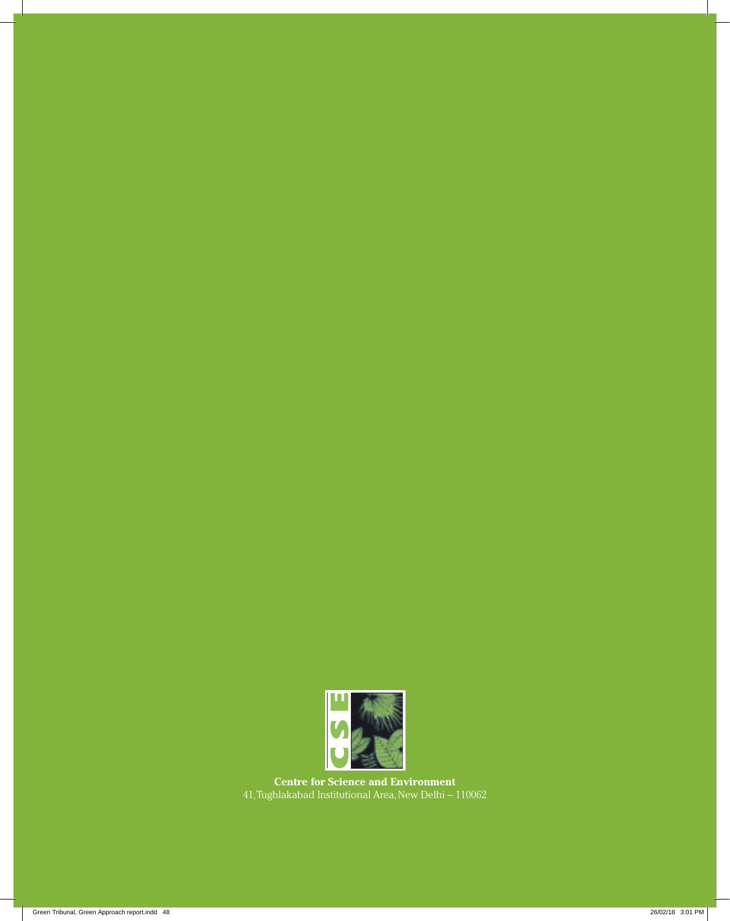**Centre for Science and Environment**
41, Tughlakabad Institutional Area, New Delhi – 110062